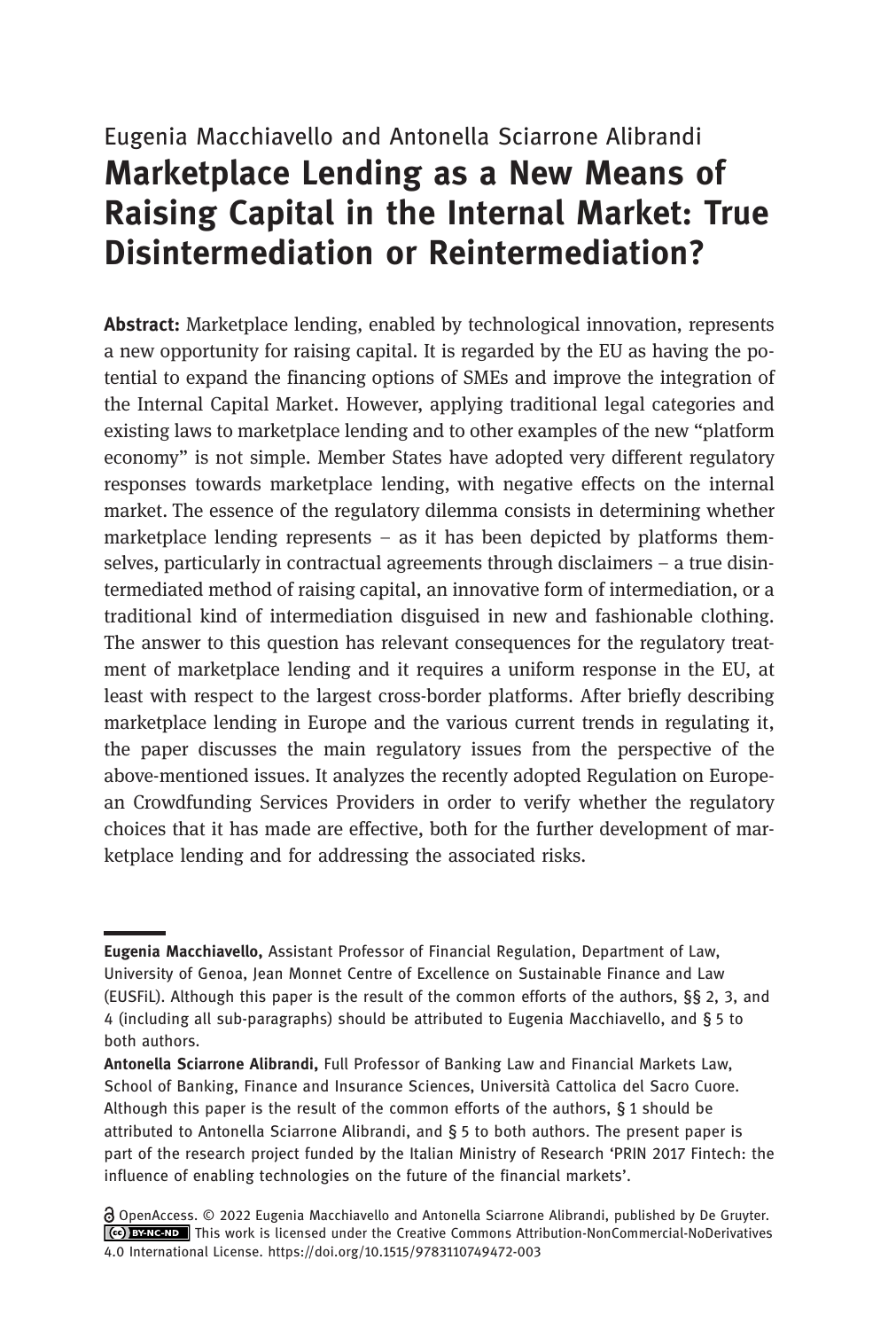Eugenia Macchiavello and Antonella Sciarrone Alibrandi

# Marketplace Lending as a New Means of Raising Capital in the Internal Market: True Disintermediation or Reintermediation?

**Abstract:** Marketplace lending, enabled by technological innovation, represents a new opportunity for raising capital. It is regarded by the EU as having the potential to expand the financing options of SMEs and improve the integration of the Internal Capital Market. However, applying traditional legal categories and existing laws to marketplace lending and to other examples of the new "platform economy" is not simple. Member States have adopted very different regulatory responses towards marketplace lending, with negative effects on the internal market. The essence of the regulatory dilemma consists in determining whether marketplace lending represents – as it has been depicted by platforms themselves, particularly in contractual agreements through disclaimers – a true disintermediated method of raising capital, an innovative form of intermediation, or a traditional kind of intermediation disguised in new and fashionable clothing. The answer to this question has relevant consequences for the regulatory treatment of marketplace lending and it requires a uniform response in the EU, at least with respect to the largest cross-border platforms. After briefly describing marketplace lending in Europe and the various current trends in regulating it, the paper discusses the main regulatory issues from the perspective of the above-mentioned issues. It analyzes the recently adopted Regulation on European Crowdfunding Services Providers in order to verify whether the regulatory choices that it has made are effective, both for the further development of marketplace lending and for addressing the associated risks.

---

**Eugenia Macchiavello,** Assistant Professor of Financial Regulation, Department of Law, University of Genoa, Jean Monnet Centre of Excellence on Sustainable Finance and Law (EUSFiL). Although this paper is the result of the common efforts of the authors, §§ 2, 3, and 4 (including all sub-paragraphs) should be attributed to Eugenia Macchiavello, and § 5 to both authors.

**Antonella Sciarrone Alibrandi,** Full Professor of Banking Law and Financial Markets Law, School of Banking, Finance and Insurance Sciences, Università Cattolica del Sacro Cuore. Although this paper is the result of the common efforts of the authors, § 1 should be attributed to Antonella Sciarrone Alibrandi, and § 5 to both authors. The present paper is part of the research project funded by the Italian Ministry of Research 'PRIN 2017 Fintech: the influence of enabling technologies on the future of the financial markets'.

OpenAccess. © 2022 Eugenia Macchiavello and Antonella Sciarrone Alibrandi, published by De Gruyter. This work is licensed under the Creative Commons Attribution-NonCommercial-NoDerivatives 4.0 International License. https://doi.org/10.1515/9783110749472-003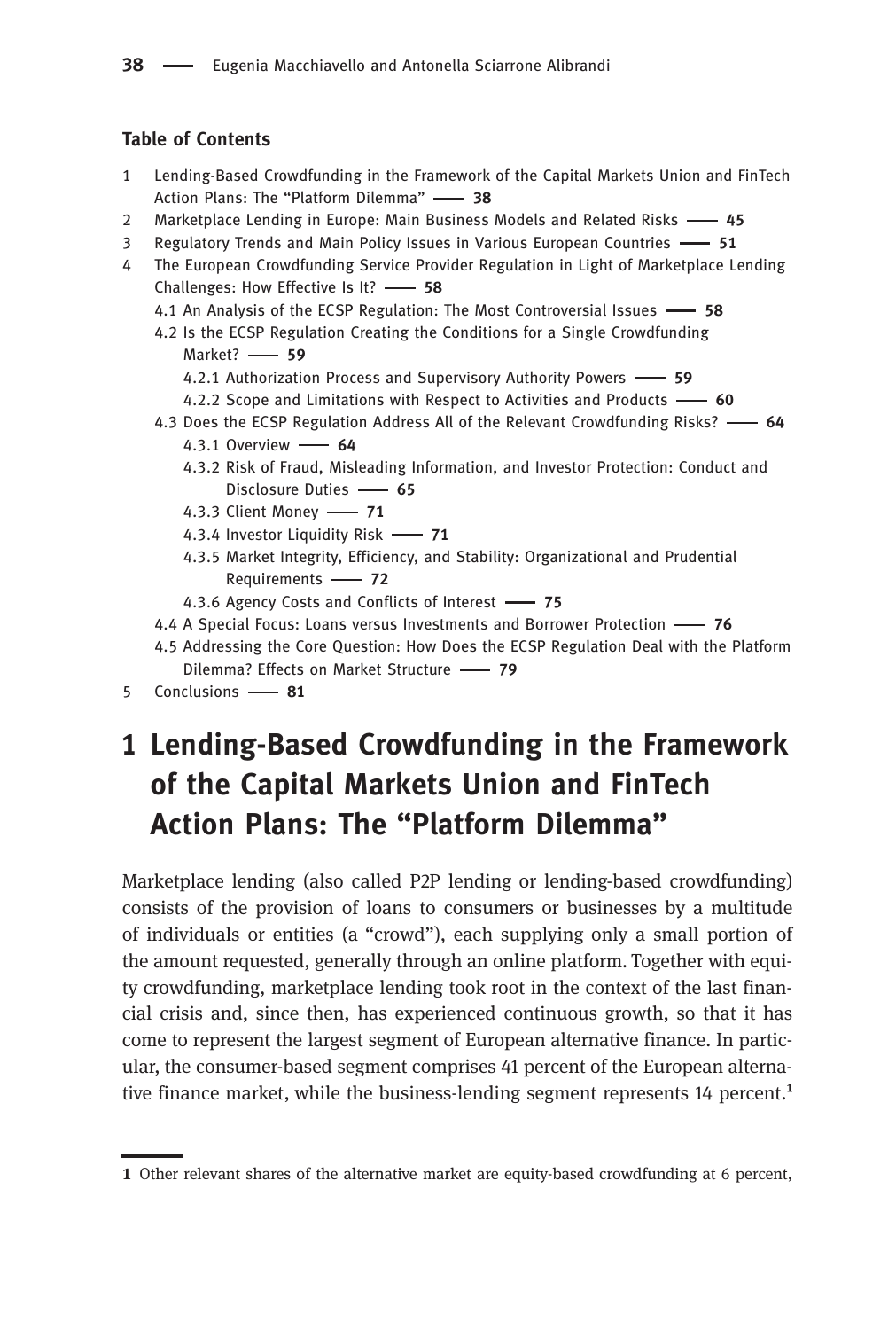**Table of Contents**

1 Lending-Based Crowdfunding in the Framework of the Capital Markets Union and FinTech Action Plans: The "Platform Dilemma" —— 38
2 Marketplace Lending in Europe: Main Business Models and Related Risks —— 45
3 Regulatory Trends and Main Policy Issues in Various European Countries —— 51
4 The European Crowdfunding Service Provider Regulation in Light of Marketplace Lending Challenges: How Effective Is It? —— 58
 4.1 An Analysis of the ECSP Regulation: The Most Controversial Issues —— 58
 4.2 Is the ECSP Regulation Creating the Conditions for a Single Crowdfunding Market? —— 59
  4.2.1 Authorization Process and Supervisory Authority Powers —— 59
  4.2.2 Scope and Limitations with Respect to Activities and Products —— 60
 4.3 Does the ECSP Regulation Address All of the Relevant Crowdfunding Risks? —— 64
  4.3.1 Overview —— 64
  4.3.2 Risk of Fraud, Misleading Information, and Investor Protection: Conduct and Disclosure Duties —— 65
  4.3.3 Client Money —— 71
  4.3.4 Investor Liquidity Risk —— 71
  4.3.5 Market Integrity, Efficiency, and Stability: Organizational and Prudential Requirements —— 72
  4.3.6 Agency Costs and Conflicts of Interest —— 75
 4.4 A Special Focus: Loans versus Investments and Borrower Protection —— 76
 4.5 Addressing the Core Question: How Does the ECSP Regulation Deal with the Platform Dilemma? Effects on Market Structure —— 79
5 Conclusions —— 81

# 1 Lending-Based Crowdfunding in the Framework of the Capital Markets Union and FinTech Action Plans: The "Platform Dilemma"

Marketplace lending (also called P2P lending or lending-based crowdfunding) consists of the provision of loans to consumers or businesses by a multitude of individuals or entities (a "crowd"), each supplying only a small portion of the amount requested, generally through an online platform. Together with equity crowdfunding, marketplace lending took root in the context of the last financial crisis and, since then, has experienced continuous growth, so that it has come to represent the largest segment of European alternative finance. In particular, the consumer-based segment comprises 41 percent of the European alternative finance market, while the business-lending segment represents 14 percent.[1]

---

[1] Other relevant shares of the alternative market are equity-based crowdfunding at 6 percent,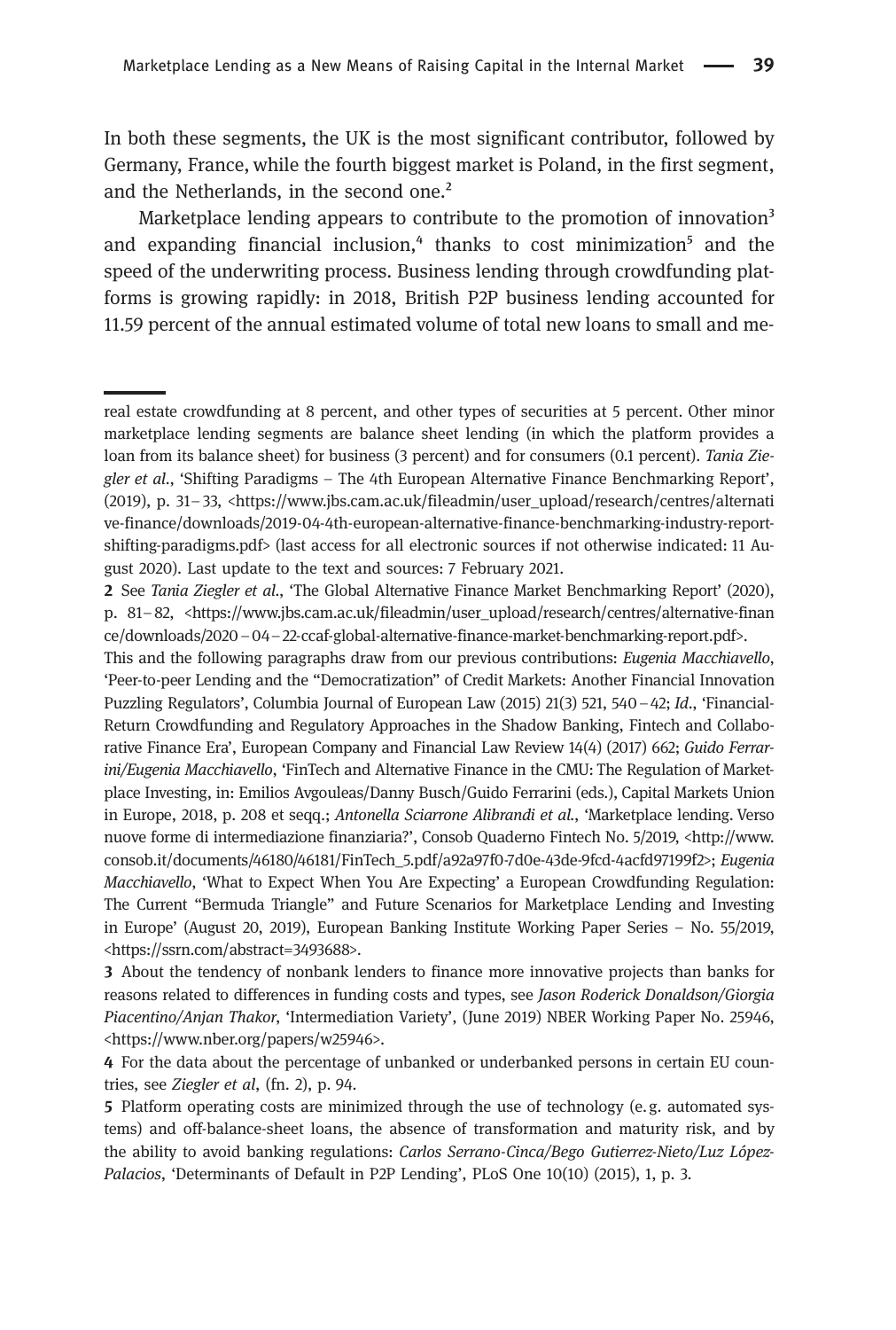In both these segments, the UK is the most significant contributor, followed by Germany, France, while the fourth biggest market is Poland, in the first segment, and the Netherlands, in the second one.[2]

Marketplace lending appears to contribute to the promotion of innovation[3] and expanding financial inclusion,[4] thanks to cost minimization[5] and the speed of the underwriting process. Business lending through crowdfunding platforms is growing rapidly: in 2018, British P2P business lending accounted for 11.59 percent of the annual estimated volume of total new loans to small and me-

---

real estate crowdfunding at 8 percent, and other types of securities at 5 percent. Other minor marketplace lending segments are balance sheet lending (in which the platform provides a loan from its balance sheet) for business (3 percent) and for consumers (0.1 percent). *Tania Ziegler et al.*, 'Shifting Paradigms – The 4th European Alternative Finance Benchmarking Report', (2019), p. 31–33, <https://www.jbs.cam.ac.uk/fileadmin/user_upload/research/centres/alternative-finance/downloads/2019-04-4th-european-alternative-finance-benchmarking-industry-report-shifting-paradigms.pdf> (last access for all electronic sources if not otherwise indicated: 11 August 2020). Last update to the text and sources: 7 February 2021.

**2** See *Tania Ziegler et al.*, 'The Global Alternative Finance Market Benchmarking Report' (2020), p. 81–82, <https://www.jbs.cam.ac.uk/fileadmin/user_upload/research/centres/alternative-finance/downloads/2020–04–22-ccaf-global-alternative-finance-market-benchmarking-report.pdf>.
This and the following paragraphs draw from our previous contributions: *Eugenia Macchiavello*, 'Peer-to-peer Lending and the "Democratization" of Credit Markets: Another Financial Innovation Puzzling Regulators', Columbia Journal of European Law (2015) 21(3) 521, 540–42; *Id.*, 'Financial-Return Crowdfunding and Regulatory Approaches in the Shadow Banking, Fintech and Collaborative Finance Era', European Company and Financial Law Review 14(4) (2017) 662; *Guido Ferrarini/Eugenia Macchiavello*, 'FinTech and Alternative Finance in the CMU: The Regulation of Marketplace Investing, in: Emilios Avgouleas/Danny Busch/Guido Ferrarini (eds.), Capital Markets Union in Europe, 2018, p. 208 et seqq.; *Antonella Sciarrone Alibrandi et al.*, 'Marketplace lending. Verso nuove forme di intermediazione finanziaria?', Consob Quaderno Fintech No. 5/2019, <http://www.consob.it/documents/46180/46181/FinTech_5.pdf/a92a97f0-7d0e-43de-9fcd-4acfd97199f2>; *Eugenia Macchiavello*, 'What to Expect When You Are Expecting' a European Crowdfunding Regulation: The Current "Bermuda Triangle" and Future Scenarios for Marketplace Lending and Investing in Europe' (August 20, 2019), European Banking Institute Working Paper Series – No. 55/2019, <https://ssrn.com/abstract=3493688>.

**3** About the tendency of nonbank lenders to finance more innovative projects than banks for reasons related to differences in funding costs and types, see *Jason Roderick Donaldson/Giorgia Piacentino/Anjan Thakor*, 'Intermediation Variety', (June 2019) NBER Working Paper No. 25946, <https://www.nber.org/papers/w25946>.

**4** For the data about the percentage of unbanked or underbanked persons in certain EU countries, see *Ziegler et al*, (fn. 2), p. 94.

**5** Platform operating costs are minimized through the use of technology (e.g. automated systems) and off-balance-sheet loans, the absence of transformation and maturity risk, and by the ability to avoid banking regulations: *Carlos Serrano-Cinca/Bego Gutierrez-Nieto/Luz López-Palacios*, 'Determinants of Default in P2P Lending', PLoS One 10(10) (2015), 1, p. 3.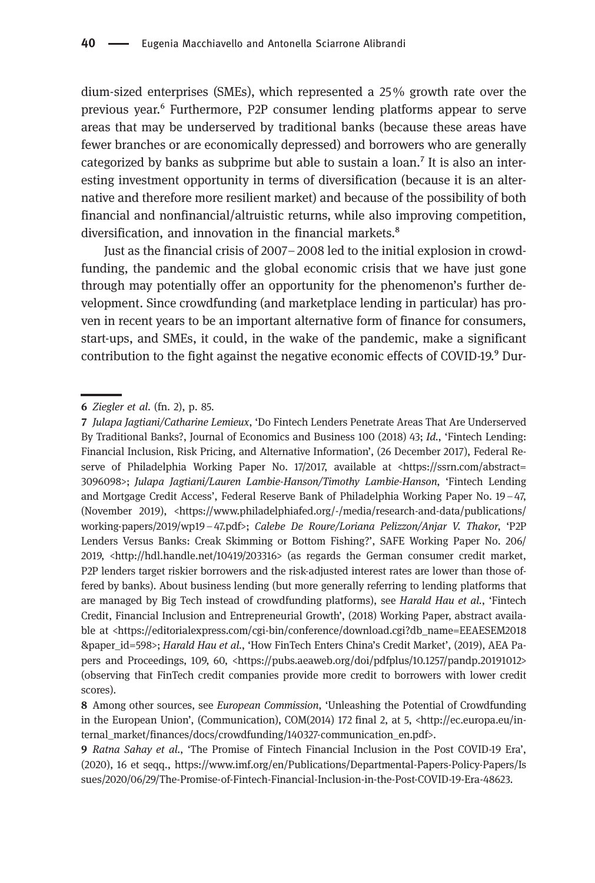dium-sized enterprises (SMEs), which represented a 25% growth rate over the previous year.[6] Furthermore, P2P consumer lending platforms appear to serve areas that may be underserved by traditional banks (because these areas have fewer branches or are economically depressed) and borrowers who are generally categorized by banks as subprime but able to sustain a loan.[7] It is also an interesting investment opportunity in terms of diversification (because it is an alternative and therefore more resilient market) and because of the possibility of both financial and nonfinancial/altruistic returns, while also improving competition, diversification, and innovation in the financial markets.[8]

Just as the financial crisis of 2007–2008 led to the initial explosion in crowdfunding, the pandemic and the global economic crisis that we have just gone through may potentially offer an opportunity for the phenomenon's further development. Since crowdfunding (and marketplace lending in particular) has proven in recent years to be an important alternative form of finance for consumers, start-ups, and SMEs, it could, in the wake of the pandemic, make a significant contribution to the fight against the negative economic effects of COVID-19.[9] Dur-

---

**6** *Ziegler et al.* (fn. 2), p. 85.

**7** *Julapa Jagtiani/Catharine Lemieux*, 'Do Fintech Lenders Penetrate Areas That Are Underserved By Traditional Banks?, Journal of Economics and Business 100 (2018) 43; *Id.*, 'Fintech Lending: Financial Inclusion, Risk Pricing, and Alternative Information', (26 December 2017), Federal Reserve of Philadelphia Working Paper No. 17/2017, available at <https://ssrn.com/abstract=3096098>; *Julapa Jagtiani/Lauren Lambie-Hanson/Timothy Lambie-Hanson*, 'Fintech Lending and Mortgage Credit Access', Federal Reserve Bank of Philadelphia Working Paper No. 19–47, (November 2019), <https://www.philadelphiafed.org/-/media/research-and-data/publications/working-papers/2019/wp19–47.pdf>; *Calebe De Roure/Loriana Pelizzon/Anjar V. Thakor*, 'P2P Lenders Versus Banks: Creak Skimming or Bottom Fishing?', SAFE Working Paper No. 206/2019, <http://hdl.handle.net/10419/203316> (as regards the German consumer credit market, P2P lenders target riskier borrowers and the risk-adjusted interest rates are lower than those offered by banks). About business lending (but more generally referring to lending platforms that are managed by Big Tech instead of crowdfunding platforms), see *Harald Hau et al.*, 'Fintech Credit, Financial Inclusion and Entrepreneurial Growth', (2018) Working Paper, abstract available at <https://editorialexpress.com/cgi-bin/conference/download.cgi?db_name=EEAESEM2018&paper_id=598>; *Harald Hau et al.*, 'How FinTech Enters China's Credit Market', (2019), AEA Papers and Proceedings, 109, 60, <https://pubs.aeaweb.org/doi/pdfplus/10.1257/pandp.20191012> (observing that FinTech credit companies provide more credit to borrowers with lower credit scores).

**8** Among other sources, see *European Commission*, 'Unleashing the Potential of Crowdfunding in the European Union', (Communication), COM(2014) 172 final 2, at 5, <http://ec.europa.eu/internal_market/finances/docs/crowdfunding/140327-communication_en.pdf>.

**9** *Ratna Sahay et al.*, 'The Promise of Fintech Financial Inclusion in the Post COVID-19 Era', (2020), 16 et seqq., https://www.imf.org/en/Publications/Departmental-Papers-Policy-Papers/Issues/2020/06/29/The-Promise-of-Fintech-Financial-Inclusion-in-the-Post-COVID-19-Era-48623.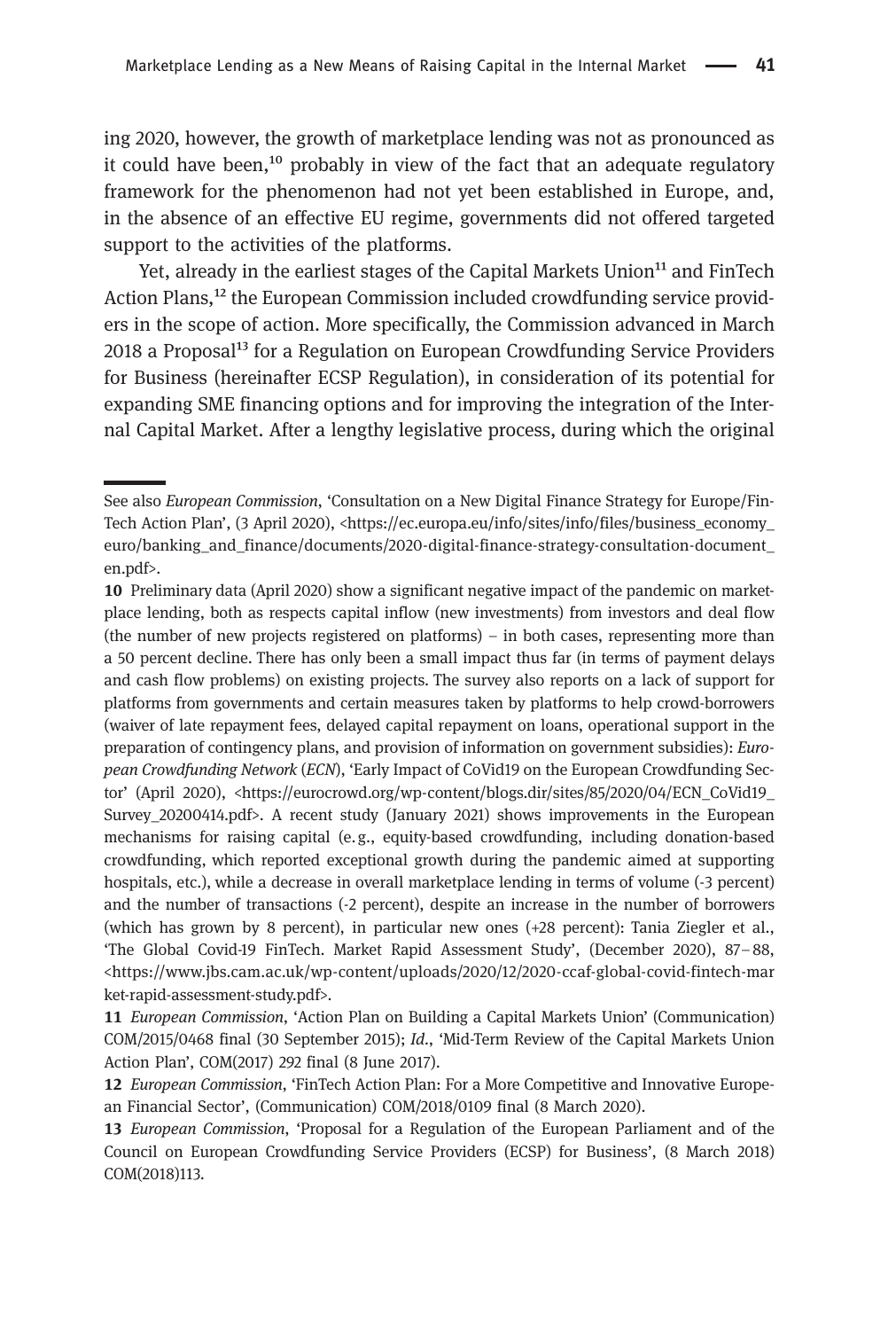ing 2020, however, the growth of marketplace lending was not as pronounced as it could have been,[10] probably in view of the fact that an adequate regulatory framework for the phenomenon had not yet been established in Europe, and, in the absence of an effective EU regime, governments did not offered targeted support to the activities of the platforms.

Yet, already in the earliest stages of the Capital Markets Union[11] and FinTech Action Plans,[12] the European Commission included crowdfunding service providers in the scope of action. More specifically, the Commission advanced in March 2018 a Proposal[13] for a Regulation on European Crowdfunding Service Providers for Business (hereinafter ECSP Regulation), in consideration of its potential for expanding SME financing options and for improving the integration of the Internal Capital Market. After a lengthy legislative process, during which the original

---

See also *European Commission*, 'Consultation on a New Digital Finance Strategy for Europe/FinTech Action Plan', (3 April 2020), <https://ec.europa.eu/info/sites/info/files/business_economy_euro/banking_and_finance/documents/2020-digital-finance-strategy-consultation-document_en.pdf>.

**10** Preliminary data (April 2020) show a significant negative impact of the pandemic on marketplace lending, both as respects capital inflow (new investments) from investors and deal flow (the number of new projects registered on platforms) – in both cases, representing more than a 50 percent decline. There has only been a small impact thus far (in terms of payment delays and cash flow problems) on existing projects. The survey also reports on a lack of support for platforms from governments and certain measures taken by platforms to help crowd-borrowers (waiver of late repayment fees, delayed capital repayment on loans, operational support in the preparation of contingency plans, and provision of information on government subsidies): *European Crowdfunding Network* (*ECN*), 'Early Impact of CoVid19 on the European Crowdfunding Sector' (April 2020), <https://eurocrowd.org/wp-content/blogs.dir/sites/85/2020/04/ECN_CoVid19_Survey_20200414.pdf>. A recent study (January 2021) shows improvements in the European mechanisms for raising capital (e. g., equity-based crowdfunding, including donation-based crowdfunding, which reported exceptional growth during the pandemic aimed at supporting hospitals, etc.), while a decrease in overall marketplace lending in terms of volume (-3 percent) and the number of transactions (-2 percent), despite an increase in the number of borrowers (which has grown by 8 percent), in particular new ones (+28 percent): Tania Ziegler et al., 'The Global Covid-19 FinTech. Market Rapid Assessment Study', (December 2020), 87–88, <https://www.jbs.cam.ac.uk/wp-content/uploads/2020/12/2020-ccaf-global-covid-fintech-market-rapid-assessment-study.pdf>.

**11** *European Commission*, 'Action Plan on Building a Capital Markets Union' (Communication) COM/2015/0468 final (30 September 2015); *Id.*, 'Mid-Term Review of the Capital Markets Union Action Plan', COM(2017) 292 final (8 June 2017).

**12** *European Commission*, 'FinTech Action Plan: For a More Competitive and Innovative European Financial Sector', (Communication) COM/2018/0109 final (8 March 2020).

**13** *European Commission*, 'Proposal for a Regulation of the European Parliament and of the Council on European Crowdfunding Service Providers (ECSP) for Business', (8 March 2018) COM(2018)113.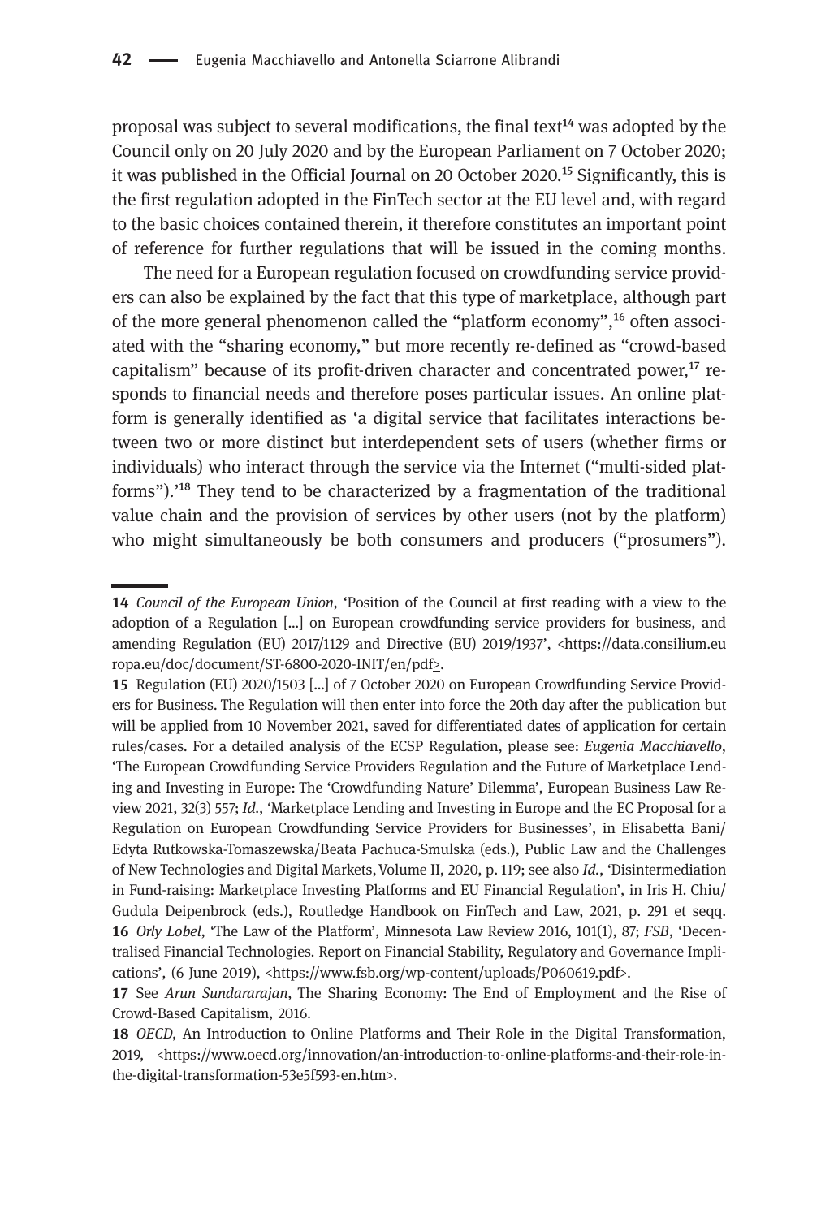proposal was subject to several modifications, the final text[14] was adopted by the Council only on 20 July 2020 and by the European Parliament on 7 October 2020; it was published in the Official Journal on 20 October 2020.[15] Significantly, this is the first regulation adopted in the FinTech sector at the EU level and, with regard to the basic choices contained therein, it therefore constitutes an important point of reference for further regulations that will be issued in the coming months.

The need for a European regulation focused on crowdfunding service providers can also be explained by the fact that this type of marketplace, although part of the more general phenomenon called the "platform economy",[16] often associated with the "sharing economy," but more recently re-defined as "crowd-based capitalism" because of its profit-driven character and concentrated power,[17] responds to financial needs and therefore poses particular issues. An online platform is generally identified as 'a digital service that facilitates interactions between two or more distinct but interdependent sets of users (whether firms or individuals) who interact through the service via the Internet ("multi-sided platforms").'[18] They tend to be characterized by a fragmentation of the traditional value chain and the provision of services by other users (not by the platform) who might simultaneously be both consumers and producers ("prosumers").

---

**14** *Council of the European Union*, 'Position of the Council at first reading with a view to the adoption of a Regulation [...] on European crowdfunding service providers for business, and amending Regulation (EU) 2017/1129 and Directive (EU) 2019/1937', <https://data.consilium.europa.eu/doc/document/ST-6800-2020-INIT/en/pdf>.

**15** Regulation (EU) 2020/1503 [...] of 7 October 2020 on European Crowdfunding Service Providers for Business. The Regulation will then enter into force the 20th day after the publication but will be applied from 10 November 2021, saved for differentiated dates of application for certain rules/cases. For a detailed analysis of the ECSP Regulation, please see: *Eugenia Macchiavello*, 'The European Crowdfunding Service Providers Regulation and the Future of Marketplace Lending and Investing in Europe: The 'Crowdfunding Nature' Dilemma', European Business Law Review 2021, 32(3) 557; *Id.*, 'Marketplace Lending and Investing in Europe and the EC Proposal for a Regulation on European Crowdfunding Service Providers for Businesses', in Elisabetta Bani/Edyta Rutkowska-Tomaszewska/Beata Pachuca-Smulska (eds.), Public Law and the Challenges of New Technologies and Digital Markets, Volume II, 2020, p. 119; see also *Id.*, 'Disintermediation in Fund-raising: Marketplace Investing Platforms and EU Financial Regulation', in Iris H. Chiu/Gudula Deipenbrock (eds.), Routledge Handbook on FinTech and Law, 2021, p. 291 et seqq.

**16** *Orly Lobel*, 'The Law of the Platform', Minnesota Law Review 2016, 101(1), 87; *FSB*, 'Decentralised Financial Technologies. Report on Financial Stability, Regulatory and Governance Implications', (6 June 2019), <https://www.fsb.org/wp-content/uploads/P060619.pdf>.

**17** See *Arun Sundararajan*, The Sharing Economy: The End of Employment and the Rise of Crowd-Based Capitalism, 2016.

**18** *OECD*, An Introduction to Online Platforms and Their Role in the Digital Transformation, 2019, <https://www.oecd.org/innovation/an-introduction-to-online-platforms-and-their-role-in-the-digital-transformation-53e5f593-en.htm>.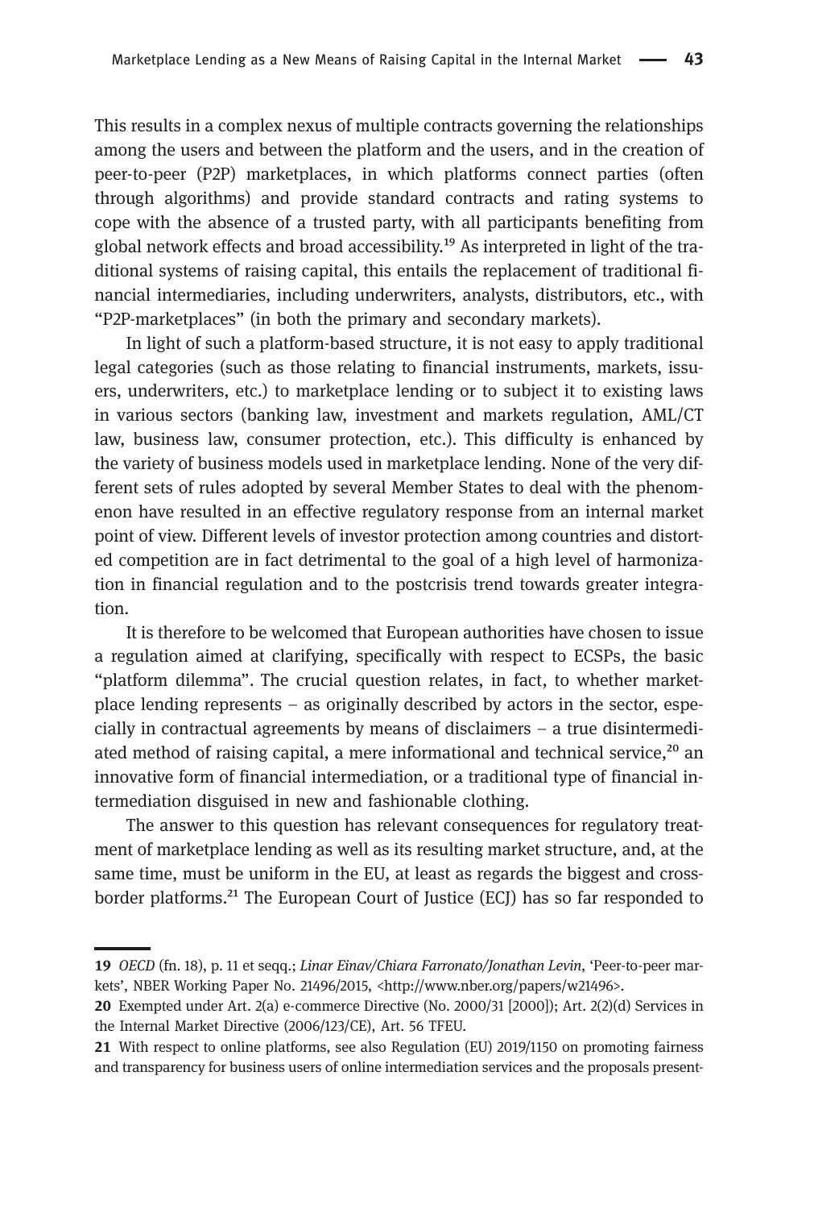This results in a complex nexus of multiple contracts governing the relationships among the users and between the platform and the users, and in the creation of peer-to-peer (P2P) marketplaces, in which platforms connect parties (often through algorithms) and provide standard contracts and rating systems to cope with the absence of a trusted party, with all participants benefiting from global network effects and broad accessibility.[19] As interpreted in light of the traditional systems of raising capital, this entails the replacement of traditional financial intermediaries, including underwriters, analysts, distributors, etc., with "P2P-marketplaces" (in both the primary and secondary markets).

In light of such a platform-based structure, it is not easy to apply traditional legal categories (such as those relating to financial instruments, markets, issuers, underwriters, etc.) to marketplace lending or to subject it to existing laws in various sectors (banking law, investment and markets regulation, AML/CT law, business law, consumer protection, etc.). This difficulty is enhanced by the variety of business models used in marketplace lending. None of the very different sets of rules adopted by several Member States to deal with the phenomenon have resulted in an effective regulatory response from an internal market point of view. Different levels of investor protection among countries and distorted competition are in fact detrimental to the goal of a high level of harmonization in financial regulation and to the postcrisis trend towards greater integration.

It is therefore to be welcomed that European authorities have chosen to issue a regulation aimed at clarifying, specifically with respect to ECSPs, the basic "platform dilemma". The crucial question relates, in fact, to whether marketplace lending represents – as originally described by actors in the sector, especially in contractual agreements by means of disclaimers – a true disintermediated method of raising capital, a mere informational and technical service,[20] an innovative form of financial intermediation, or a traditional type of financial intermediation disguised in new and fashionable clothing.

The answer to this question has relevant consequences for regulatory treatment of marketplace lending as well as its resulting market structure, and, at the same time, must be uniform in the EU, at least as regards the biggest and cross-border platforms.[21] The European Court of Justice (ECJ) has so far responded to

---

19 *OECD* (fn. 18), p. 11 et seqq.; *Linar Einav/Chiara Farronato/Jonathan Levin*, 'Peer-to-peer markets', NBER Working Paper No. 21496/2015, <http://www.nber.org/papers/w21496>.

20 Exempted under Art. 2(a) e-commerce Directive (No. 2000/31 [2000]); Art. 2(2)(d) Services in the Internal Market Directive (2006/123/CE), Art. 56 TFEU.

21 With respect to online platforms, see also Regulation (EU) 2019/1150 on promoting fairness and transparency for business users of online intermediation services and the proposals present-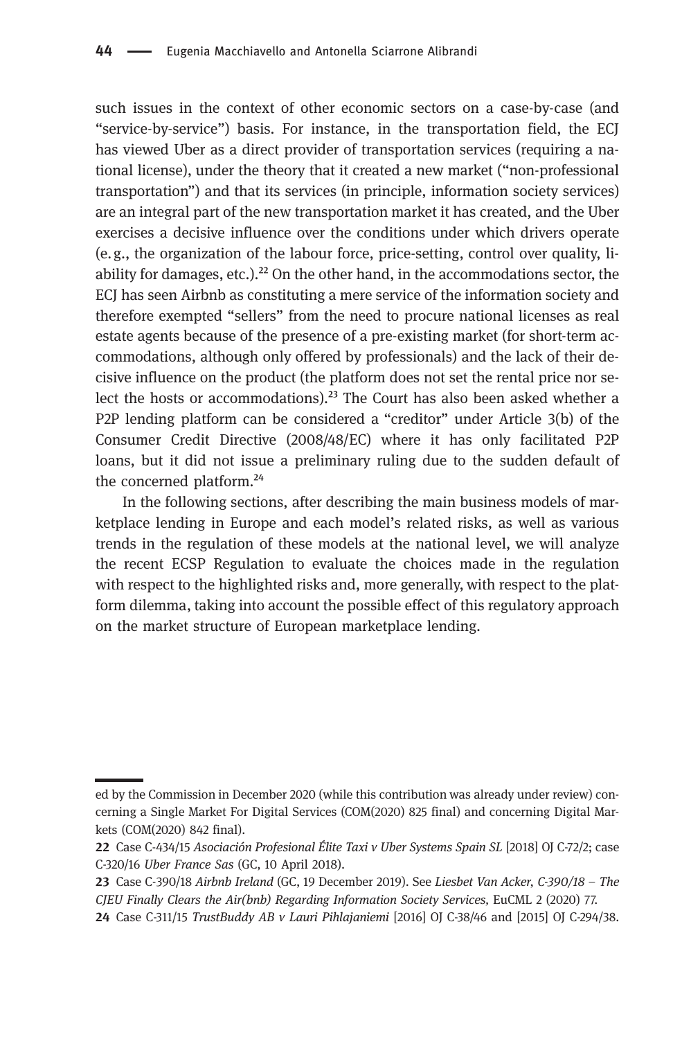such issues in the context of other economic sectors on a case-by-case (and "service-by-service") basis. For instance, in the transportation field, the ECJ has viewed Uber as a direct provider of transportation services (requiring a national license), under the theory that it created a new market ("non-professional transportation") and that its services (in principle, information society services) are an integral part of the new transportation market it has created, and the Uber exercises a decisive influence over the conditions under which drivers operate (e. g., the organization of the labour force, price-setting, control over quality, liability for damages, etc.).[22] On the other hand, in the accommodations sector, the ECJ has seen Airbnb as constituting a mere service of the information society and therefore exempted "sellers" from the need to procure national licenses as real estate agents because of the presence of a pre-existing market (for short-term accommodations, although only offered by professionals) and the lack of their decisive influence on the product (the platform does not set the rental price nor select the hosts or accommodations).[23] The Court has also been asked whether a P2P lending platform can be considered a "creditor" under Article 3(b) of the Consumer Credit Directive (2008/48/EC) where it has only facilitated P2P loans, but it did not issue a preliminary ruling due to the sudden default of the concerned platform.[24]

In the following sections, after describing the main business models of marketplace lending in Europe and each model's related risks, as well as various trends in the regulation of these models at the national level, we will analyze the recent ECSP Regulation to evaluate the choices made in the regulation with respect to the highlighted risks and, more generally, with respect to the platform dilemma, taking into account the possible effect of this regulatory approach on the market structure of European marketplace lending.

---

ed by the Commission in December 2020 (while this contribution was already under review) concerning a Single Market For Digital Services (COM(2020) 825 final) and concerning Digital Markets (COM(2020) 842 final).

22 Case C-434/15 *Asociación Profesional Élite Taxi v Uber Systems Spain SL* [2018] OJ C-72/2; case C-320/16 *Uber France Sas* (GC, 10 April 2018).

23 Case C-390/18 *Airbnb Ireland* (GC, 19 December 2019). See *Liesbet Van Acker, C-390/18 – The CJEU Finally Clears the Air(bnb) Regarding Information Society Services,* EuCML 2 (2020) 77.

24 Case C-311/15 *TrustBuddy AB v Lauri Pihlajaniemi* [2016] OJ C-38/46 and [2015] OJ C-294/38.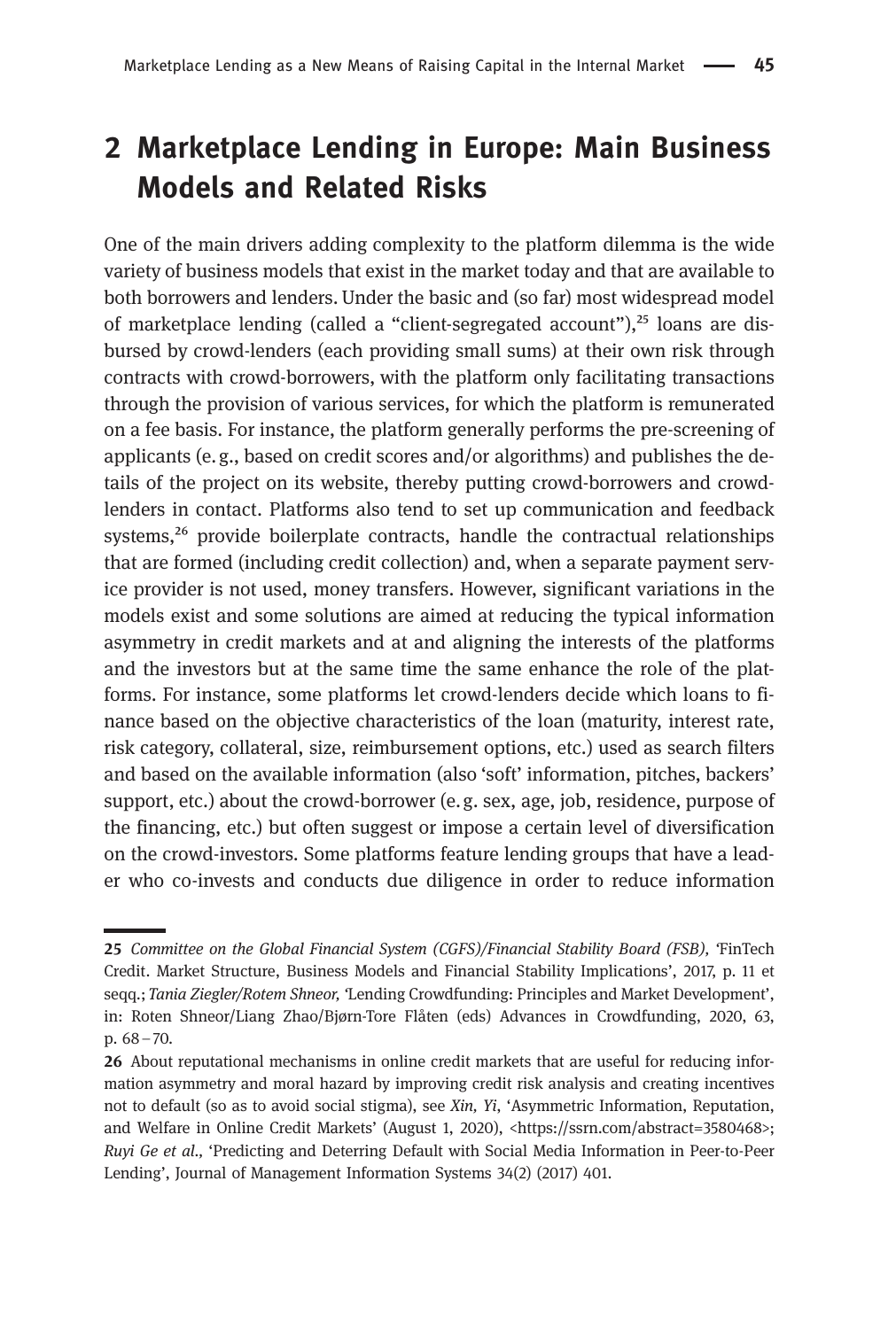## 2 Marketplace Lending in Europe: Main Business Models and Related Risks

One of the main drivers adding complexity to the platform dilemma is the wide variety of business models that exist in the market today and that are available to both borrowers and lenders. Under the basic and (so far) most widespread model of marketplace lending (called a "client-segregated account"),[25] loans are disbursed by crowd-lenders (each providing small sums) at their own risk through contracts with crowd-borrowers, with the platform only facilitating transactions through the provision of various services, for which the platform is remunerated on a fee basis. For instance, the platform generally performs the pre-screening of applicants (e. g., based on credit scores and/or algorithms) and publishes the details of the project on its website, thereby putting crowd-borrowers and crowd-lenders in contact. Platforms also tend to set up communication and feedback systems,[26] provide boilerplate contracts, handle the contractual relationships that are formed (including credit collection) and, when a separate payment service provider is not used, money transfers. However, significant variations in the models exist and some solutions are aimed at reducing the typical information asymmetry in credit markets and at and aligning the interests of the platforms and the investors but at the same time the same enhance the role of the platforms. For instance, some platforms let crowd-lenders decide which loans to finance based on the objective characteristics of the loan (maturity, interest rate, risk category, collateral, size, reimbursement options, etc.) used as search filters and based on the available information (also 'soft' information, pitches, backers' support, etc.) about the crowd-borrower (e. g. sex, age, job, residence, purpose of the financing, etc.) but often suggest or impose a certain level of diversification on the crowd-investors. Some platforms feature lending groups that have a leader who co-invests and conducts due diligence in order to reduce information

---

**25** *Committee on the Global Financial System (CGFS)/Financial Stability Board (FSB),* 'FinTech Credit. Market Structure, Business Models and Financial Stability Implications', 2017, p. 11 et seqq.; *Tania Ziegler/Rotem Shneor,* 'Lending Crowdfunding: Principles and Market Development', in: Roten Shneor/Liang Zhao/Bjørn-Tore Flåten (eds) Advances in Crowdfunding, 2020, 63, p. 68–70.

**26** About reputational mechanisms in online credit markets that are useful for reducing information asymmetry and moral hazard by improving credit risk analysis and creating incentives not to default (so as to avoid social stigma), see *Xin, Yi*, 'Asymmetric Information, Reputation, and Welfare in Online Credit Markets' (August 1, 2020), <https://ssrn.com/abstract=3580468>; *Ruyi Ge et al.,* 'Predicting and Deterring Default with Social Media Information in Peer-to-Peer Lending', Journal of Management Information Systems 34(2) (2017) 401.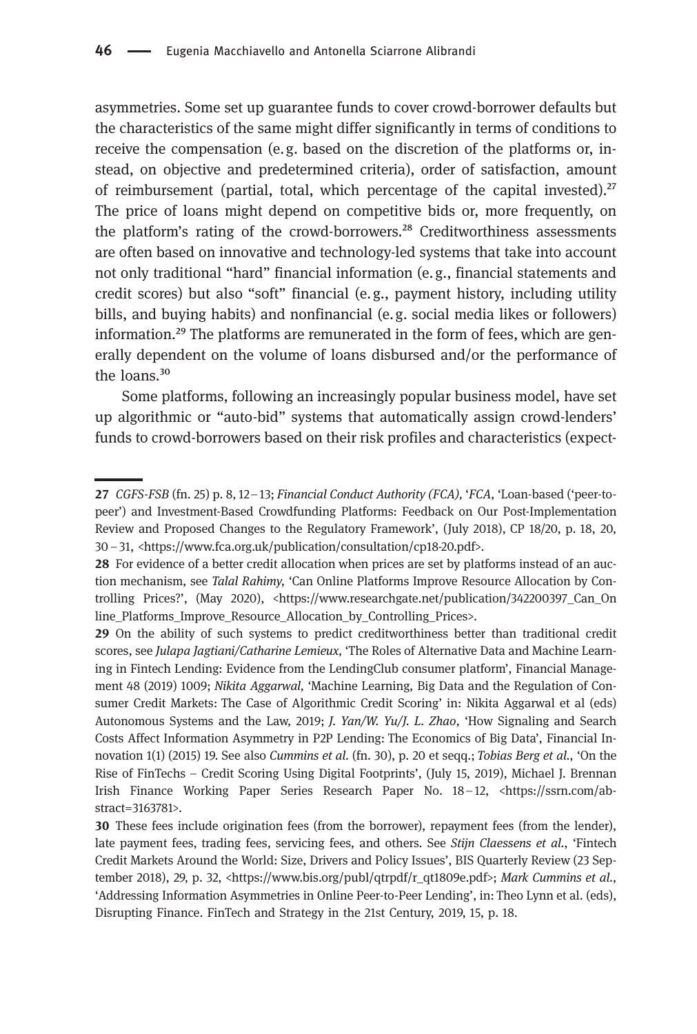asymmetries. Some set up guarantee funds to cover crowd-borrower defaults but the characteristics of the same might differ significantly in terms of conditions to receive the compensation (e. g. based on the discretion of the platforms or, instead, on objective and predetermined criteria), order of satisfaction, amount of reimbursement (partial, total, which percentage of the capital invested).[27] The price of loans might depend on competitive bids or, more frequently, on the platform's rating of the crowd-borrowers.[28] Creditworthiness assessments are often based on innovative and technology-led systems that take into account not only traditional "hard" financial information (e. g., financial statements and credit scores) but also "soft" financial (e. g., payment history, including utility bills, and buying habits) and nonfinancial (e. g. social media likes or followers) information.[29] The platforms are remunerated in the form of fees, which are generally dependent on the volume of loans disbursed and/or the performance of the loans.[30]

Some platforms, following an increasingly popular business model, have set up algorithmic or "auto-bid" systems that automatically assign crowd-lenders' funds to crowd-borrowers based on their risk profiles and characteristics (expect-

---

**27** *CGFS-FSB* (fn. 25) p. 8, 12 – 13; *Financial Conduct Authority (FCA)*, '*FCA*, 'Loan-based ('peer-to-peer') and Investment-Based Crowdfunding Platforms: Feedback on Our Post-Implementation Review and Proposed Changes to the Regulatory Framework', (July 2018), CP 18/20, p. 18, 20, 30 – 31, <https://www.fca.org.uk/publication/consultation/cp18-20.pdf>.

**28** For evidence of a better credit allocation when prices are set by platforms instead of an auction mechanism, see *Talal Rahimy*, 'Can Online Platforms Improve Resource Allocation by Controlling Prices?', (May 2020), <https://www.researchgate.net/publication/342200397_Can_Online_Platforms_Improve_Resource_Allocation_by_Controlling_Prices>.

**29** On the ability of such systems to predict creditworthiness better than traditional credit scores, see *Julapa Jagtiani/Catharine Lemieux*, 'The Roles of Alternative Data and Machine Learning in Fintech Lending: Evidence from the LendingClub consumer platform', Financial Management 48 (2019) 1009; *Nikita Aggarwal*, 'Machine Learning, Big Data and the Regulation of Consumer Credit Markets: The Case of Algorithmic Credit Scoring' in: Nikita Aggarwal et al (eds) Autonomous Systems and the Law, 2019; *J. Yan/W. Yu/J. L. Zhao*, 'How Signaling and Search Costs Affect Information Asymmetry in P2P Lending: The Economics of Big Data', Financial Innovation 1(1) (2015) 19. See also *Cummins et al.* (fn. 30), p. 20 et seqq.; *Tobias Berg et al.*, 'On the Rise of FinTechs – Credit Scoring Using Digital Footprints', (July 15, 2019), Michael J. Brennan Irish Finance Working Paper Series Research Paper No. 18 – 12, <https://ssrn.com/abstract=3163781>.

**30** These fees include origination fees (from the borrower), repayment fees (from the lender), late payment fees, trading fees, servicing fees, and others. See *Stijn Claessens et al.*, 'Fintech Credit Markets Around the World: Size, Drivers and Policy Issues', BIS Quarterly Review (23 September 2018), 29, p. 32, <https://www.bis.org/publ/qtrpdf/r_qt1809e.pdf>; *Mark Cummins et al.*, 'Addressing Information Asymmetries in Online Peer-to-Peer Lending', in: Theo Lynn et al. (eds), Disrupting Finance. FinTech and Strategy in the 21st Century, 2019, 15, p. 18.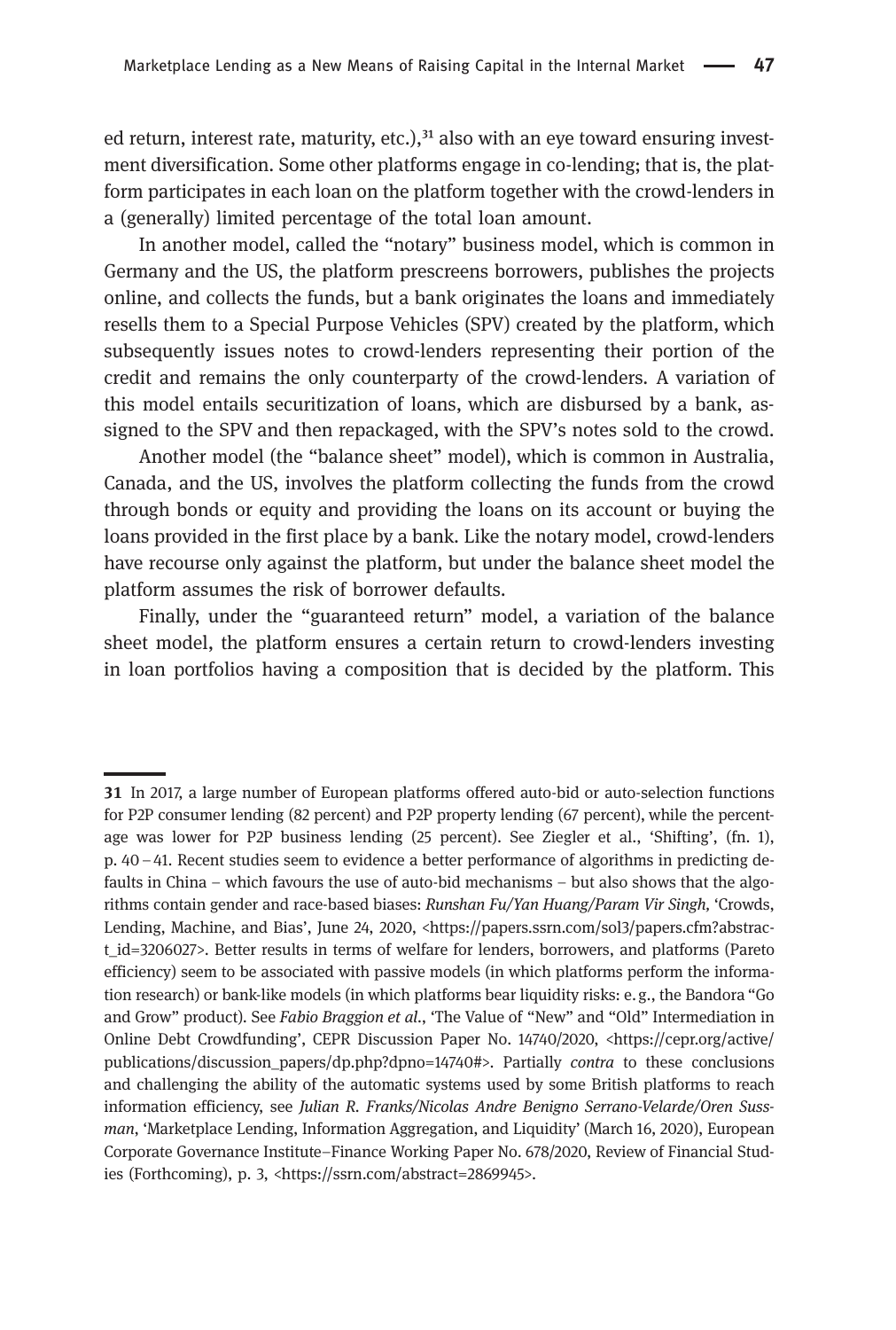ed return, interest rate, maturity, etc.),[31] also with an eye toward ensuring investment diversification. Some other platforms engage in co-lending; that is, the platform participates in each loan on the platform together with the crowd-lenders in a (generally) limited percentage of the total loan amount.

In another model, called the "notary" business model, which is common in Germany and the US, the platform prescreens borrowers, publishes the projects online, and collects the funds, but a bank originates the loans and immediately resells them to a Special Purpose Vehicles (SPV) created by the platform, which subsequently issues notes to crowd-lenders representing their portion of the credit and remains the only counterparty of the crowd-lenders. A variation of this model entails securitization of loans, which are disbursed by a bank, assigned to the SPV and then repackaged, with the SPV's notes sold to the crowd.

Another model (the "balance sheet" model), which is common in Australia, Canada, and the US, involves the platform collecting the funds from the crowd through bonds or equity and providing the loans on its account or buying the loans provided in the first place by a bank. Like the notary model, crowd-lenders have recourse only against the platform, but under the balance sheet model the platform assumes the risk of borrower defaults.

Finally, under the "guaranteed return" model, a variation of the balance sheet model, the platform ensures a certain return to crowd-lenders investing in loan portfolios having a composition that is decided by the platform. This

---

**31** In 2017, a large number of European platforms offered auto-bid or auto-selection functions for P2P consumer lending (82 percent) and P2P property lending (67 percent), while the percentage was lower for P2P business lending (25 percent). See Ziegler et al., 'Shifting', (fn. 1), p. 40 – 41. Recent studies seem to evidence a better performance of algorithms in predicting defaults in China – which favours the use of auto-bid mechanisms – but also shows that the algorithms contain gender and race-based biases: *Runshan Fu/Yan Huang/Param Vir Singh*, 'Crowds, Lending, Machine, and Bias', June 24, 2020, <https://papers.ssrn.com/sol3/papers.cfm?abstract_id=3206027>. Better results in terms of welfare for lenders, borrowers, and platforms (Pareto efficiency) seem to be associated with passive models (in which platforms perform the information research) or bank-like models (in which platforms bear liquidity risks: e. g., the Bandora "Go and Grow" product). See *Fabio Braggion et al.*, 'The Value of "New" and "Old" Intermediation in Online Debt Crowdfunding', CEPR Discussion Paper No. 14740/2020, <https://cepr.org/active/publications/discussion_papers/dp.php?dpno=14740#>. Partially *contra* to these conclusions and challenging the ability of the automatic systems used by some British platforms to reach information efficiency, see *Julian R. Franks/Nicolas Andre Benigno Serrano-Velarde/Oren Sussman*, 'Marketplace Lending, Information Aggregation, and Liquidity' (March 16, 2020), European Corporate Governance Institute–Finance Working Paper No. 678/2020, Review of Financial Studies (Forthcoming), p. 3, <https://ssrn.com/abstract=2869945>.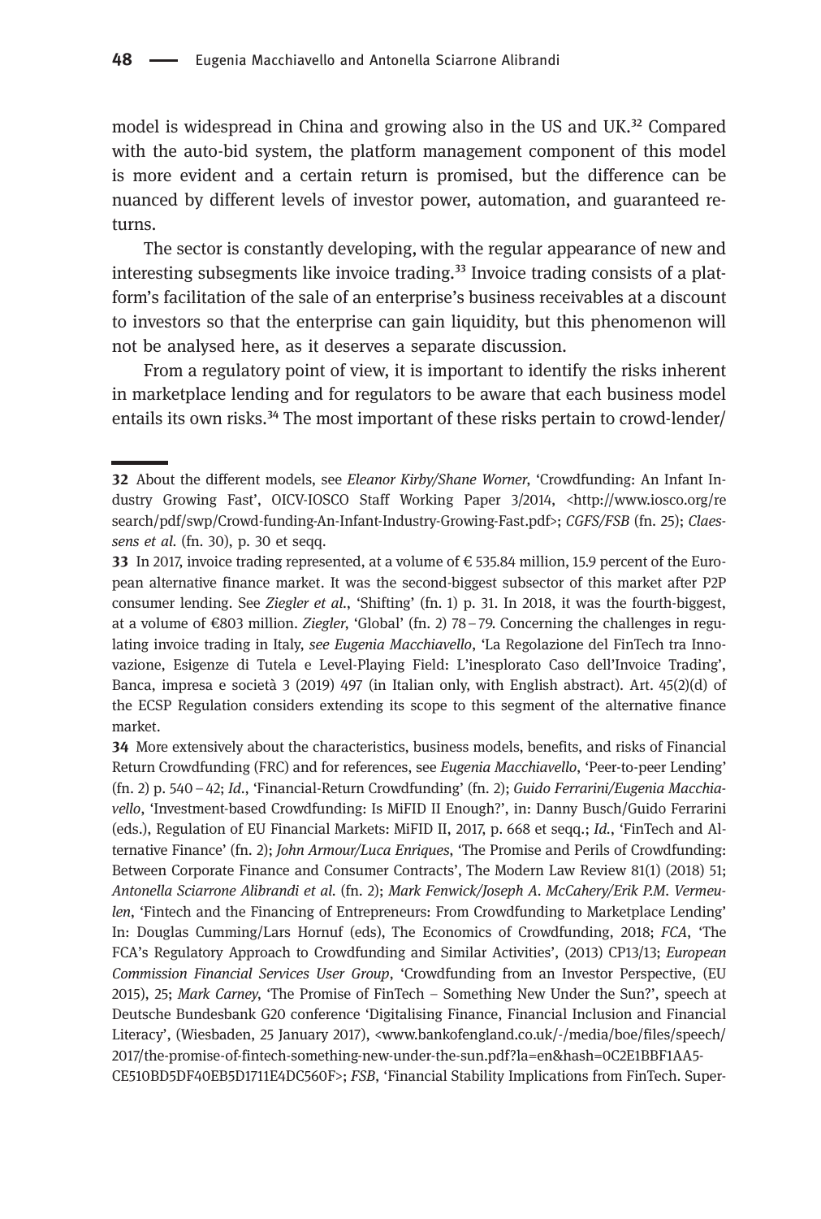model is widespread in China and growing also in the US and UK.[32] Compared with the auto-bid system, the platform management component of this model is more evident and a certain return is promised, but the difference can be nuanced by different levels of investor power, automation, and guaranteed returns.

The sector is constantly developing, with the regular appearance of new and interesting subsegments like invoice trading.[33] Invoice trading consists of a platform's facilitation of the sale of an enterprise's business receivables at a discount to investors so that the enterprise can gain liquidity, but this phenomenon will not be analysed here, as it deserves a separate discussion.

From a regulatory point of view, it is important to identify the risks inherent in marketplace lending and for regulators to be aware that each business model entails its own risks.[34] The most important of these risks pertain to crowd-lender/

---

**32** About the different models, see *Eleanor Kirby/Shane Worner*, 'Crowdfunding: An Infant Industry Growing Fast', OICV-IOSCO Staff Working Paper 3/2014, <http://www.iosco.org/research/pdf/swp/Crowd-funding-An-Infant-Industry-Growing-Fast.pdf>; *CGFS/FSB* (fn. 25); *Claessens et al.* (fn. 30), p. 30 et seqq.

**33** In 2017, invoice trading represented, at a volume of € 535.84 million, 15.9 percent of the European alternative finance market. It was the second-biggest subsector of this market after P2P consumer lending. See *Ziegler et al.*, 'Shifting' (fn. 1) p. 31. In 2018, it was the fourth-biggest, at a volume of €803 million. *Ziegler*, 'Global' (fn. 2) 78 – 79. Concerning the challenges in regulating invoice trading in Italy, *see Eugenia Macchiavello*, 'La Regolazione del FinTech tra Innovazione, Esigenze di Tutela e Level-Playing Field: L'inesplorato Caso dell'Invoice Trading', Banca, impresa e società 3 (2019) 497 (in Italian only, with English abstract). Art. 45(2)(d) of the ECSP Regulation considers extending its scope to this segment of the alternative finance market.

**34** More extensively about the characteristics, business models, benefits, and risks of Financial Return Crowdfunding (FRC) and for references, see *Eugenia Macchiavello*, 'Peer-to-peer Lending' (fn. 2) p. 540 – 42; *Id.*, 'Financial-Return Crowdfunding' (fn. 2); *Guido Ferrarini/Eugenia Macchiavello*, 'Investment-based Crowdfunding: Is MiFID II Enough?', in: Danny Busch/Guido Ferrarini (eds.), Regulation of EU Financial Markets: MiFID II, 2017, p. 668 et seqq.; *Id.*, 'FinTech and Alternative Finance' (fn. 2); *John Armour/Luca Enriques*, 'The Promise and Perils of Crowdfunding: Between Corporate Finance and Consumer Contracts', The Modern Law Review 81(1) (2018) 51; *Antonella Sciarrone Alibrandi et al.* (fn. 2); *Mark Fenwick/Joseph A. McCahery/Erik P.M. Vermeulen*, 'Fintech and the Financing of Entrepreneurs: From Crowdfunding to Marketplace Lending' In: Douglas Cumming/Lars Hornuf (eds), The Economics of Crowdfunding, 2018; *FCA*, 'The FCA's Regulatory Approach to Crowdfunding and Similar Activities', (2013) CP13/13; *European Commission Financial Services User Group*, 'Crowdfunding from an Investor Perspective, (EU 2015), 25; *Mark Carney*, 'The Promise of FinTech – Something New Under the Sun?', speech at Deutsche Bundesbank G20 conference 'Digitalising Finance, Financial Inclusion and Financial Literacy', (Wiesbaden, 25 January 2017), <www.bankofengland.co.uk/-/media/boe/files/speech/2017/the-promise-of-fintech-something-new-under-the-sun.pdf?la=en&hash=0C2E1BBF1AA5CE510BD5DF40EB5D1711E4DC560F>; *FSB*, 'Financial Stability Implications from FinTech. Super-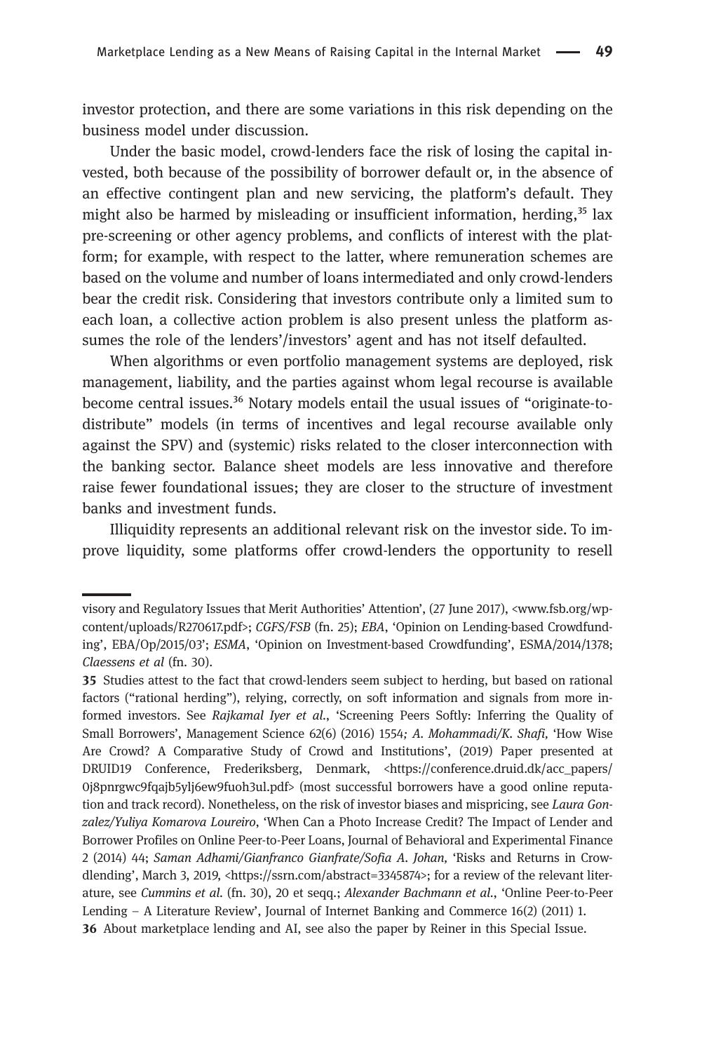investor protection, and there are some variations in this risk depending on the business model under discussion.

Under the basic model, crowd-lenders face the risk of losing the capital invested, both because of the possibility of borrower default or, in the absence of an effective contingent plan and new servicing, the platform's default. They might also be harmed by misleading or insufficient information, herding,[35] lax pre-screening or other agency problems, and conflicts of interest with the platform; for example, with respect to the latter, where remuneration schemes are based on the volume and number of loans intermediated and only crowd-lenders bear the credit risk. Considering that investors contribute only a limited sum to each loan, a collective action problem is also present unless the platform assumes the role of the lenders'/investors' agent and has not itself defaulted.

When algorithms or even portfolio management systems are deployed, risk management, liability, and the parties against whom legal recourse is available become central issues.[36] Notary models entail the usual issues of "originate-to-distribute" models (in terms of incentives and legal recourse available only against the SPV) and (systemic) risks related to the closer interconnection with the banking sector. Balance sheet models are less innovative and therefore raise fewer foundational issues; they are closer to the structure of investment banks and investment funds.

Illiquidity represents an additional relevant risk on the investor side. To improve liquidity, some platforms offer crowd-lenders the opportunity to resell

---

visory and Regulatory Issues that Merit Authorities' Attention', (27 June 2017), <www.fsb.org/wp-content/uploads/R270617.pdf>; *CGFS/FSB* (fn. 25); *EBA*, 'Opinion on Lending-based Crowdfunding', EBA/Op/2015/03'; *ESMA*, 'Opinion on Investment-based Crowdfunding', ESMA/2014/1378; *Claessens et al* (fn. 30).

**35** Studies attest to the fact that crowd-lenders seem subject to herding, but based on rational factors ("rational herding"), relying, correctly, on soft information and signals from more informed investors. See *Rajkamal Iyer et al.*, 'Screening Peers Softly: Inferring the Quality of Small Borrowers', Management Science 62(6) (2016) 1554; *A. Mohammadi/K. Shafi*, 'How Wise Are Crowd? A Comparative Study of Crowd and Institutions', (2019) Paper presented at DRUID19 Conference, Frederiksberg, Denmark, <https://conference.druid.dk/acc_papers/0j8pnrgwc9fqajb5ylj6ew9fuoh3ul.pdf> (most successful borrowers have a good online reputation and track record). Nonetheless, on the risk of investor biases and mispricing, see *Laura Gonzalez/Yuliya Komarova Loureiro*, 'When Can a Photo Increase Credit? The Impact of Lender and Borrower Profiles on Online Peer-to-Peer Loans, Journal of Behavioral and Experimental Finance 2 (2014) 44; *Saman Adhami/Gianfranco Gianfrate/Sofia A. Johan,* 'Risks and Returns in Crowdlending', March 3, 2019, <https://ssrn.com/abstract=3345874>; for a review of the relevant literature, see *Cummins et al.* (fn. 30), 20 et seqq.; *Alexander Bachmann et al.*, 'Online Peer-to-Peer Lending – A Literature Review', Journal of Internet Banking and Commerce 16(2) (2011) 1.

**36** About marketplace lending and AI, see also the paper by Reiner in this Special Issue.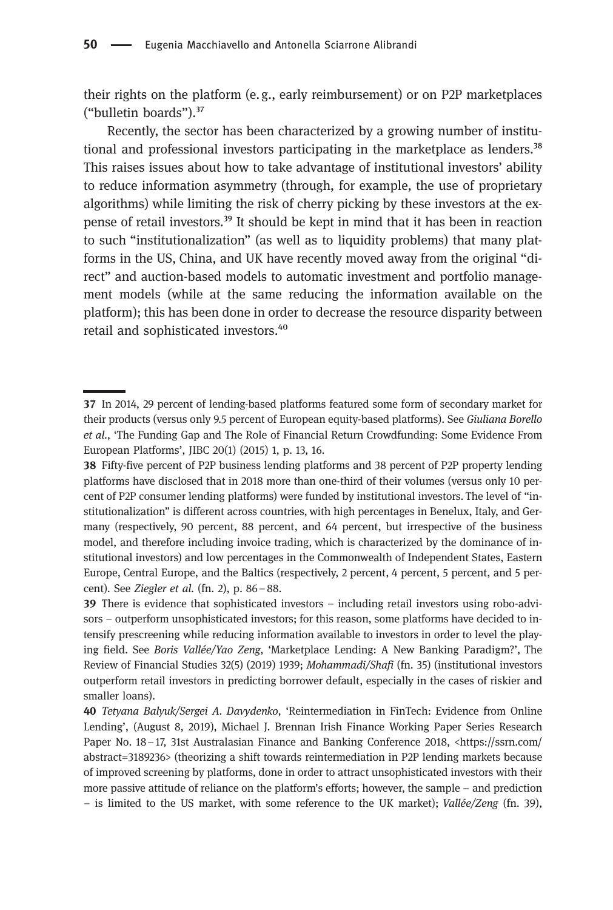their rights on the platform (e.g., early reimbursement) or on P2P marketplaces ("bulletin boards").[37]

Recently, the sector has been characterized by a growing number of institutional and professional investors participating in the marketplace as lenders.[38] This raises issues about how to take advantage of institutional investors' ability to reduce information asymmetry (through, for example, the use of proprietary algorithms) while limiting the risk of cherry picking by these investors at the expense of retail investors.[39] It should be kept in mind that it has been in reaction to such "institutionalization" (as well as to liquidity problems) that many platforms in the US, China, and UK have recently moved away from the original "direct" and auction-based models to automatic investment and portfolio management models (while at the same reducing the information available on the platform); this has been done in order to decrease the resource disparity between retail and sophisticated investors.[40]

---

**37** In 2014, 29 percent of lending-based platforms featured some form of secondary market for their products (versus only 9.5 percent of European equity-based platforms). See *Giuliana Borello et al.*, 'The Funding Gap and The Role of Financial Return Crowdfunding: Some Evidence From European Platforms', JIBC 20(1) (2015) 1, p. 13, 16.

**38** Fifty-five percent of P2P business lending platforms and 38 percent of P2P property lending platforms have disclosed that in 2018 more than one-third of their volumes (versus only 10 percent of P2P consumer lending platforms) were funded by institutional investors. The level of "institutionalization" is different across countries, with high percentages in Benelux, Italy, and Germany (respectively, 90 percent, 88 percent, and 64 percent, but irrespective of the business model, and therefore including invoice trading, which is characterized by the dominance of institutional investors) and low percentages in the Commonwealth of Independent States, Eastern Europe, Central Europe, and the Baltics (respectively, 2 percent, 4 percent, 5 percent, and 5 percent). See *Ziegler et al.* (fn. 2), p. 86 – 88.

**39** There is evidence that sophisticated investors – including retail investors using robo-advisors – outperform unsophisticated investors; for this reason, some platforms have decided to intensify prescreening while reducing information available to investors in order to level the playing field. See *Boris Vallée/Yao Zeng*, 'Marketplace Lending: A New Banking Paradigm?', The Review of Financial Studies 32(5) (2019) 1939; *Mohammadi/Shafi* (fn. 35) (institutional investors outperform retail investors in predicting borrower default, especially in the cases of riskier and smaller loans).

**40** *Tetyana Balyuk/Sergei A. Davydenko*, 'Reintermediation in FinTech: Evidence from Online Lending', (August 8, 2019), Michael J. Brennan Irish Finance Working Paper Series Research Paper No. 18 – 17, 31st Australasian Finance and Banking Conference 2018, <https://ssrn.com/abstract=3189236> (theorizing a shift towards reintermediation in P2P lending markets because of improved screening by platforms, done in order to attract unsophisticated investors with their more passive attitude of reliance on the platform's efforts; however, the sample – and prediction – is limited to the US market, with some reference to the UK market); *Vallée/Zeng* (fn. 39),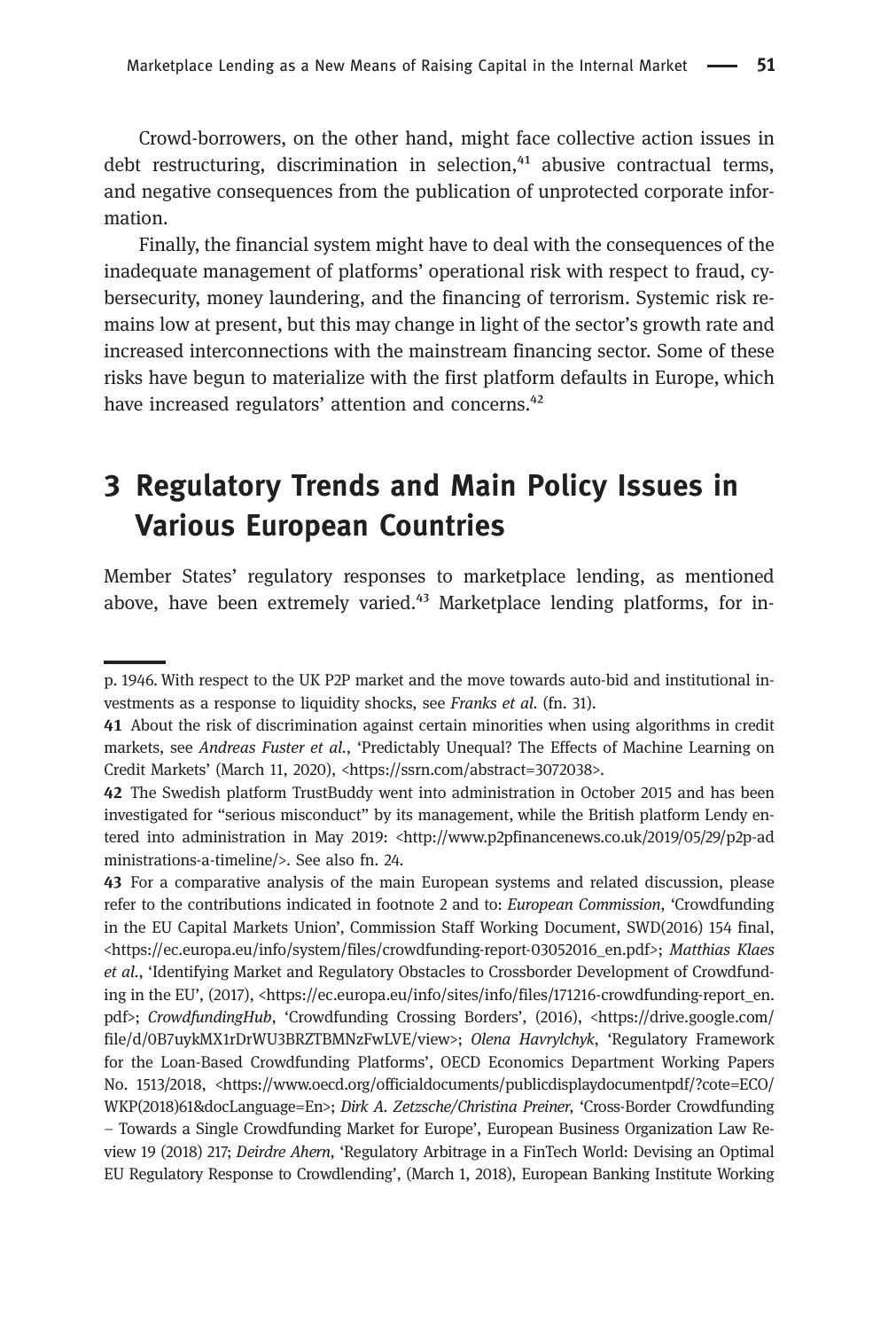Crowd-borrowers, on the other hand, might face collective action issues in debt restructuring, discrimination in selection,[41] abusive contractual terms, and negative consequences from the publication of unprotected corporate information.

Finally, the financial system might have to deal with the consequences of the inadequate management of platforms' operational risk with respect to fraud, cybersecurity, money laundering, and the financing of terrorism. Systemic risk remains low at present, but this may change in light of the sector's growth rate and increased interconnections with the mainstream financing sector. Some of these risks have begun to materialize with the first platform defaults in Europe, which have increased regulators' attention and concerns.[42]

# 3 Regulatory Trends and Main Policy Issues in Various European Countries

Member States' regulatory responses to marketplace lending, as mentioned above, have been extremely varied.[43] Marketplace lending platforms, for in-

---

p. 1946. With respect to the UK P2P market and the move towards auto-bid and institutional investments as a response to liquidity shocks, see *Franks et al.* (fn. 31).

**41** About the risk of discrimination against certain minorities when using algorithms in credit markets, see *Andreas Fuster et al.*, 'Predictably Unequal? The Effects of Machine Learning on Credit Markets' (March 11, 2020), <https://ssrn.com/abstract=3072038>.

**42** The Swedish platform TrustBuddy went into administration in October 2015 and has been investigated for "serious misconduct" by its management, while the British platform Lendy entered into administration in May 2019: <http://www.p2pfinancenews.co.uk/2019/05/29/p2p-administrations-a-timeline/>. See also fn. 24.

**43** For a comparative analysis of the main European systems and related discussion, please refer to the contributions indicated in footnote 2 and to: *European Commission*, 'Crowdfunding in the EU Capital Markets Union', Commission Staff Working Document, SWD(2016) 154 final, <https://ec.europa.eu/info/system/files/crowdfunding-report-03052016_en.pdf>; *Matthias Klaes et al.*, 'Identifying Market and Regulatory Obstacles to Crossborder Development of Crowdfunding in the EU', (2017), <https://ec.europa.eu/info/sites/info/files/171216-crowdfunding-report_en.pdf>; *CrowdfundingHub*, 'Crowdfunding Crossing Borders', (2016), <https://drive.google.com/file/d/0B7uykMX1rDrWU3BRZTBMNzFwLVE/view>; *Olena Havrylchyk*, 'Regulatory Framework for the Loan-Based Crowdfunding Platforms', OECD Economics Department Working Papers No. 1513/2018, <https://www.oecd.org/officialdocuments/publicdisplaydocumentpdf/?cote=ECO/WKP(2018)61&docLanguage=En>; *Dirk A. Zetzsche/Christina Preiner*, 'Cross-Border Crowdfunding – Towards a Single Crowdfunding Market for Europe', European Business Organization Law Review 19 (2018) 217; *Deirdre Ahern*, 'Regulatory Arbitrage in a FinTech World: Devising an Optimal EU Regulatory Response to Crowdlending', (March 1, 2018), European Banking Institute Working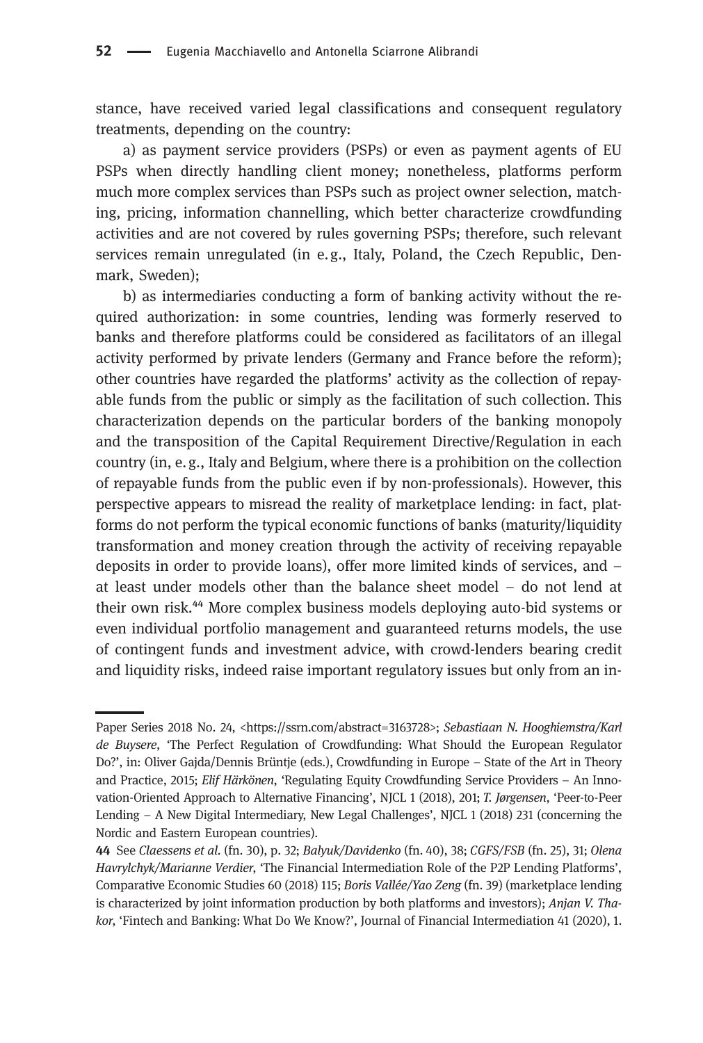stance, have received varied legal classifications and consequent regulatory treatments, depending on the country:

a) as payment service providers (PSPs) or even as payment agents of EU PSPs when directly handling client money; nonetheless, platforms perform much more complex services than PSPs such as project owner selection, matching, pricing, information channelling, which better characterize crowdfunding activities and are not covered by rules governing PSPs; therefore, such relevant services remain unregulated (in e.g., Italy, Poland, the Czech Republic, Denmark, Sweden);

b) as intermediaries conducting a form of banking activity without the required authorization: in some countries, lending was formerly reserved to banks and therefore platforms could be considered as facilitators of an illegal activity performed by private lenders (Germany and France before the reform); other countries have regarded the platforms' activity as the collection of repayable funds from the public or simply as the facilitation of such collection. This characterization depends on the particular borders of the banking monopoly and the transposition of the Capital Requirement Directive/Regulation in each country (in, e.g., Italy and Belgium, where there is a prohibition on the collection of repayable funds from the public even if by non-professionals). However, this perspective appears to misread the reality of marketplace lending: in fact, platforms do not perform the typical economic functions of banks (maturity/liquidity transformation and money creation through the activity of receiving repayable deposits in order to provide loans), offer more limited kinds of services, and – at least under models other than the balance sheet model – do not lend at their own risk.[44] More complex business models deploying auto-bid systems or even individual portfolio management and guaranteed returns models, the use of contingent funds and investment advice, with crowd-lenders bearing credit and liquidity risks, indeed raise important regulatory issues but only from an in-

---

Paper Series 2018 No. 24, <https://ssrn.com/abstract=3163728>; *Sebastiaan N. Hooghiemstra/Karl de Buysere*, 'The Perfect Regulation of Crowdfunding: What Should the European Regulator Do?', in: Oliver Gajda/Dennis Brüntje (eds.), Crowdfunding in Europe – State of the Art in Theory and Practice, 2015; *Elif Härkönen*, 'Regulating Equity Crowdfunding Service Providers – An Innovation-Oriented Approach to Alternative Financing', NJCL 1 (2018), 201; *T. Jørgensen*, 'Peer-to-Peer Lending – A New Digital Intermediary, New Legal Challenges', NJCL 1 (2018) 231 (concerning the Nordic and Eastern European countries).

**44** See *Claessens et al.* (fn. 30), p. 32; *Balyuk/Davidenko* (fn. 40), 38; *CGFS/FSB* (fn. 25), 31; *Olena Havrylchyk/Marianne Verdier*, 'The Financial Intermediation Role of the P2P Lending Platforms', Comparative Economic Studies 60 (2018) 115; *Boris Vallée/Yao Zeng* (fn. 39) (marketplace lending is characterized by joint information production by both platforms and investors); *Anjan V. Thakor*, 'Fintech and Banking: What Do We Know?', Journal of Financial Intermediation 41 (2020), 1.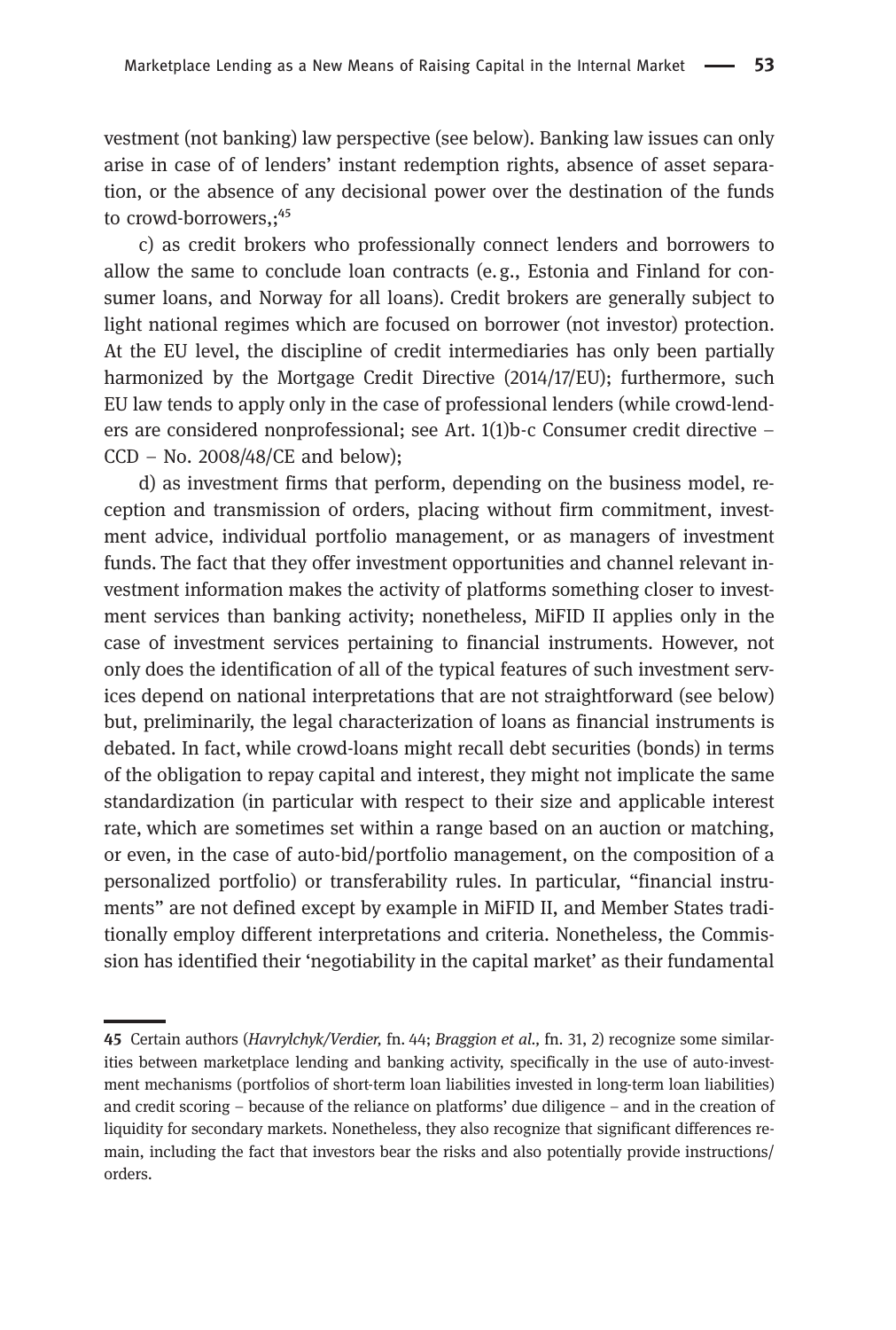vestment (not banking) law perspective (see below). Banking law issues can only arise in case of of lenders' instant redemption rights, absence of asset separation, or the absence of any decisional power over the destination of the funds to crowd-borrowers,;[45]

c) as credit brokers who professionally connect lenders and borrowers to allow the same to conclude loan contracts (e.g., Estonia and Finland for consumer loans, and Norway for all loans). Credit brokers are generally subject to light national regimes which are focused on borrower (not investor) protection. At the EU level, the discipline of credit intermediaries has only been partially harmonized by the Mortgage Credit Directive (2014/17/EU); furthermore, such EU law tends to apply only in the case of professional lenders (while crowd-lenders are considered nonprofessional; see Art. 1(1)b-c Consumer credit directive – CCD – No. 2008/48/CE and below);

d) as investment firms that perform, depending on the business model, reception and transmission of orders, placing without firm commitment, investment advice, individual portfolio management, or as managers of investment funds. The fact that they offer investment opportunities and channel relevant investment information makes the activity of platforms something closer to investment services than banking activity; nonetheless, MiFID II applies only in the case of investment services pertaining to financial instruments. However, not only does the identification of all of the typical features of such investment services depend on national interpretations that are not straightforward (see below) but, preliminarily, the legal characterization of loans as financial instruments is debated. In fact, while crowd-loans might recall debt securities (bonds) in terms of the obligation to repay capital and interest, they might not implicate the same standardization (in particular with respect to their size and applicable interest rate, which are sometimes set within a range based on an auction or matching, or even, in the case of auto-bid/portfolio management, on the composition of a personalized portfolio) or transferability rules. In particular, "financial instruments" are not defined except by example in MiFID II, and Member States traditionally employ different interpretations and criteria. Nonetheless, the Commission has identified their 'negotiability in the capital market' as their fundamental

---

45 Certain authors (*Havrylchyk/Verdier,* fn. 44; *Braggion et al.,* fn. 31, 2) recognize some similarities between marketplace lending and banking activity, specifically in the use of auto-investment mechanisms (portfolios of short-term loan liabilities invested in long-term loan liabilities) and credit scoring – because of the reliance on platforms' due diligence – and in the creation of liquidity for secondary markets. Nonetheless, they also recognize that significant differences remain, including the fact that investors bear the risks and also potentially provide instructions/orders.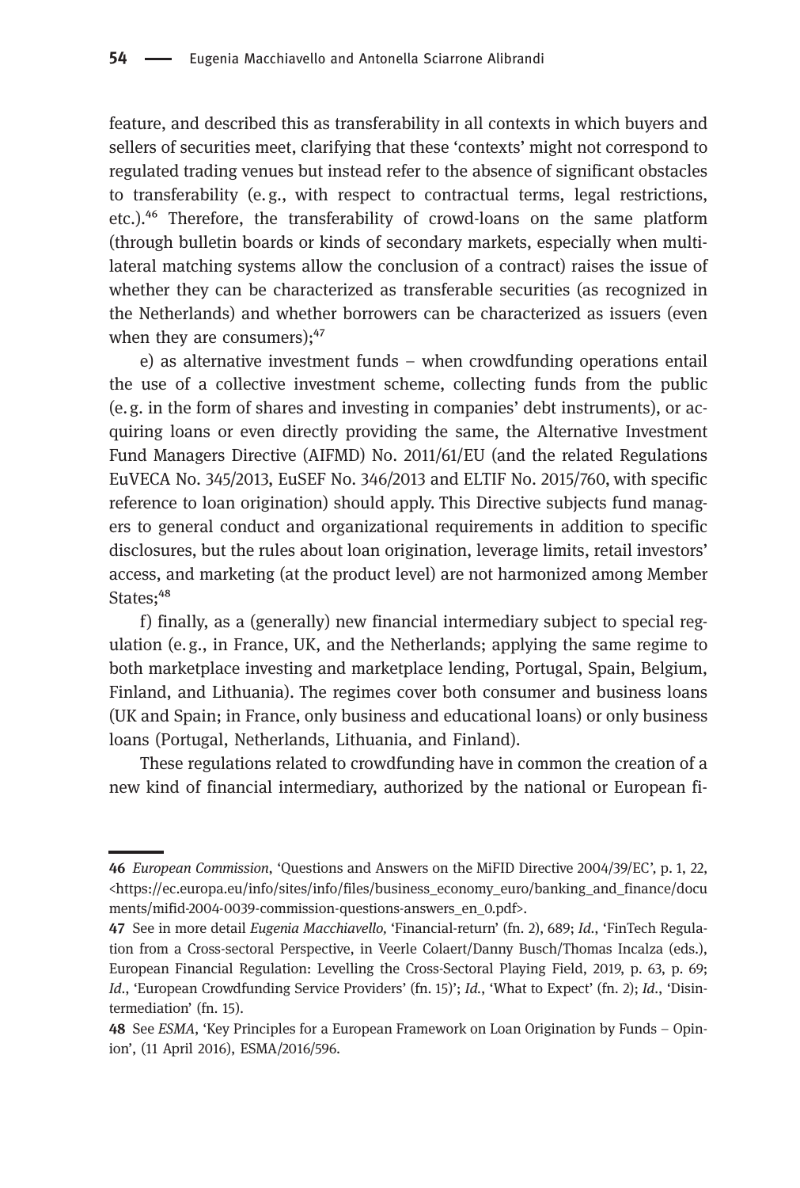feature, and described this as transferability in all contexts in which buyers and sellers of securities meet, clarifying that these 'contexts' might not correspond to regulated trading venues but instead refer to the absence of significant obstacles to transferability (e. g., with respect to contractual terms, legal restrictions, etc.).[46] Therefore, the transferability of crowd-loans on the same platform (through bulletin boards or kinds of secondary markets, especially when multilateral matching systems allow the conclusion of a contract) raises the issue of whether they can be characterized as transferable securities (as recognized in the Netherlands) and whether borrowers can be characterized as issuers (even when they are consumers);[47]

e) as alternative investment funds – when crowdfunding operations entail the use of a collective investment scheme, collecting funds from the public (e. g. in the form of shares and investing in companies' debt instruments), or acquiring loans or even directly providing the same, the Alternative Investment Fund Managers Directive (AIFMD) No. 2011/61/EU (and the related Regulations EuVECA No. 345/2013, EuSEF No. 346/2013 and ELTIF No. 2015/760, with specific reference to loan origination) should apply. This Directive subjects fund managers to general conduct and organizational requirements in addition to specific disclosures, but the rules about loan origination, leverage limits, retail investors' access, and marketing (at the product level) are not harmonized among Member States;[48]

f) finally, as a (generally) new financial intermediary subject to special regulation (e. g., in France, UK, and the Netherlands; applying the same regime to both marketplace investing and marketplace lending, Portugal, Spain, Belgium, Finland, and Lithuania). The regimes cover both consumer and business loans (UK and Spain; in France, only business and educational loans) or only business loans (Portugal, Netherlands, Lithuania, and Finland).

These regulations related to crowdfunding have in common the creation of a new kind of financial intermediary, authorized by the national or European fi-

---

46 *European Commission*, 'Questions and Answers on the MiFID Directive 2004/39/EC', p. 1, 22, <https://ec.europa.eu/info/sites/info/files/business_economy_euro/banking_and_finance/documents/mifid-2004-0039-commission-questions-answers_en_0.pdf>.

47 See in more detail *Eugenia Macchiavello*, 'Financial-return' (fn. 2), 689; *Id.*, 'FinTech Regulation from a Cross-sectoral Perspective, in Veerle Colaert/Danny Busch/Thomas Incalza (eds.), European Financial Regulation: Levelling the Cross-Sectoral Playing Field, 2019, p. 63, p. 69; *Id.*, 'European Crowdfunding Service Providers' (fn. 15)'; *Id.*, 'What to Expect' (fn. 2); *Id.*, 'Disintermediation' (fn. 15).

48 See *ESMA*, 'Key Principles for a European Framework on Loan Origination by Funds – Opinion', (11 April 2016), ESMA/2016/596.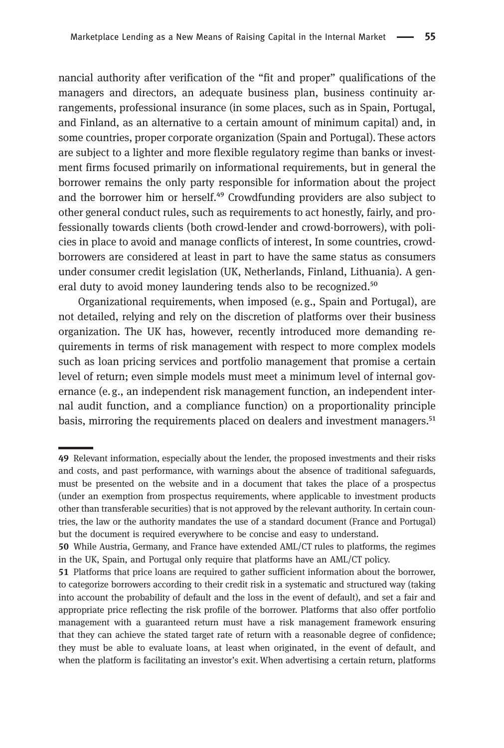nancial authority after verification of the "fit and proper" qualifications of the managers and directors, an adequate business plan, business continuity arrangements, professional insurance (in some places, such as in Spain, Portugal, and Finland, as an alternative to a certain amount of minimum capital) and, in some countries, proper corporate organization (Spain and Portugal). These actors are subject to a lighter and more flexible regulatory regime than banks or investment firms focused primarily on informational requirements, but in general the borrower remains the only party responsible for information about the project and the borrower him or herself.[49] Crowdfunding providers are also subject to other general conduct rules, such as requirements to act honestly, fairly, and professionally towards clients (both crowd-lender and crowd-borrowers), with policies in place to avoid and manage conflicts of interest, In some countries, crowd-borrowers are considered at least in part to have the same status as consumers under consumer credit legislation (UK, Netherlands, Finland, Lithuania). A general duty to avoid money laundering tends also to be recognized.[50]

Organizational requirements, when imposed (e. g., Spain and Portugal), are not detailed, relying and rely on the discretion of platforms over their business organization. The UK has, however, recently introduced more demanding requirements in terms of risk management with respect to more complex models such as loan pricing services and portfolio management that promise a certain level of return; even simple models must meet a minimum level of internal governance (e. g., an independent risk management function, an independent internal audit function, and a compliance function) on a proportionality principle basis, mirroring the requirements placed on dealers and investment managers.[51]

---

**49** Relevant information, especially about the lender, the proposed investments and their risks and costs, and past performance, with warnings about the absence of traditional safeguards, must be presented on the website and in a document that takes the place of a prospectus (under an exemption from prospectus requirements, where applicable to investment products other than transferable securities) that is not approved by the relevant authority. In certain countries, the law or the authority mandates the use of a standard document (France and Portugal) but the document is required everywhere to be concise and easy to understand.

**50** While Austria, Germany, and France have extended AML/CT rules to platforms, the regimes in the UK, Spain, and Portugal only require that platforms have an AML/CT policy.

**51** Platforms that price loans are required to gather sufficient information about the borrower, to categorize borrowers according to their credit risk in a systematic and structured way (taking into account the probability of default and the loss in the event of default), and set a fair and appropriate price reflecting the risk profile of the borrower. Platforms that also offer portfolio management with a guaranteed return must have a risk management framework ensuring that they can achieve the stated target rate of return with a reasonable degree of confidence; they must be able to evaluate loans, at least when originated, in the event of default, and when the platform is facilitating an investor's exit. When advertising a certain return, platforms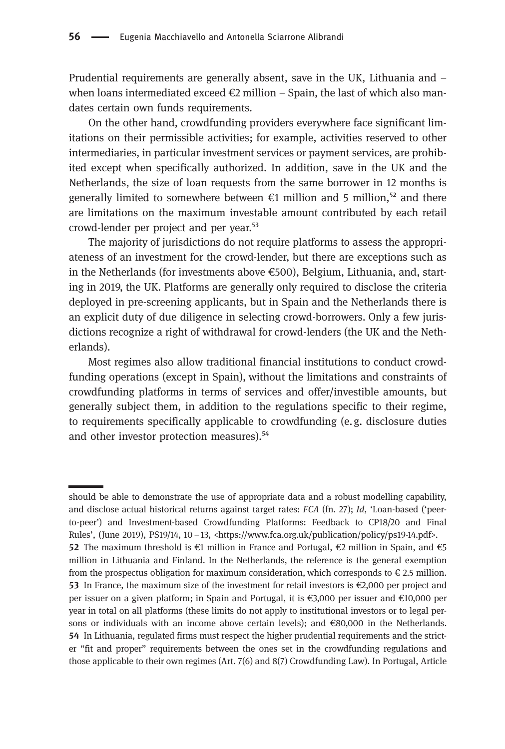Prudential requirements are generally absent, save in the UK, Lithuania and – when loans intermediated exceed €2 million – Spain, the last of which also mandates certain own funds requirements.

On the other hand, crowdfunding providers everywhere face significant limitations on their permissible activities; for example, activities reserved to other intermediaries, in particular investment services or payment services, are prohibited except when specifically authorized. In addition, save in the UK and the Netherlands, the size of loan requests from the same borrower in 12 months is generally limited to somewhere between €1 million and 5 million,[52] and there are limitations on the maximum investable amount contributed by each retail crowd-lender per project and per year.[53]

The majority of jurisdictions do not require platforms to assess the appropriateness of an investment for the crowd-lender, but there are exceptions such as in the Netherlands (for investments above €500), Belgium, Lithuania, and, starting in 2019, the UK. Platforms are generally only required to disclose the criteria deployed in pre-screening applicants, but in Spain and the Netherlands there is an explicit duty of due diligence in selecting crowd-borrowers. Only a few jurisdictions recognize a right of withdrawal for crowd-lenders (the UK and the Netherlands).

Most regimes also allow traditional financial institutions to conduct crowdfunding operations (except in Spain), without the limitations and constraints of crowdfunding platforms in terms of services and offer/investible amounts, but generally subject them, in addition to the regulations specific to their regime, to requirements specifically applicable to crowdfunding (e. g. disclosure duties and other investor protection measures).[54]

---

should be able to demonstrate the use of appropriate data and a robust modelling capability, and disclose actual historical returns against target rates: *FCA* (fn. 27); *Id*, 'Loan-based ('peer-to-peer') and Investment-based Crowdfunding Platforms: Feedback to CP18/20 and Final Rules', (June 2019), PS19/14, 10 – 13, <https://www.fca.org.uk/publication/policy/ps19-14.pdf>.

**52** The maximum threshold is €1 million in France and Portugal, €2 million in Spain, and €5 million in Lithuania and Finland. In the Netherlands, the reference is the general exemption from the prospectus obligation for maximum consideration, which corresponds to € 2.5 million.

**53** In France, the maximum size of the investment for retail investors is €2,000 per project and per issuer on a given platform; in Spain and Portugal, it is €3,000 per issuer and €10,000 per year in total on all platforms (these limits do not apply to institutional investors or to legal persons or individuals with an income above certain levels); and €80,000 in the Netherlands.

**54** In Lithuania, regulated firms must respect the higher prudential requirements and the stricter "fit and proper" requirements between the ones set in the crowdfunding regulations and those applicable to their own regimes (Art. 7(6) and 8(7) Crowdfunding Law). In Portugal, Article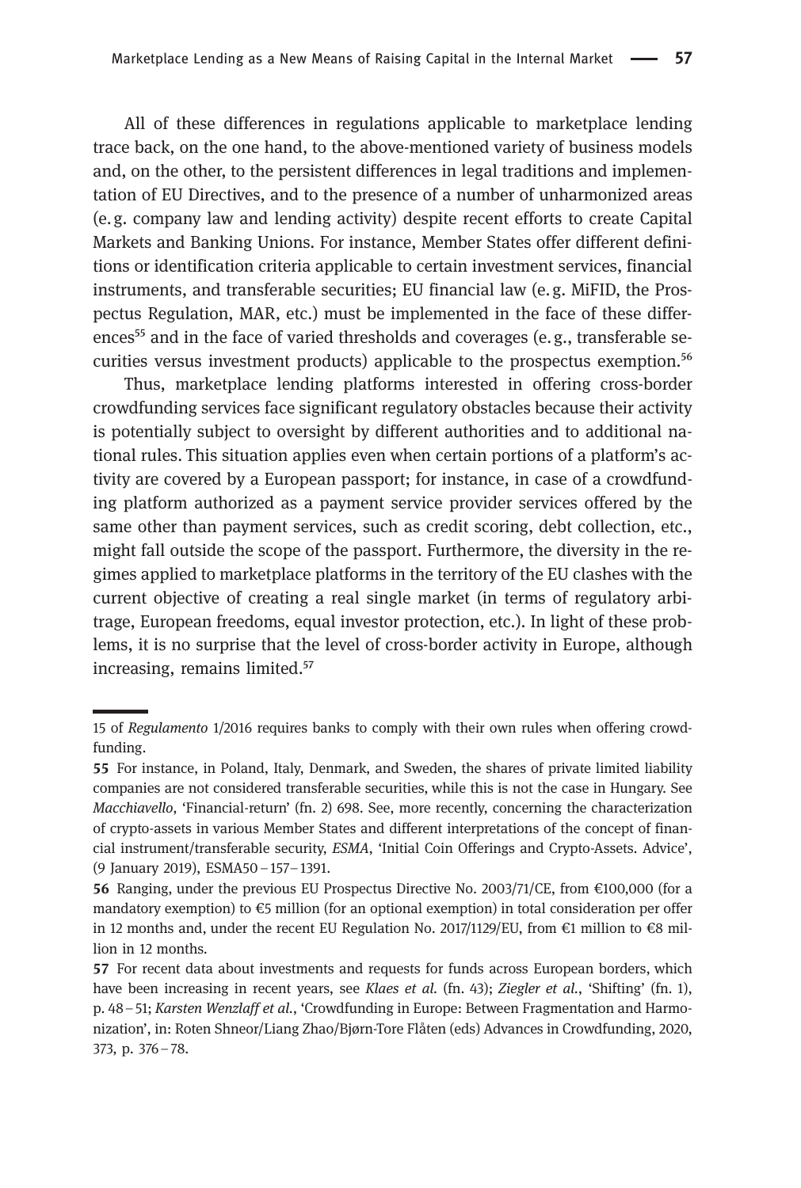All of these differences in regulations applicable to marketplace lending trace back, on the one hand, to the above-mentioned variety of business models and, on the other, to the persistent differences in legal traditions and implementation of EU Directives, and to the presence of a number of unharmonized areas (e.g. company law and lending activity) despite recent efforts to create Capital Markets and Banking Unions. For instance, Member States offer different definitions or identification criteria applicable to certain investment services, financial instruments, and transferable securities; EU financial law (e.g. MiFID, the Prospectus Regulation, MAR, etc.) must be implemented in the face of these differences[55] and in the face of varied thresholds and coverages (e.g., transferable securities versus investment products) applicable to the prospectus exemption.[56]

Thus, marketplace lending platforms interested in offering cross-border crowdfunding services face significant regulatory obstacles because their activity is potentially subject to oversight by different authorities and to additional national rules. This situation applies even when certain portions of a platform's activity are covered by a European passport; for instance, in case of a crowdfunding platform authorized as a payment service provider services offered by the same other than payment services, such as credit scoring, debt collection, etc., might fall outside the scope of the passport. Furthermore, the diversity in the regimes applied to marketplace platforms in the territory of the EU clashes with the current objective of creating a real single market (in terms of regulatory arbitrage, European freedoms, equal investor protection, etc.). In light of these problems, it is no surprise that the level of cross-border activity in Europe, although increasing, remains limited.[57]

---

15 of *Regulamento* 1/2016 requires banks to comply with their own rules when offering crowdfunding.

**55** For instance, in Poland, Italy, Denmark, and Sweden, the shares of private limited liability companies are not considered transferable securities, while this is not the case in Hungary. See *Macchiavello*, 'Financial-return' (fn. 2) 698. See, more recently, concerning the characterization of crypto-assets in various Member States and different interpretations of the concept of financial instrument/transferable security, *ESMA*, 'Initial Coin Offerings and Crypto-Assets. Advice', (9 January 2019), ESMA50 – 157 – 1391.

**56** Ranging, under the previous EU Prospectus Directive No. 2003/71/CE, from €100,000 (for a mandatory exemption) to €5 million (for an optional exemption) in total consideration per offer in 12 months and, under the recent EU Regulation No. 2017/1129/EU, from €1 million to €8 million in 12 months.

**57** For recent data about investments and requests for funds across European borders, which have been increasing in recent years, see *Klaes et al.* (fn. 43); *Ziegler et al.*, 'Shifting' (fn. 1), p. 48 – 51; *Karsten Wenzlaff et al.*, 'Crowdfunding in Europe: Between Fragmentation and Harmonization', in: Roten Shneor/Liang Zhao/Bjørn-Tore Flåten (eds) Advances in Crowdfunding, 2020, 373, p. 376 – 78.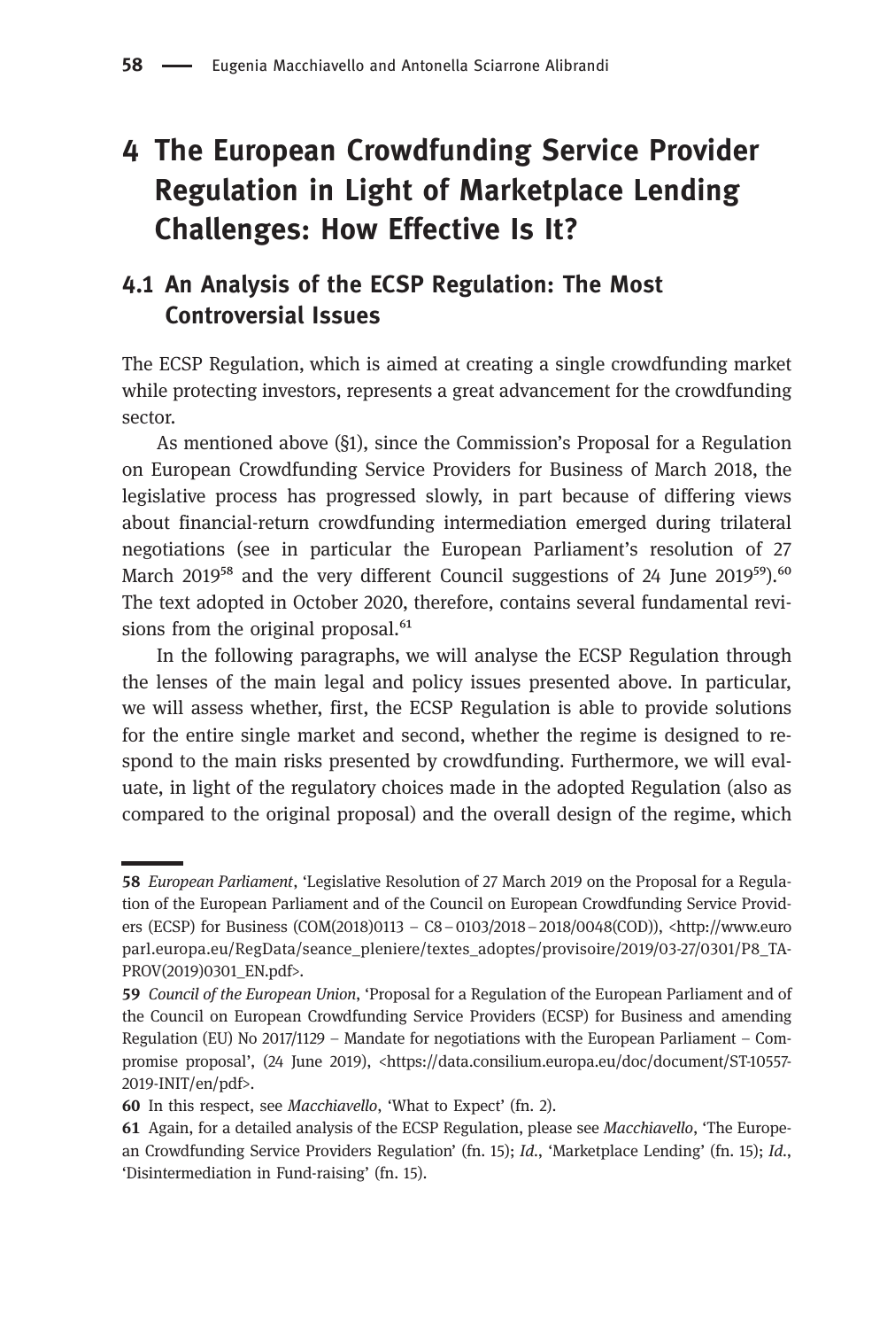# 4 The European Crowdfunding Service Provider Regulation in Light of Marketplace Lending Challenges: How Effective Is It?

## 4.1 An Analysis of the ECSP Regulation: The Most Controversial Issues

The ECSP Regulation, which is aimed at creating a single crowdfunding market while protecting investors, represents a great advancement for the crowdfunding sector.

As mentioned above (§1), since the Commission's Proposal for a Regulation on European Crowdfunding Service Providers for Business of March 2018, the legislative process has progressed slowly, in part because of differing views about financial-return crowdfunding intermediation emerged during trilateral negotiations (see in particular the European Parliament's resolution of 27 March 2019[58] and the very different Council suggestions of 24 June 2019[59]).[60] The text adopted in October 2020, therefore, contains several fundamental revisions from the original proposal.[61]

In the following paragraphs, we will analyse the ECSP Regulation through the lenses of the main legal and policy issues presented above. In particular, we will assess whether, first, the ECSP Regulation is able to provide solutions for the entire single market and second, whether the regime is designed to respond to the main risks presented by crowdfunding. Furthermore, we will evaluate, in light of the regulatory choices made in the adopted Regulation (also as compared to the original proposal) and the overall design of the regime, which

---

58 *European Parliament*, 'Legislative Resolution of 27 March 2019 on the Proposal for a Regulation of the European Parliament and of the Council on European Crowdfunding Service Providers (ECSP) for Business (COM(2018)0113 – C8 – 0103/2018 – 2018/0048(COD)), <http://www.europarl.europa.eu/RegData/seance_pleniere/textes_adoptes/provisoire/2019/03-27/0301/P8_TA-PROV(2019)0301_EN.pdf>.

59 *Council of the European Union*, 'Proposal for a Regulation of the European Parliament and of the Council on European Crowdfunding Service Providers (ECSP) for Business and amending Regulation (EU) No 2017/1129 – Mandate for negotiations with the European Parliament – Compromise proposal', (24 June 2019), <https://data.consilium.europa.eu/doc/document/ST-10557-2019-INIT/en/pdf>.

60 In this respect, see *Macchiavello*, 'What to Expect' (fn. 2).

61 Again, for a detailed analysis of the ECSP Regulation, please see *Macchiavello*, 'The European Crowdfunding Service Providers Regulation' (fn. 15); *Id.*, 'Marketplace Lending' (fn. 15); *Id.*, 'Disintermediation in Fund-raising' (fn. 15).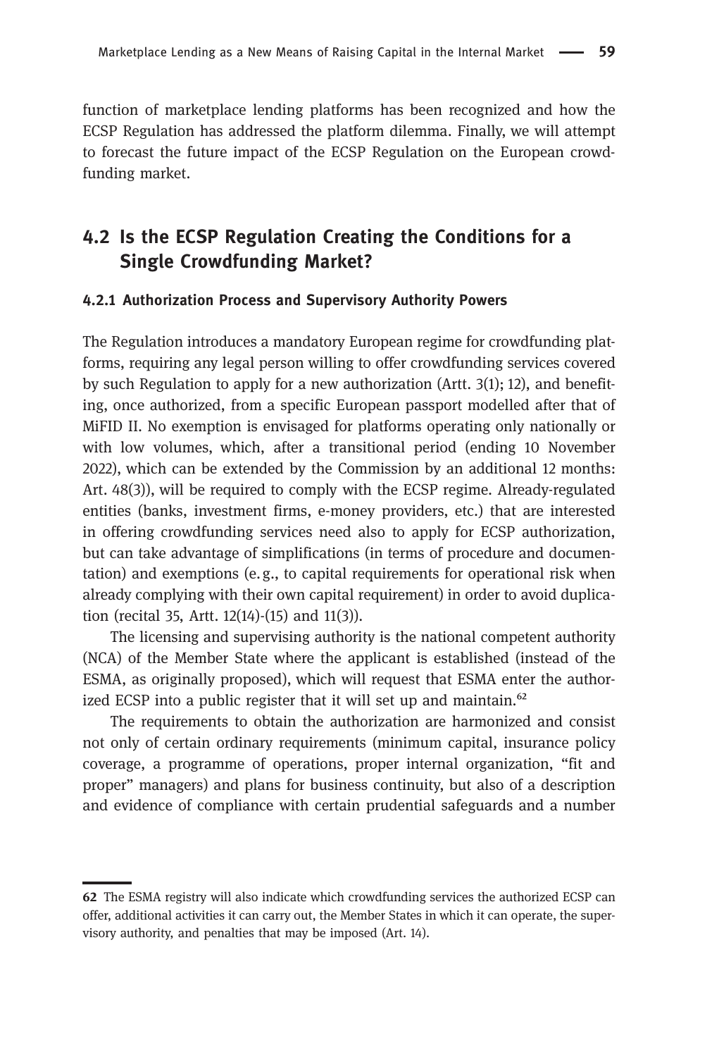function of marketplace lending platforms has been recognized and how the ECSP Regulation has addressed the platform dilemma. Finally, we will attempt to forecast the future impact of the ECSP Regulation on the European crowdfunding market.

## 4.2 Is the ECSP Regulation Creating the Conditions for a Single Crowdfunding Market?

### 4.2.1 Authorization Process and Supervisory Authority Powers

The Regulation introduces a mandatory European regime for crowdfunding platforms, requiring any legal person willing to offer crowdfunding services covered by such Regulation to apply for a new authorization (Artt. 3(1); 12), and benefiting, once authorized, from a specific European passport modelled after that of MiFID II. No exemption is envisaged for platforms operating only nationally or with low volumes, which, after a transitional period (ending 10 November 2022), which can be extended by the Commission by an additional 12 months: Art. 48(3)), will be required to comply with the ECSP regime. Already-regulated entities (banks, investment firms, e-money providers, etc.) that are interested in offering crowdfunding services need also to apply for ECSP authorization, but can take advantage of simplifications (in terms of procedure and documentation) and exemptions (e. g., to capital requirements for operational risk when already complying with their own capital requirement) in order to avoid duplication (recital 35, Artt. 12(14)-(15) and 11(3)).

The licensing and supervising authority is the national competent authority (NCA) of the Member State where the applicant is established (instead of the ESMA, as originally proposed), which will request that ESMA enter the authorized ECSP into a public register that it will set up and maintain.[62]

The requirements to obtain the authorization are harmonized and consist not only of certain ordinary requirements (minimum capital, insurance policy coverage, a programme of operations, proper internal organization, "fit and proper" managers) and plans for business continuity, but also of a description and evidence of compliance with certain prudential safeguards and a number

---

**62** The ESMA registry will also indicate which crowdfunding services the authorized ECSP can offer, additional activities it can carry out, the Member States in which it can operate, the supervisory authority, and penalties that may be imposed (Art. 14).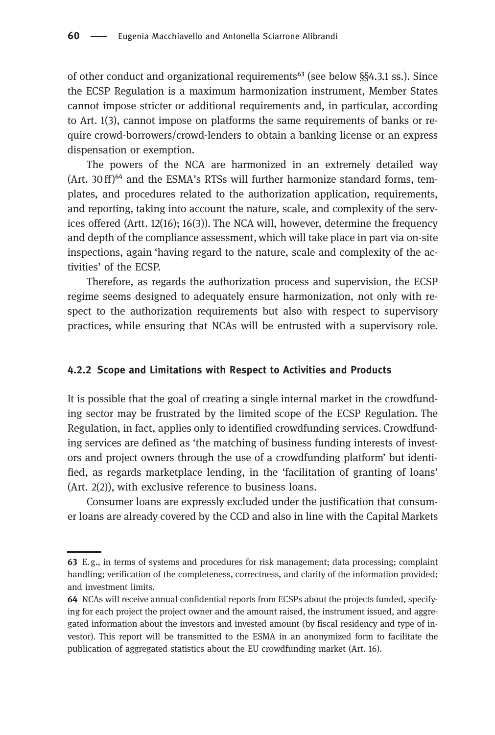of other conduct and organizational requirements[63] (see below §§4.3.1 ss.). Since the ECSP Regulation is a maximum harmonization instrument, Member States cannot impose stricter or additional requirements and, in particular, according to Art. 1(3), cannot impose on platforms the same requirements of banks or require crowd-borrowers/crowd-lenders to obtain a banking license or an express dispensation or exemption.

The powers of the NCA are harmonized in an extremely detailed way (Art. 30 ff)[64] and the ESMA's RTSs will further harmonize standard forms, templates, and procedures related to the authorization application, requirements, and reporting, taking into account the nature, scale, and complexity of the services offered (Artt. 12(16); 16(3)). The NCA will, however, determine the frequency and depth of the compliance assessment, which will take place in part via on-site inspections, again 'having regard to the nature, scale and complexity of the activities' of the ECSP.

Therefore, as regards the authorization process and supervision, the ECSP regime seems designed to adequately ensure harmonization, not only with respect to the authorization requirements but also with respect to supervisory practices, while ensuring that NCAs will be entrusted with a supervisory role.

### 4.2.2 Scope and Limitations with Respect to Activities and Products

It is possible that the goal of creating a single internal market in the crowdfunding sector may be frustrated by the limited scope of the ECSP Regulation. The Regulation, in fact, applies only to identified crowdfunding services. Crowdfunding services are defined as 'the matching of business funding interests of investors and project owners through the use of a crowdfunding platform' but identified, as regards marketplace lending, in the 'facilitation of granting of loans' (Art. 2(2)), with exclusive reference to business loans.

Consumer loans are expressly excluded under the justification that consumer loans are already covered by the CCD and also in line with the Capital Markets

---

63 E. g., in terms of systems and procedures for risk management; data processing; complaint handling; verification of the completeness, correctness, and clarity of the information provided; and investment limits.

64 NCAs will receive annual confidential reports from ECSPs about the projects funded, specifying for each project the project owner and the amount raised, the instrument issued, and aggregated information about the investors and invested amount (by fiscal residency and type of investor). This report will be transmitted to the ESMA in an anonymized form to facilitate the publication of aggregated statistics about the EU crowdfunding market (Art. 16).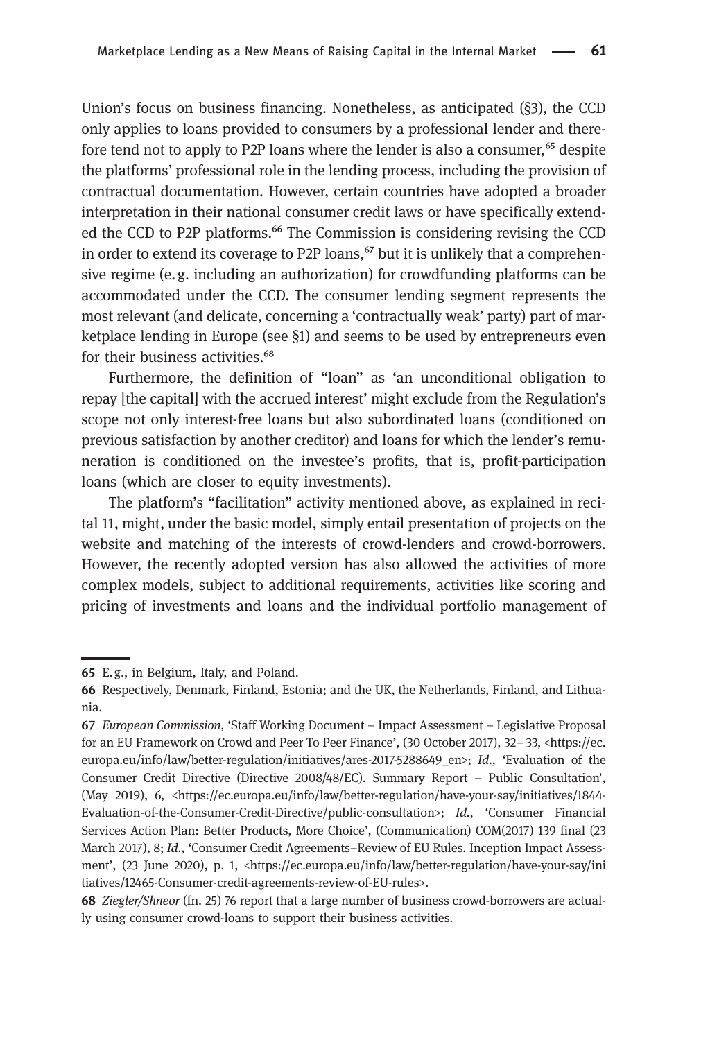Union's focus on business financing. Nonetheless, as anticipated (§3), the CCD only applies to loans provided to consumers by a professional lender and therefore tend not to apply to P2P loans where the lender is also a consumer,[65] despite the platforms' professional role in the lending process, including the provision of contractual documentation. However, certain countries have adopted a broader interpretation in their national consumer credit laws or have specifically extended the CCD to P2P platforms.[66] The Commission is considering revising the CCD in order to extend its coverage to P2P loans,[67] but it is unlikely that a comprehensive regime (e. g. including an authorization) for crowdfunding platforms can be accommodated under the CCD. The consumer lending segment represents the most relevant (and delicate, concerning a 'contractually weak' party) part of marketplace lending in Europe (see §1) and seems to be used by entrepreneurs even for their business activities.[68]

Furthermore, the definition of "loan" as 'an unconditional obligation to repay [the capital] with the accrued interest' might exclude from the Regulation's scope not only interest-free loans but also subordinated loans (conditioned on previous satisfaction by another creditor) and loans for which the lender's remuneration is conditioned on the investee's profits, that is, profit-participation loans (which are closer to equity investments).

The platform's "facilitation" activity mentioned above, as explained in recital 11, might, under the basic model, simply entail presentation of projects on the website and matching of the interests of crowd-lenders and crowd-borrowers. However, the recently adopted version has also allowed the activities of more complex models, subject to additional requirements, activities like scoring and pricing of investments and loans and the individual portfolio management of

---

**65** E. g., in Belgium, Italy, and Poland.

**66** Respectively, Denmark, Finland, Estonia; and the UK, the Netherlands, Finland, and Lithuania.

**67** *European Commission*, 'Staff Working Document – Impact Assessment – Legislative Proposal for an EU Framework on Crowd and Peer To Peer Finance', (30 October 2017), 32–33, <https://ec.europa.eu/info/law/better-regulation/initiatives/ares-2017-5288649_en>; *Id.*, 'Evaluation of the Consumer Credit Directive (Directive 2008/48/EC). Summary Report – Public Consultation', (May 2019), 6, <https://ec.europa.eu/info/law/better-regulation/have-your-say/initiatives/1844-Evaluation-of-the-Consumer-Credit-Directive/public-consultation>; *Id.*, 'Consumer Financial Services Action Plan: Better Products, More Choice', (Communication) COM(2017) 139 final (23 March 2017), 8; *Id.*, 'Consumer Credit Agreements–Review of EU Rules. Inception Impact Assessment', (23 June 2020), p. 1, <https://ec.europa.eu/info/law/better-regulation/have-your-say/initiatives/12465-Consumer-credit-agreements-review-of-EU-rules>.

**68** *Ziegler/Shneor* (fn. 25) 76 report that a large number of business crowd-borrowers are actually using consumer crowd-loans to support their business activities.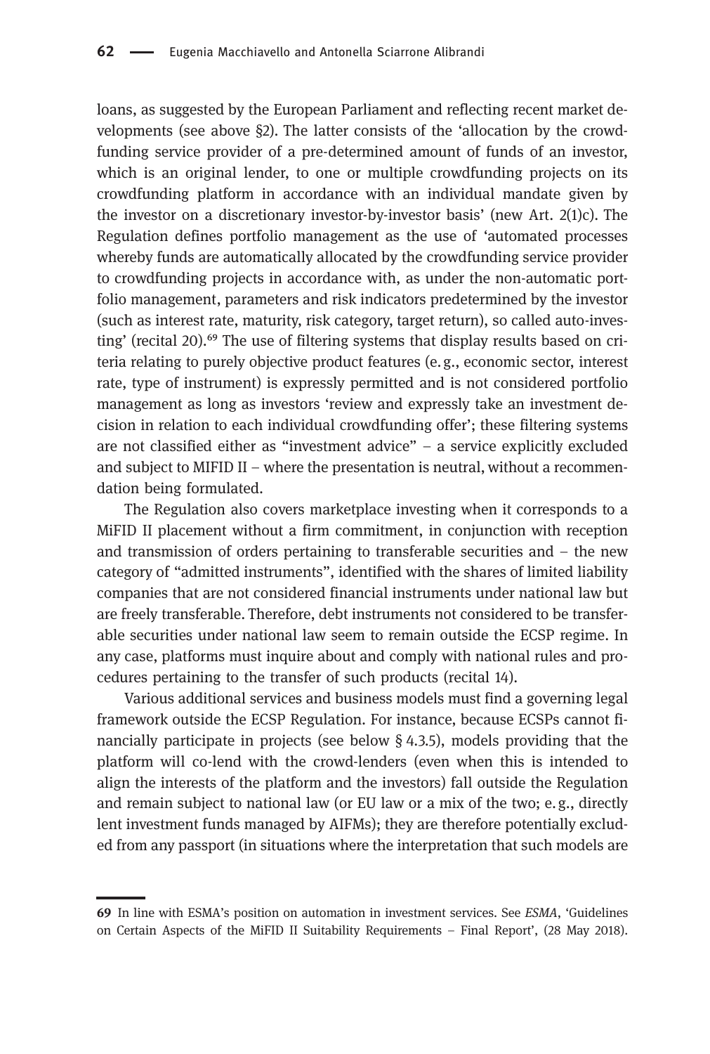loans, as suggested by the European Parliament and reflecting recent market developments (see above §2). The latter consists of the 'allocation by the crowdfunding service provider of a pre-determined amount of funds of an investor, which is an original lender, to one or multiple crowdfunding projects on its crowdfunding platform in accordance with an individual mandate given by the investor on a discretionary investor-by-investor basis' (new Art. 2(1)c). The Regulation defines portfolio management as the use of 'automated processes whereby funds are automatically allocated by the crowdfunding service provider to crowdfunding projects in accordance with, as under the non-automatic portfolio management, parameters and risk indicators predetermined by the investor (such as interest rate, maturity, risk category, target return), so called auto-investing' (recital 20).[69] The use of filtering systems that display results based on criteria relating to purely objective product features (e.g., economic sector, interest rate, type of instrument) is expressly permitted and is not considered portfolio management as long as investors 'review and expressly take an investment decision in relation to each individual crowdfunding offer'; these filtering systems are not classified either as "investment advice" – a service explicitly excluded and subject to MIFID II – where the presentation is neutral, without a recommendation being formulated.

The Regulation also covers marketplace investing when it corresponds to a MiFID II placement without a firm commitment, in conjunction with reception and transmission of orders pertaining to transferable securities and – the new category of "admitted instruments", identified with the shares of limited liability companies that are not considered financial instruments under national law but are freely transferable. Therefore, debt instruments not considered to be transferable securities under national law seem to remain outside the ECSP regime. In any case, platforms must inquire about and comply with national rules and procedures pertaining to the transfer of such products (recital 14).

Various additional services and business models must find a governing legal framework outside the ECSP Regulation. For instance, because ECSPs cannot financially participate in projects (see below § 4.3.5), models providing that the platform will co-lend with the crowd-lenders (even when this is intended to align the interests of the platform and the investors) fall outside the Regulation and remain subject to national law (or EU law or a mix of the two; e.g., directly lent investment funds managed by AIFMs); they are therefore potentially excluded from any passport (in situations where the interpretation that such models are

---

69 In line with ESMA's position on automation in investment services. See *ESMA*, 'Guidelines on Certain Aspects of the MiFID II Suitability Requirements – Final Report', (28 May 2018).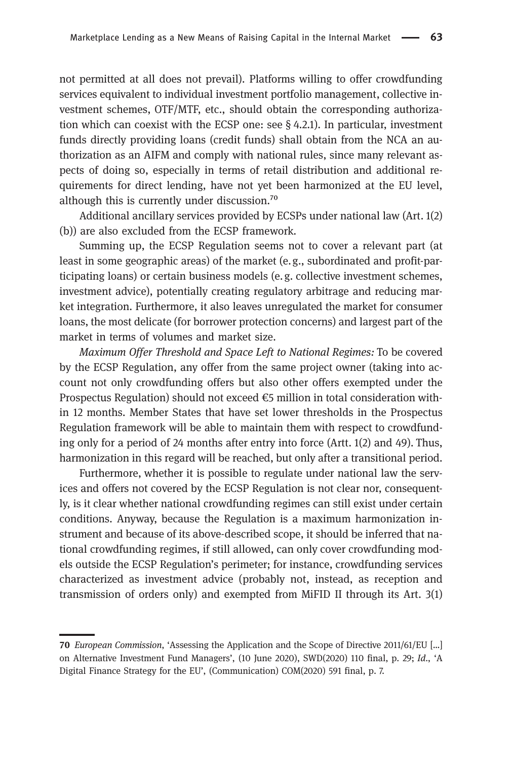not permitted at all does not prevail). Platforms willing to offer crowdfunding services equivalent to individual investment portfolio management, collective investment schemes, OTF/MTF, etc., should obtain the corresponding authorization which can coexist with the ECSP one: see § 4.2.1). In particular, investment funds directly providing loans (credit funds) shall obtain from the NCA an authorization as an AIFM and comply with national rules, since many relevant aspects of doing so, especially in terms of retail distribution and additional requirements for direct lending, have not yet been harmonized at the EU level, although this is currently under discussion.[70]

Additional ancillary services provided by ECSPs under national law (Art. 1(2)(b)) are also excluded from the ECSP framework.

Summing up, the ECSP Regulation seems not to cover a relevant part (at least in some geographic areas) of the market (e. g., subordinated and profit-participating loans) or certain business models (e. g. collective investment schemes, investment advice), potentially creating regulatory arbitrage and reducing market integration. Furthermore, it also leaves unregulated the market for consumer loans, the most delicate (for borrower protection concerns) and largest part of the market in terms of volumes and market size.

*Maximum Offer Threshold and Space Left to National Regimes:* To be covered by the ECSP Regulation, any offer from the same project owner (taking into account not only crowdfunding offers but also other offers exempted under the Prospectus Regulation) should not exceed €5 million in total consideration within 12 months. Member States that have set lower thresholds in the Prospectus Regulation framework will be able to maintain them with respect to crowdfunding only for a period of 24 months after entry into force (Artt. 1(2) and 49). Thus, harmonization in this regard will be reached, but only after a transitional period.

Furthermore, whether it is possible to regulate under national law the services and offers not covered by the ECSP Regulation is not clear nor, consequently, is it clear whether national crowdfunding regimes can still exist under certain conditions. Anyway, because the Regulation is a maximum harmonization instrument and because of its above-described scope, it should be inferred that national crowdfunding regimes, if still allowed, can only cover crowdfunding models outside the ECSP Regulation's perimeter; for instance, crowdfunding services characterized as investment advice (probably not, instead, as reception and transmission of orders only) and exempted from MiFID II through its Art. 3(1)

---

**70** *European Commission*, 'Assessing the Application and the Scope of Directive 2011/61/EU [...] on Alternative Investment Fund Managers', (10 June 2020), SWD(2020) 110 final, p. 29; *Id.*, 'A Digital Finance Strategy for the EU', (Communication) COM(2020) 591 final, p. 7.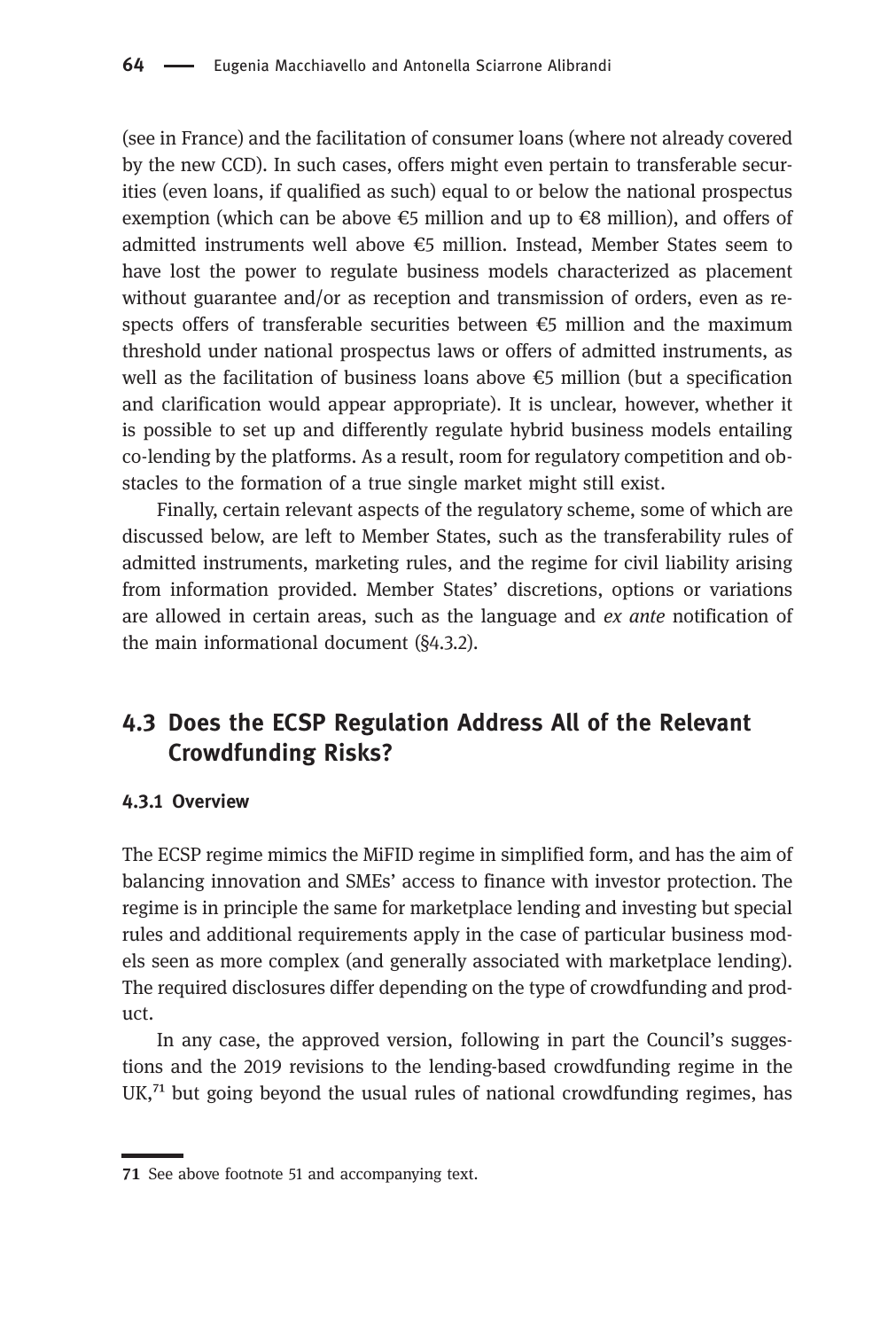(see in France) and the facilitation of consumer loans (where not already covered by the new CCD). In such cases, offers might even pertain to transferable securities (even loans, if qualified as such) equal to or below the national prospectus exemption (which can be above €5 million and up to €8 million), and offers of admitted instruments well above €5 million. Instead, Member States seem to have lost the power to regulate business models characterized as placement without guarantee and/or as reception and transmission of orders, even as respects offers of transferable securities between €5 million and the maximum threshold under national prospectus laws or offers of admitted instruments, as well as the facilitation of business loans above €5 million (but a specification and clarification would appear appropriate). It is unclear, however, whether it is possible to set up and differently regulate hybrid business models entailing co-lending by the platforms. As a result, room for regulatory competition and obstacles to the formation of a true single market might still exist.

Finally, certain relevant aspects of the regulatory scheme, some of which are discussed below, are left to Member States, such as the transferability rules of admitted instruments, marketing rules, and the regime for civil liability arising from information provided. Member States' discretions, options or variations are allowed in certain areas, such as the language and *ex ante* notification of the main informational document (§4.3.2).

## 4.3 Does the ECSP Regulation Address All of the Relevant Crowdfunding Risks?

### 4.3.1 Overview

The ECSP regime mimics the MiFID regime in simplified form, and has the aim of balancing innovation and SMEs' access to finance with investor protection. The regime is in principle the same for marketplace lending and investing but special rules and additional requirements apply in the case of particular business models seen as more complex (and generally associated with marketplace lending). The required disclosures differ depending on the type of crowdfunding and product.

In any case, the approved version, following in part the Council's suggestions and the 2019 revisions to the lending-based crowdfunding regime in the UK,[71] but going beyond the usual rules of national crowdfunding regimes, has

---

71 See above footnote 51 and accompanying text.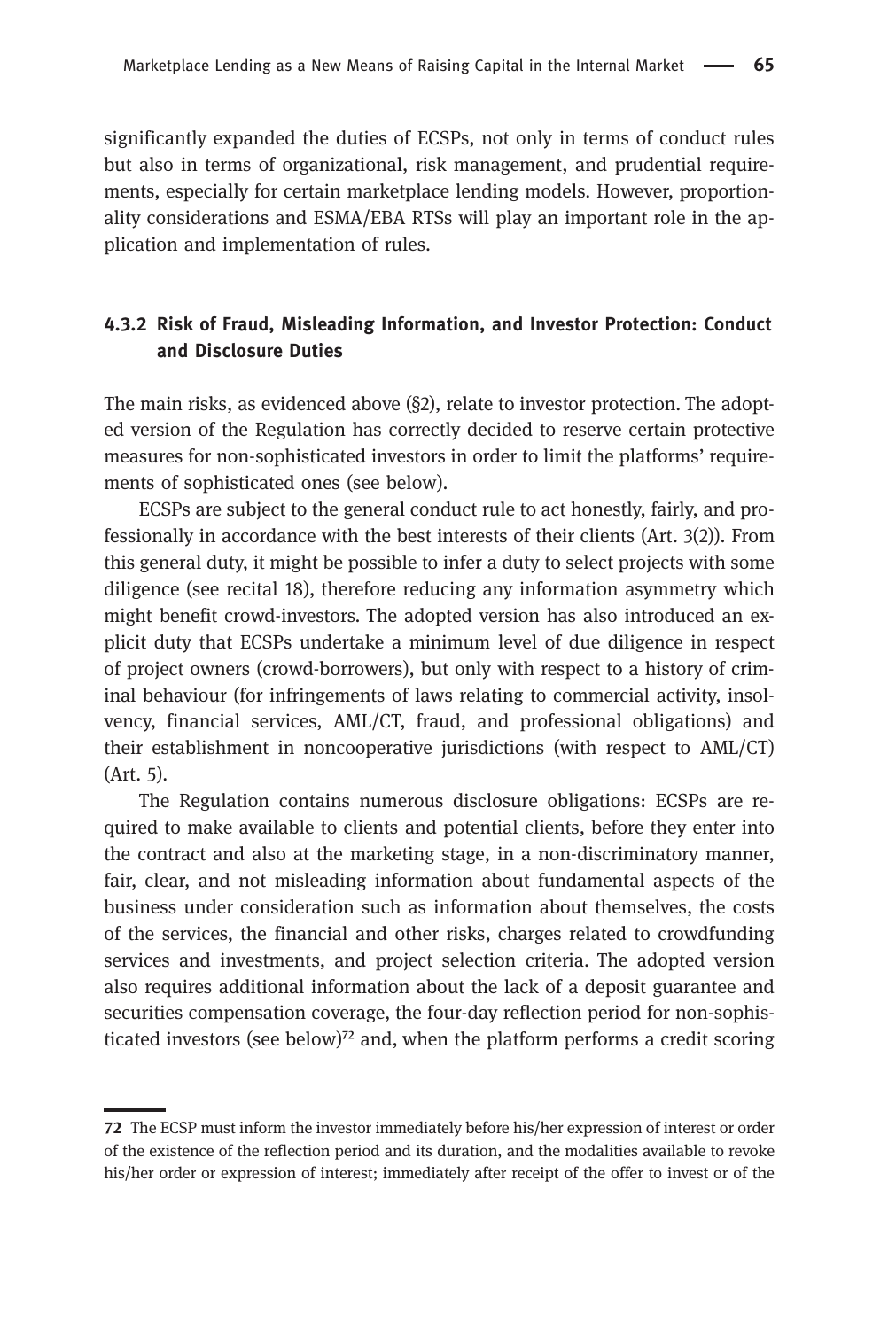significantly expanded the duties of ECSPs, not only in terms of conduct rules but also in terms of organizational, risk management, and prudential requirements, especially for certain marketplace lending models. However, proportionality considerations and ESMA/EBA RTSs will play an important role in the application and implementation of rules.

### 4.3.2 Risk of Fraud, Misleading Information, and Investor Protection: Conduct and Disclosure Duties

The main risks, as evidenced above (§2), relate to investor protection. The adopted version of the Regulation has correctly decided to reserve certain protective measures for non-sophisticated investors in order to limit the platforms' requirements of sophisticated ones (see below).

ECSPs are subject to the general conduct rule to act honestly, fairly, and professionally in accordance with the best interests of their clients (Art. 3(2)). From this general duty, it might be possible to infer a duty to select projects with some diligence (see recital 18), therefore reducing any information asymmetry which might benefit crowd-investors. The adopted version has also introduced an explicit duty that ECSPs undertake a minimum level of due diligence in respect of project owners (crowd-borrowers), but only with respect to a history of criminal behaviour (for infringements of laws relating to commercial activity, insolvency, financial services, AML/CT, fraud, and professional obligations) and their establishment in noncooperative jurisdictions (with respect to AML/CT) (Art. 5).

The Regulation contains numerous disclosure obligations: ECSPs are required to make available to clients and potential clients, before they enter into the contract and also at the marketing stage, in a non-discriminatory manner, fair, clear, and not misleading information about fundamental aspects of the business under consideration such as information about themselves, the costs of the services, the financial and other risks, charges related to crowdfunding services and investments, and project selection criteria. The adopted version also requires additional information about the lack of a deposit guarantee and securities compensation coverage, the four-day reflection period for non-sophisticated investors (see below)[72] and, when the platform performs a credit scoring

---

**72** The ECSP must inform the investor immediately before his/her expression of interest or order of the existence of the reflection period and its duration, and the modalities available to revoke his/her order or expression of interest; immediately after receipt of the offer to invest or of the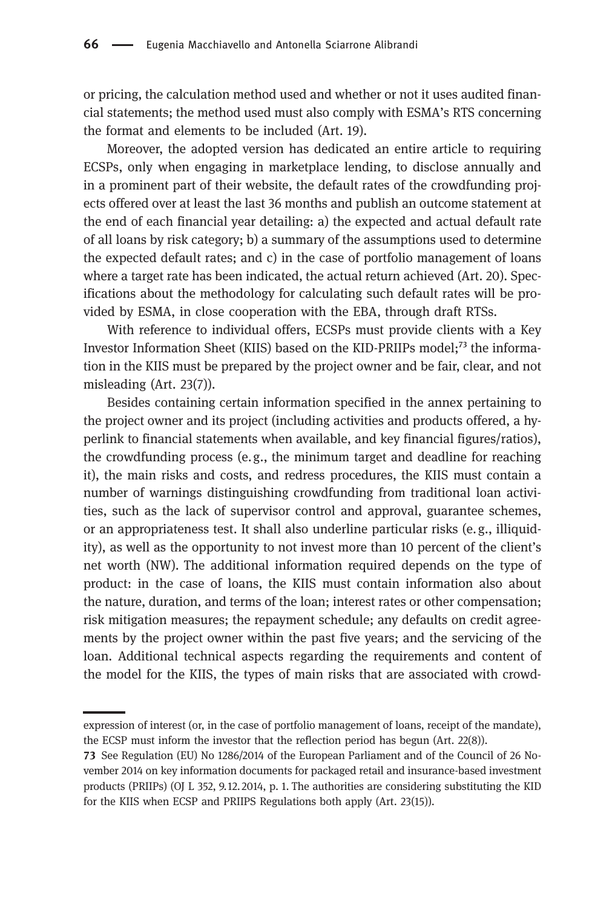or pricing, the calculation method used and whether or not it uses audited financial statements; the method used must also comply with ESMA's RTS concerning the format and elements to be included (Art. 19).

Moreover, the adopted version has dedicated an entire article to requiring ECSPs, only when engaging in marketplace lending, to disclose annually and in a prominent part of their website, the default rates of the crowdfunding projects offered over at least the last 36 months and publish an outcome statement at the end of each financial year detailing: a) the expected and actual default rate of all loans by risk category; b) a summary of the assumptions used to determine the expected default rates; and c) in the case of portfolio management of loans where a target rate has been indicated, the actual return achieved (Art. 20). Specifications about the methodology for calculating such default rates will be provided by ESMA, in close cooperation with the EBA, through draft RTSs.

With reference to individual offers, ECSPs must provide clients with a Key Investor Information Sheet (KIIS) based on the KID-PRIIPs model;[73] the information in the KIIS must be prepared by the project owner and be fair, clear, and not misleading (Art. 23(7)).

Besides containing certain information specified in the annex pertaining to the project owner and its project (including activities and products offered, a hyperlink to financial statements when available, and key financial figures/ratios), the crowdfunding process (e.g., the minimum target and deadline for reaching it), the main risks and costs, and redress procedures, the KIIS must contain a number of warnings distinguishing crowdfunding from traditional loan activities, such as the lack of supervisor control and approval, guarantee schemes, or an appropriateness test. It shall also underline particular risks (e.g., illiquidity), as well as the opportunity to not invest more than 10 percent of the client's net worth (NW). The additional information required depends on the type of product: in the case of loans, the KIIS must contain information also about the nature, duration, and terms of the loan; interest rates or other compensation; risk mitigation measures; the repayment schedule; any defaults on credit agreements by the project owner within the past five years; and the servicing of the loan. Additional technical aspects regarding the requirements and content of the model for the KIIS, the types of main risks that are associated with crowd-

---

expression of interest (or, in the case of portfolio management of loans, receipt of the mandate), the ECSP must inform the investor that the reflection period has begun (Art. 22(8)).

73 See Regulation (EU) No 1286/2014 of the European Parliament and of the Council of 26 November 2014 on key information documents for packaged retail and insurance-based investment products (PRIIPs) (OJ L 352, 9.12.2014, p. 1. The authorities are considering substituting the KID for the KIIS when ECSP and PRIIPS Regulations both apply (Art. 23(15)).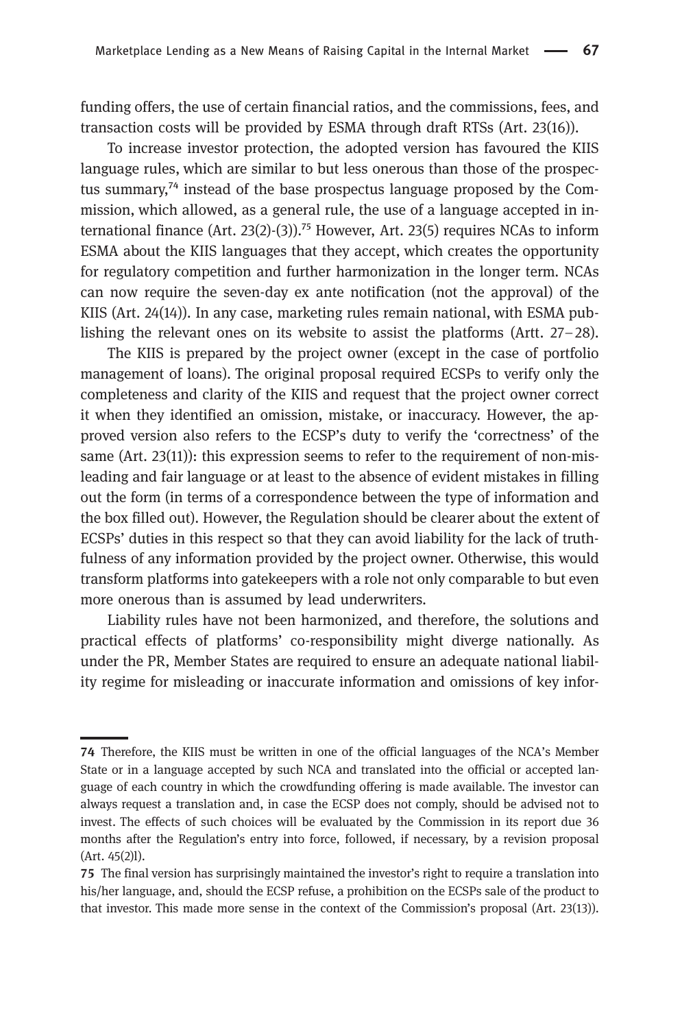funding offers, the use of certain financial ratios, and the commissions, fees, and transaction costs will be provided by ESMA through draft RTSs (Art. 23(16)).

To increase investor protection, the adopted version has favoured the KIIS language rules, which are similar to but less onerous than those of the prospectus summary,[74] instead of the base prospectus language proposed by the Commission, which allowed, as a general rule, the use of a language accepted in international finance (Art. 23(2)-(3)).[75] However, Art. 23(5) requires NCAs to inform ESMA about the KIIS languages that they accept, which creates the opportunity for regulatory competition and further harmonization in the longer term. NCAs can now require the seven-day ex ante notification (not the approval) of the KIIS (Art. 24(14)). In any case, marketing rules remain national, with ESMA publishing the relevant ones on its website to assist the platforms (Artt. 27–28).

The KIIS is prepared by the project owner (except in the case of portfolio management of loans). The original proposal required ECSPs to verify only the completeness and clarity of the KIIS and request that the project owner correct it when they identified an omission, mistake, or inaccuracy. However, the approved version also refers to the ECSP's duty to verify the 'correctness' of the same (Art. 23(11)): this expression seems to refer to the requirement of non-misleading and fair language or at least to the absence of evident mistakes in filling out the form (in terms of a correspondence between the type of information and the box filled out). However, the Regulation should be clearer about the extent of ECSPs' duties in this respect so that they can avoid liability for the lack of truthfulness of any information provided by the project owner. Otherwise, this would transform platforms into gatekeepers with a role not only comparable to but even more onerous than is assumed by lead underwriters.

Liability rules have not been harmonized, and therefore, the solutions and practical effects of platforms' co-responsibility might diverge nationally. As under the PR, Member States are required to ensure an adequate national liability regime for misleading or inaccurate information and omissions of key infor-

---

74 Therefore, the KIIS must be written in one of the official languages of the NCA's Member State or in a language accepted by such NCA and translated into the official or accepted language of each country in which the crowdfunding offering is made available. The investor can always request a translation and, in case the ECSP does not comply, should be advised not to invest. The effects of such choices will be evaluated by the Commission in its report due 36 months after the Regulation's entry into force, followed, if necessary, by a revision proposal (Art. 45(2)l).

75 The final version has surprisingly maintained the investor's right to require a translation into his/her language, and, should the ECSP refuse, a prohibition on the ECSPs sale of the product to that investor. This made more sense in the context of the Commission's proposal (Art. 23(13)).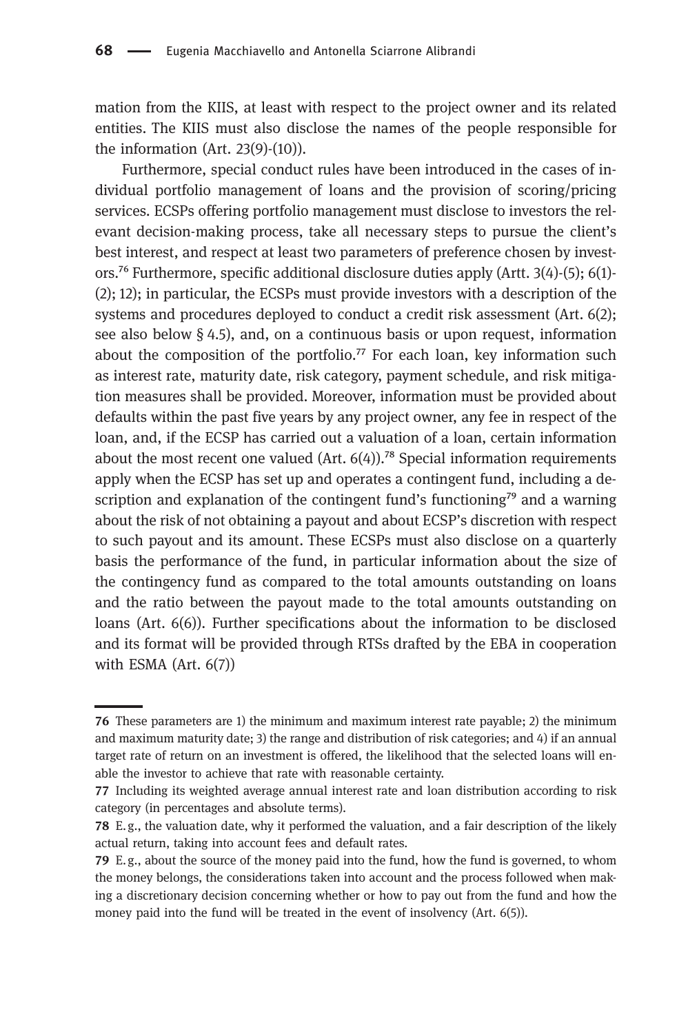mation from the KIIS, at least with respect to the project owner and its related entities. The KIIS must also disclose the names of the people responsible for the information (Art. 23(9)-(10)).

Furthermore, special conduct rules have been introduced in the cases of individual portfolio management of loans and the provision of scoring/pricing services. ECSPs offering portfolio management must disclose to investors the relevant decision-making process, take all necessary steps to pursue the client's best interest, and respect at least two parameters of preference chosen by investors.[76] Furthermore, specific additional disclosure duties apply (Artt. 3(4)-(5); 6(1)-(2); 12); in particular, the ECSPs must provide investors with a description of the systems and procedures deployed to conduct a credit risk assessment (Art. 6(2); see also below § 4.5), and, on a continuous basis or upon request, information about the composition of the portfolio.[77] For each loan, key information such as interest rate, maturity date, risk category, payment schedule, and risk mitigation measures shall be provided. Moreover, information must be provided about defaults within the past five years by any project owner, any fee in respect of the loan, and, if the ECSP has carried out a valuation of a loan, certain information about the most recent one valued (Art. 6(4)).[78] Special information requirements apply when the ECSP has set up and operates a contingent fund, including a description and explanation of the contingent fund's functioning[79] and a warning about the risk of not obtaining a payout and about ECSP's discretion with respect to such payout and its amount. These ECSPs must also disclose on a quarterly basis the performance of the fund, in particular information about the size of the contingency fund as compared to the total amounts outstanding on loans and the ratio between the payout made to the total amounts outstanding on loans (Art. 6(6)). Further specifications about the information to be disclosed and its format will be provided through RTSs drafted by the EBA in cooperation with ESMA (Art. 6(7))

---

**76** These parameters are 1) the minimum and maximum interest rate payable; 2) the minimum and maximum maturity date; 3) the range and distribution of risk categories; and 4) if an annual target rate of return on an investment is offered, the likelihood that the selected loans will enable the investor to achieve that rate with reasonable certainty.

**77** Including its weighted average annual interest rate and loan distribution according to risk category (in percentages and absolute terms).

**78** E.g., the valuation date, why it performed the valuation, and a fair description of the likely actual return, taking into account fees and default rates.

**79** E.g., about the source of the money paid into the fund, how the fund is governed, to whom the money belongs, the considerations taken into account and the process followed when making a discretionary decision concerning whether or how to pay out from the fund and how the money paid into the fund will be treated in the event of insolvency (Art. 6(5)).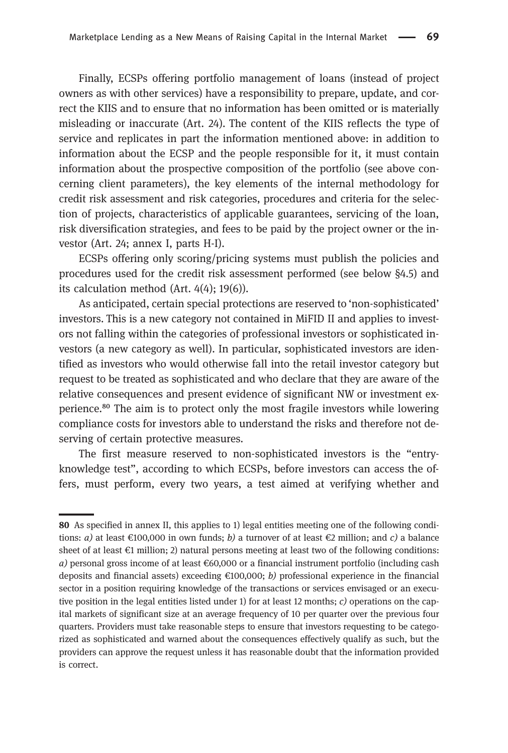Finally, ECSPs offering portfolio management of loans (instead of project owners as with other services) have a responsibility to prepare, update, and correct the KIIS and to ensure that no information has been omitted or is materially misleading or inaccurate (Art. 24). The content of the KIIS reflects the type of service and replicates in part the information mentioned above: in addition to information about the ECSP and the people responsible for it, it must contain information about the prospective composition of the portfolio (see above concerning client parameters), the key elements of the internal methodology for credit risk assessment and risk categories, procedures and criteria for the selection of projects, characteristics of applicable guarantees, servicing of the loan, risk diversification strategies, and fees to be paid by the project owner or the investor (Art. 24; annex I, parts H-I).

ECSPs offering only scoring/pricing systems must publish the policies and procedures used for the credit risk assessment performed (see below §4.5) and its calculation method (Art. 4(4); 19(6)).

As anticipated, certain special protections are reserved to 'non-sophisticated' investors. This is a new category not contained in MiFID II and applies to investors not falling within the categories of professional investors or sophisticated investors (a new category as well). In particular, sophisticated investors are identified as investors who would otherwise fall into the retail investor category but request to be treated as sophisticated and who declare that they are aware of the relative consequences and present evidence of significant NW or investment experience.[80] The aim is to protect only the most fragile investors while lowering compliance costs for investors able to understand the risks and therefore not deserving of certain protective measures.

The first measure reserved to non-sophisticated investors is the "entry-knowledge test", according to which ECSPs, before investors can access the offers, must perform, every two years, a test aimed at verifying whether and

---

**80** As specified in annex II, this applies to 1) legal entities meeting one of the following conditions: *a)* at least €100,000 in own funds; *b)* a turnover of at least €2 million; and *c)* a balance sheet of at least €1 million; 2) natural persons meeting at least two of the following conditions: *a)* personal gross income of at least €60,000 or a financial instrument portfolio (including cash deposits and financial assets) exceeding €100,000; *b)* professional experience in the financial sector in a position requiring knowledge of the transactions or services envisaged or an executive position in the legal entities listed under 1) for at least 12 months; *c)* operations on the capital markets of significant size at an average frequency of 10 per quarter over the previous four quarters. Providers must take reasonable steps to ensure that investors requesting to be categorized as sophisticated and warned about the consequences effectively qualify as such, but the providers can approve the request unless it has reasonable doubt that the information provided is correct.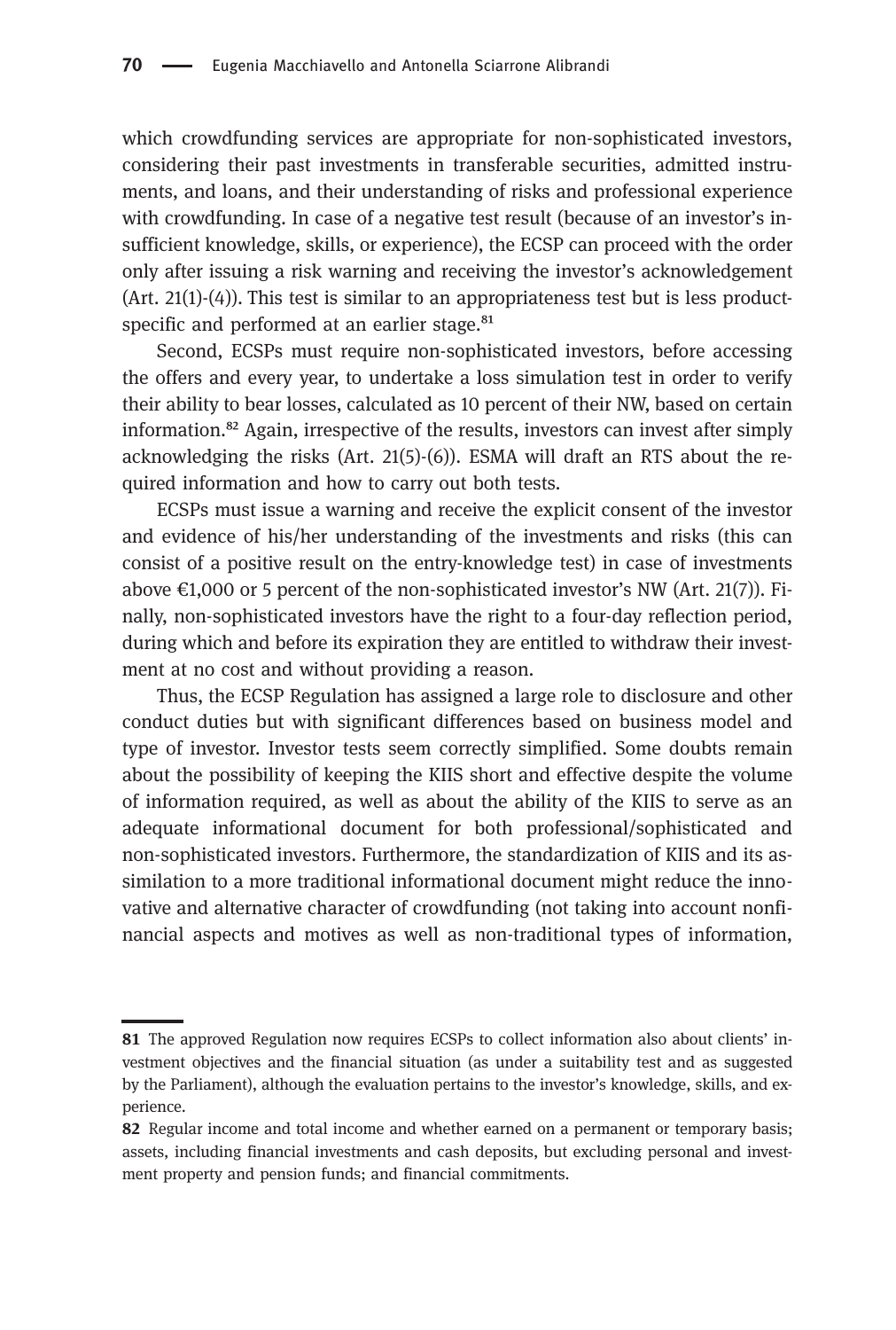which crowdfunding services are appropriate for non-sophisticated investors, considering their past investments in transferable securities, admitted instruments, and loans, and their understanding of risks and professional experience with crowdfunding. In case of a negative test result (because of an investor's insufficient knowledge, skills, or experience), the ECSP can proceed with the order only after issuing a risk warning and receiving the investor's acknowledgement (Art. 21(1)-(4)). This test is similar to an appropriateness test but is less product-specific and performed at an earlier stage.[81]

Second, ECSPs must require non-sophisticated investors, before accessing the offers and every year, to undertake a loss simulation test in order to verify their ability to bear losses, calculated as 10 percent of their NW, based on certain information.[82] Again, irrespective of the results, investors can invest after simply acknowledging the risks (Art. 21(5)-(6)). ESMA will draft an RTS about the required information and how to carry out both tests.

ECSPs must issue a warning and receive the explicit consent of the investor and evidence of his/her understanding of the investments and risks (this can consist of a positive result on the entry-knowledge test) in case of investments above €1,000 or 5 percent of the non-sophisticated investor's NW (Art. 21(7)). Finally, non-sophisticated investors have the right to a four-day reflection period, during which and before its expiration they are entitled to withdraw their investment at no cost and without providing a reason.

Thus, the ECSP Regulation has assigned a large role to disclosure and other conduct duties but with significant differences based on business model and type of investor. Investor tests seem correctly simplified. Some doubts remain about the possibility of keeping the KIIS short and effective despite the volume of information required, as well as about the ability of the KIIS to serve as an adequate informational document for both professional/sophisticated and non-sophisticated investors. Furthermore, the standardization of KIIS and its assimilation to a more traditional informational document might reduce the innovative and alternative character of crowdfunding (not taking into account nonfinancial aspects and motives as well as non-traditional types of information,

---

**81** The approved Regulation now requires ECSPs to collect information also about clients' investment objectives and the financial situation (as under a suitability test and as suggested by the Parliament), although the evaluation pertains to the investor's knowledge, skills, and experience.

**82** Regular income and total income and whether earned on a permanent or temporary basis; assets, including financial investments and cash deposits, but excluding personal and investment property and pension funds; and financial commitments.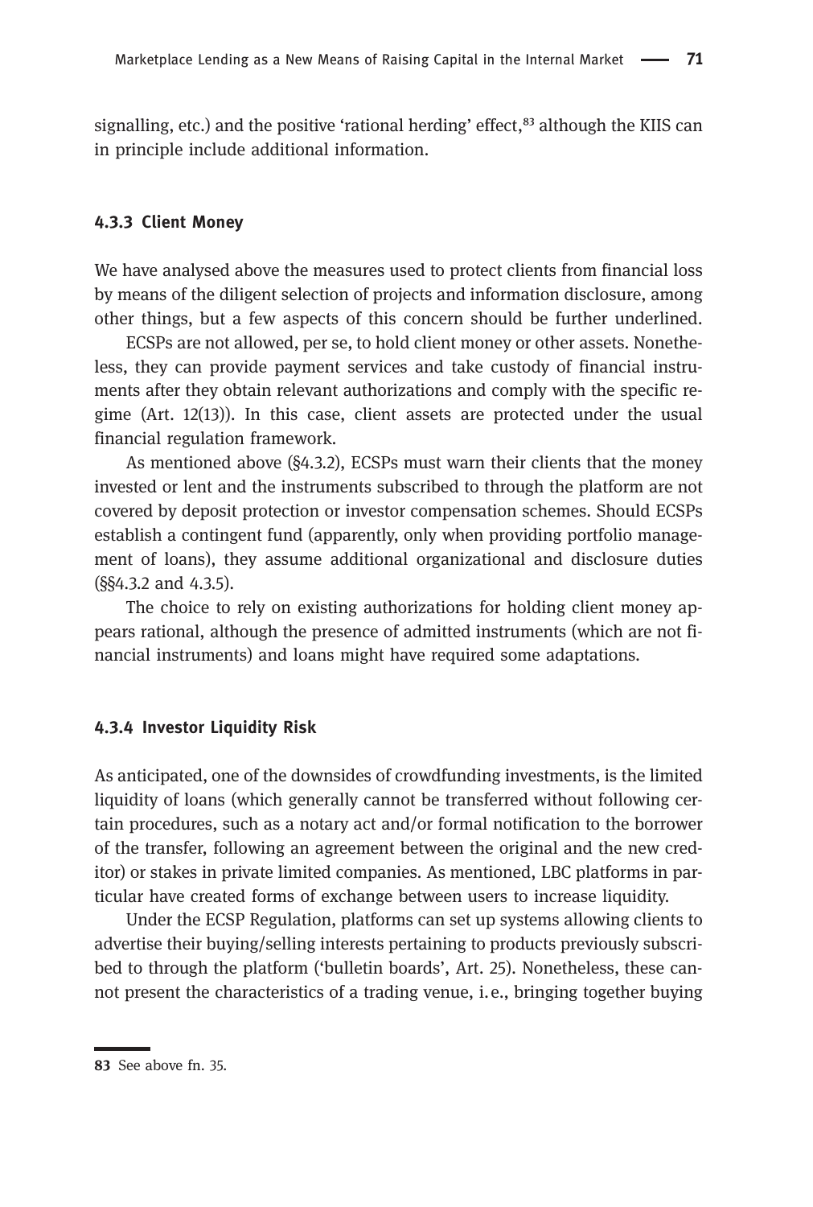signalling, etc.) and the positive 'rational herding' effect,[83] although the KIIS can in principle include additional information.

### 4.3.3 Client Money

We have analysed above the measures used to protect clients from financial loss by means of the diligent selection of projects and information disclosure, among other things, but a few aspects of this concern should be further underlined.

ECSPs are not allowed, per se, to hold client money or other assets. Nonetheless, they can provide payment services and take custody of financial instruments after they obtain relevant authorizations and comply with the specific regime (Art. 12(13)). In this case, client assets are protected under the usual financial regulation framework.

As mentioned above (§4.3.2), ECSPs must warn their clients that the money invested or lent and the instruments subscribed to through the platform are not covered by deposit protection or investor compensation schemes. Should ECSPs establish a contingent fund (apparently, only when providing portfolio management of loans), they assume additional organizational and disclosure duties (§§4.3.2 and 4.3.5).

The choice to rely on existing authorizations for holding client money appears rational, although the presence of admitted instruments (which are not financial instruments) and loans might have required some adaptations.

### 4.3.4 Investor Liquidity Risk

As anticipated, one of the downsides of crowdfunding investments, is the limited liquidity of loans (which generally cannot be transferred without following certain procedures, such as a notary act and/or formal notification to the borrower of the transfer, following an agreement between the original and the new creditor) or stakes in private limited companies. As mentioned, LBC platforms in particular have created forms of exchange between users to increase liquidity.

Under the ECSP Regulation, platforms can set up systems allowing clients to advertise their buying/selling interests pertaining to products previously subscribed to through the platform ('bulletin boards', Art. 25). Nonetheless, these cannot present the characteristics of a trading venue, i.e., bringing together buying

---

[83] See above fn. 35.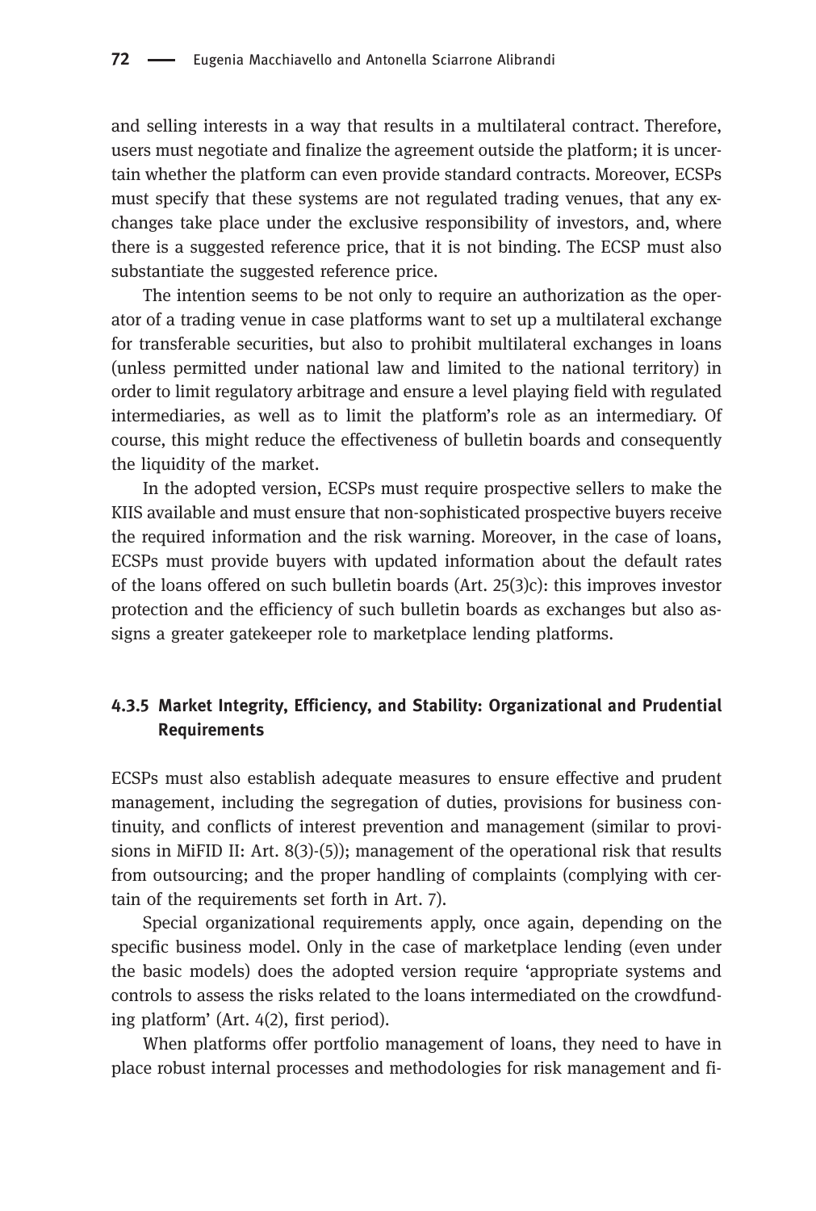and selling interests in a way that results in a multilateral contract. Therefore, users must negotiate and finalize the agreement outside the platform; it is uncertain whether the platform can even provide standard contracts. Moreover, ECSPs must specify that these systems are not regulated trading venues, that any exchanges take place under the exclusive responsibility of investors, and, where there is a suggested reference price, that it is not binding. The ECSP must also substantiate the suggested reference price.

The intention seems to be not only to require an authorization as the operator of a trading venue in case platforms want to set up a multilateral exchange for transferable securities, but also to prohibit multilateral exchanges in loans (unless permitted under national law and limited to the national territory) in order to limit regulatory arbitrage and ensure a level playing field with regulated intermediaries, as well as to limit the platform's role as an intermediary. Of course, this might reduce the effectiveness of bulletin boards and consequently the liquidity of the market.

In the adopted version, ECSPs must require prospective sellers to make the KIIS available and must ensure that non-sophisticated prospective buyers receive the required information and the risk warning. Moreover, in the case of loans, ECSPs must provide buyers with updated information about the default rates of the loans offered on such bulletin boards (Art. 25(3)c): this improves investor protection and the efficiency of such bulletin boards as exchanges but also assigns a greater gatekeeper role to marketplace lending platforms.

### 4.3.5 Market Integrity, Efficiency, and Stability: Organizational and Prudential Requirements

ECSPs must also establish adequate measures to ensure effective and prudent management, including the segregation of duties, provisions for business continuity, and conflicts of interest prevention and management (similar to provisions in MiFID II: Art. 8(3)-(5)); management of the operational risk that results from outsourcing; and the proper handling of complaints (complying with certain of the requirements set forth in Art. 7).

Special organizational requirements apply, once again, depending on the specific business model. Only in the case of marketplace lending (even under the basic models) does the adopted version require 'appropriate systems and controls to assess the risks related to the loans intermediated on the crowdfunding platform' (Art. 4(2), first period).

When platforms offer portfolio management of loans, they need to have in place robust internal processes and methodologies for risk management and fi-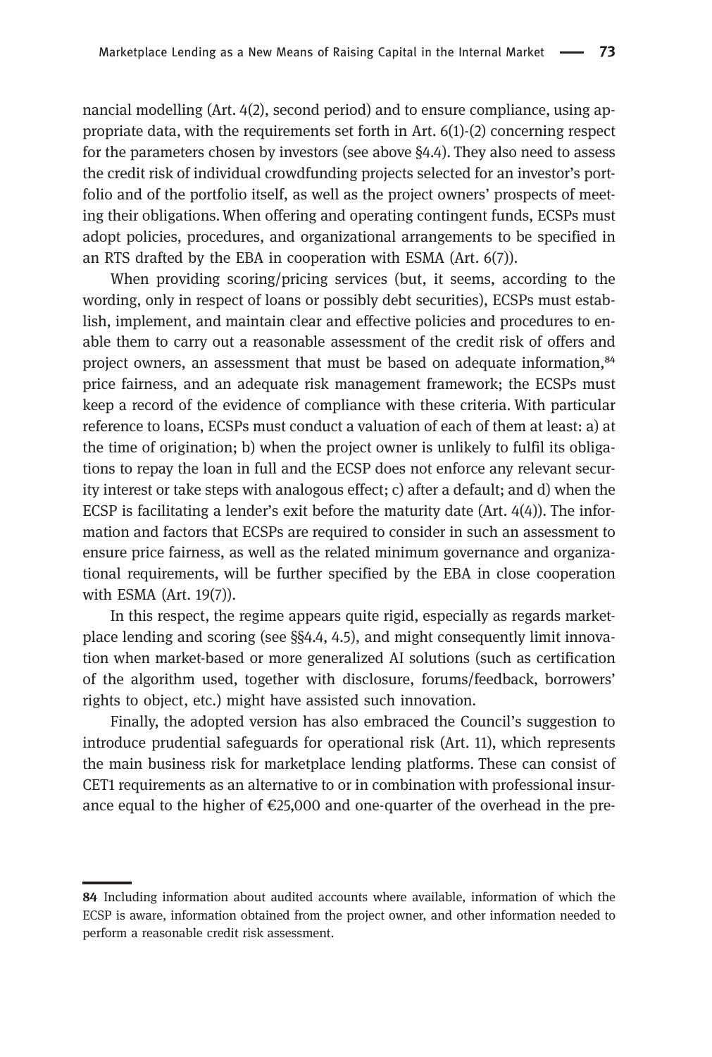nancial modelling (Art. 4(2), second period) and to ensure compliance, using appropriate data, with the requirements set forth in Art. 6(1)-(2) concerning respect for the parameters chosen by investors (see above §4.4). They also need to assess the credit risk of individual crowdfunding projects selected for an investor's portfolio and of the portfolio itself, as well as the project owners' prospects of meeting their obligations. When offering and operating contingent funds, ECSPs must adopt policies, procedures, and organizational arrangements to be specified in an RTS drafted by the EBA in cooperation with ESMA (Art. 6(7)).

When providing scoring/pricing services (but, it seems, according to the wording, only in respect of loans or possibly debt securities), ECSPs must establish, implement, and maintain clear and effective policies and procedures to enable them to carry out a reasonable assessment of the credit risk of offers and project owners, an assessment that must be based on adequate information,[84] price fairness, and an adequate risk management framework; the ECSPs must keep a record of the evidence of compliance with these criteria. With particular reference to loans, ECSPs must conduct a valuation of each of them at least: a) at the time of origination; b) when the project owner is unlikely to fulfil its obligations to repay the loan in full and the ECSP does not enforce any relevant security interest or take steps with analogous effect; c) after a default; and d) when the ECSP is facilitating a lender's exit before the maturity date (Art. 4(4)). The information and factors that ECSPs are required to consider in such an assessment to ensure price fairness, as well as the related minimum governance and organizational requirements, will be further specified by the EBA in close cooperation with ESMA (Art. 19(7)).

In this respect, the regime appears quite rigid, especially as regards marketplace lending and scoring (see §§4.4, 4.5), and might consequently limit innovation when market-based or more generalized AI solutions (such as certification of the algorithm used, together with disclosure, forums/feedback, borrowers' rights to object, etc.) might have assisted such innovation.

Finally, the adopted version has also embraced the Council's suggestion to introduce prudential safeguards for operational risk (Art. 11), which represents the main business risk for marketplace lending platforms. These can consist of CET1 requirements as an alternative to or in combination with professional insurance equal to the higher of €25,000 and one-quarter of the overhead in the pre-

---

**84** Including information about audited accounts where available, information of which the ECSP is aware, information obtained from the project owner, and other information needed to perform a reasonable credit risk assessment.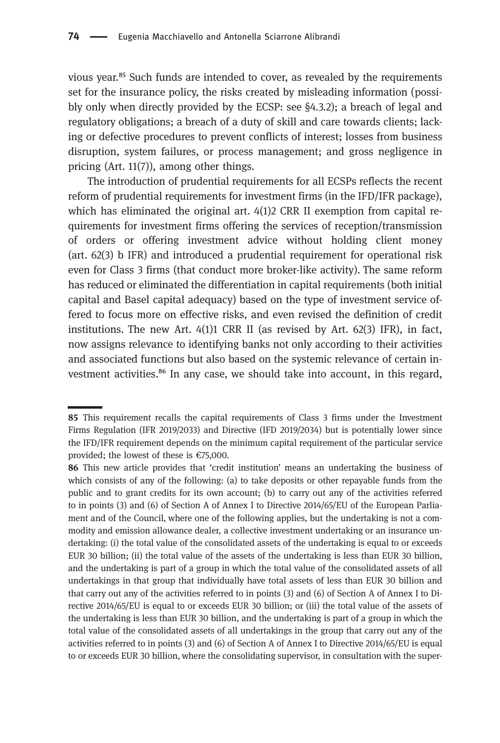vious year.[85] Such funds are intended to cover, as revealed by the requirements set for the insurance policy, the risks created by misleading information (possibly only when directly provided by the ECSP: see §4.3.2); a breach of legal and regulatory obligations; a breach of a duty of skill and care towards clients; lacking or defective procedures to prevent conflicts of interest; losses from business disruption, system failures, or process management; and gross negligence in pricing (Art. 11(7)), among other things.

The introduction of prudential requirements for all ECSPs reflects the recent reform of prudential requirements for investment firms (in the IFD/IFR package), which has eliminated the original art. 4(1)2 CRR II exemption from capital requirements for investment firms offering the services of reception/transmission of orders or offering investment advice without holding client money (art. 62(3) b IFR) and introduced a prudential requirement for operational risk even for Class 3 firms (that conduct more broker-like activity). The same reform has reduced or eliminated the differentiation in capital requirements (both initial capital and Basel capital adequacy) based on the type of investment service offered to focus more on effective risks, and even revised the definition of credit institutions. The new Art. 4(1)1 CRR II (as revised by Art. 62(3) IFR), in fact, now assigns relevance to identifying banks not only according to their activities and associated functions but also based on the systemic relevance of certain investment activities.[86] In any case, we should take into account, in this regard,

---

**85** This requirement recalls the capital requirements of Class 3 firms under the Investment Firms Regulation (IFR 2019/2033) and Directive (IFD 2019/2034) but is potentially lower since the IFD/IFR requirement depends on the minimum capital requirement of the particular service provided; the lowest of these is €75,000.

**86** This new article provides that 'credit institution' means an undertaking the business of which consists of any of the following: (a) to take deposits or other repayable funds from the public and to grant credits for its own account; (b) to carry out any of the activities referred to in points (3) and (6) of Section A of Annex I to Directive 2014/65/EU of the European Parliament and of the Council, where one of the following applies, but the undertaking is not a commodity and emission allowance dealer, a collective investment undertaking or an insurance undertaking: (i) the total value of the consolidated assets of the undertaking is equal to or exceeds EUR 30 billion; (ii) the total value of the assets of the undertaking is less than EUR 30 billion, and the undertaking is part of a group in which the total value of the consolidated assets of all undertakings in that group that individually have total assets of less than EUR 30 billion and that carry out any of the activities referred to in points (3) and (6) of Section A of Annex I to Directive 2014/65/EU is equal to or exceeds EUR 30 billion; or (iii) the total value of the assets of the undertaking is less than EUR 30 billion, and the undertaking is part of a group in which the total value of the consolidated assets of all undertakings in the group that carry out any of the activities referred to in points (3) and (6) of Section A of Annex I to Directive 2014/65/EU is equal to or exceeds EUR 30 billion, where the consolidating supervisor, in consultation with the super-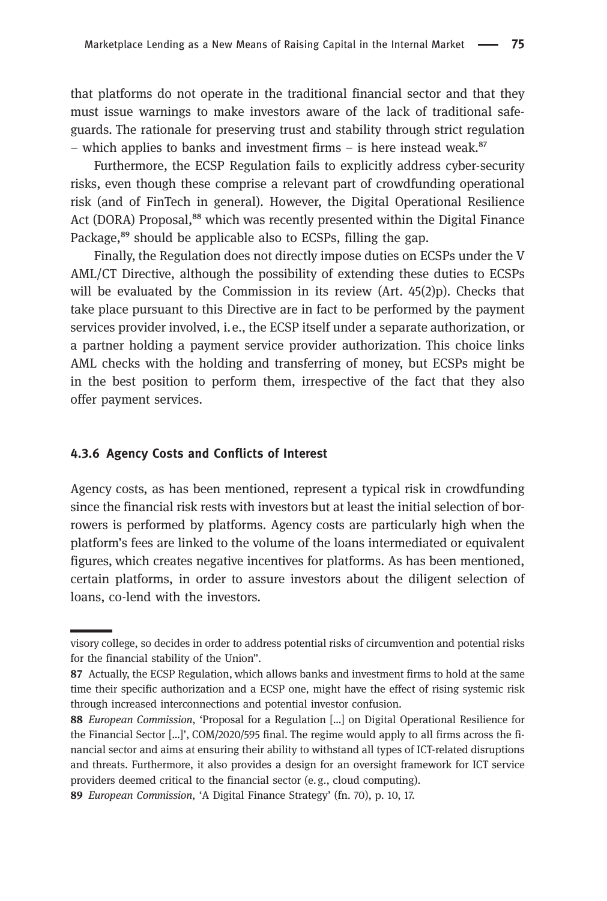that platforms do not operate in the traditional financial sector and that they must issue warnings to make investors aware of the lack of traditional safeguards. The rationale for preserving trust and stability through strict regulation – which applies to banks and investment firms – is here instead weak.[87]

Furthermore, the ECSP Regulation fails to explicitly address cyber-security risks, even though these comprise a relevant part of crowdfunding operational risk (and of FinTech in general). However, the Digital Operational Resilience Act (DORA) Proposal,[88] which was recently presented within the Digital Finance Package,[89] should be applicable also to ECSPs, filling the gap.

Finally, the Regulation does not directly impose duties on ECSPs under the V AML/CT Directive, although the possibility of extending these duties to ECSPs will be evaluated by the Commission in its review (Art. 45(2)p). Checks that take place pursuant to this Directive are in fact to be performed by the payment services provider involved, i. e., the ECSP itself under a separate authorization, or a partner holding a payment service provider authorization. This choice links AML checks with the holding and transferring of money, but ECSPs might be in the best position to perform them, irrespective of the fact that they also offer payment services.

### 4.3.6 Agency Costs and Conflicts of Interest

Agency costs, as has been mentioned, represent a typical risk in crowdfunding since the financial risk rests with investors but at least the initial selection of borrowers is performed by platforms. Agency costs are particularly high when the platform's fees are linked to the volume of the loans intermediated or equivalent figures, which creates negative incentives for platforms. As has been mentioned, certain platforms, in order to assure investors about the diligent selection of loans, co-lend with the investors.

---

visory college, so decides in order to address potential risks of circumvention and potential risks for the financial stability of the Union".

87 Actually, the ECSP Regulation, which allows banks and investment firms to hold at the same time their specific authorization and a ECSP one, might have the effect of rising systemic risk through increased interconnections and potential investor confusion.

88 *European Commission*, 'Proposal for a Regulation […] on Digital Operational Resilience for the Financial Sector […]', COM/2020/595 final. The regime would apply to all firms across the financial sector and aims at ensuring their ability to withstand all types of ICT-related disruptions and threats. Furthermore, it also provides a design for an oversight framework for ICT service providers deemed critical to the financial sector (e. g., cloud computing).

89 *European Commission*, 'A Digital Finance Strategy' (fn. 70), p. 10, 17.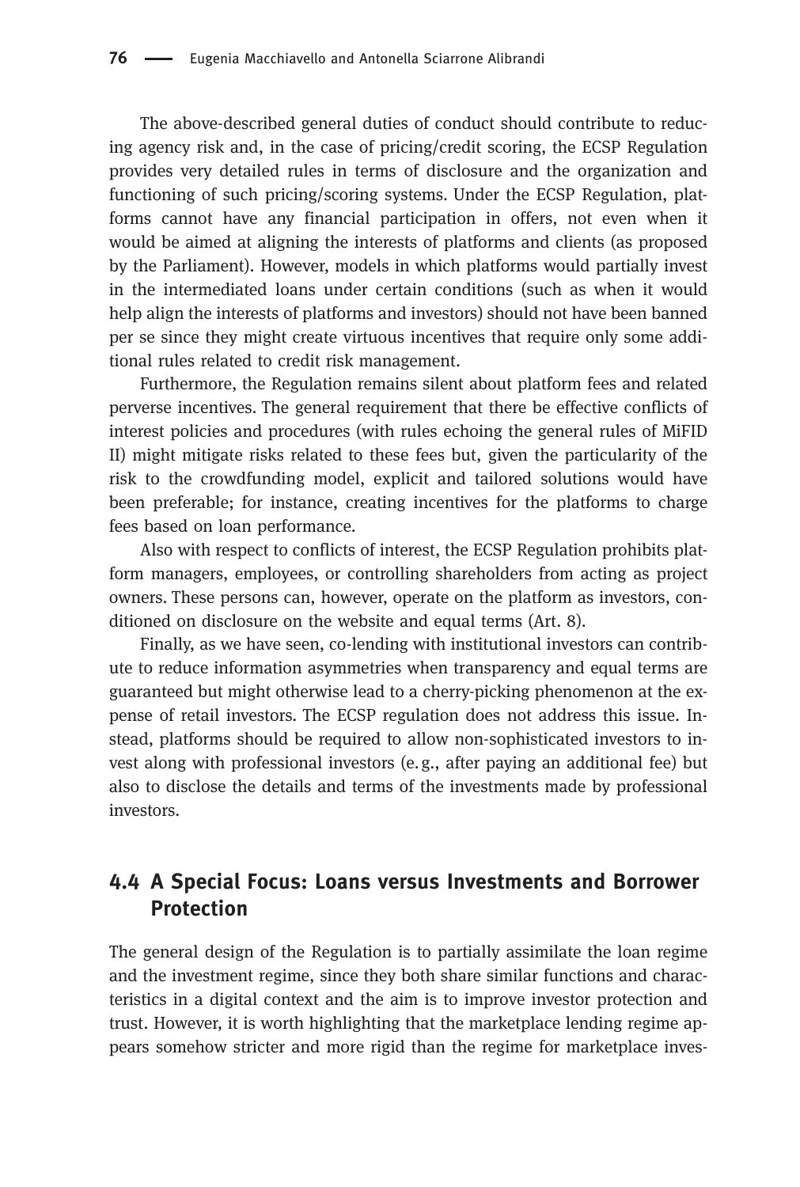The above-described general duties of conduct should contribute to reducing agency risk and, in the case of pricing/credit scoring, the ECSP Regulation provides very detailed rules in terms of disclosure and the organization and functioning of such pricing/scoring systems. Under the ECSP Regulation, platforms cannot have any financial participation in offers, not even when it would be aimed at aligning the interests of platforms and clients (as proposed by the Parliament). However, models in which platforms would partially invest in the intermediated loans under certain conditions (such as when it would help align the interests of platforms and investors) should not have been banned per se since they might create virtuous incentives that require only some additional rules related to credit risk management.

Furthermore, the Regulation remains silent about platform fees and related perverse incentives. The general requirement that there be effective conflicts of interest policies and procedures (with rules echoing the general rules of MiFID II) might mitigate risks related to these fees but, given the particularity of the risk to the crowdfunding model, explicit and tailored solutions would have been preferable; for instance, creating incentives for the platforms to charge fees based on loan performance.

Also with respect to conflicts of interest, the ECSP Regulation prohibits platform managers, employees, or controlling shareholders from acting as project owners. These persons can, however, operate on the platform as investors, conditioned on disclosure on the website and equal terms (Art. 8).

Finally, as we have seen, co-lending with institutional investors can contribute to reduce information asymmetries when transparency and equal terms are guaranteed but might otherwise lead to a cherry-picking phenomenon at the expense of retail investors. The ECSP regulation does not address this issue. Instead, platforms should be required to allow non-sophisticated investors to invest along with professional investors (e.g., after paying an additional fee) but also to disclose the details and terms of the investments made by professional investors.

## 4.4 A Special Focus: Loans versus Investments and Borrower Protection

The general design of the Regulation is to partially assimilate the loan regime and the investment regime, since they both share similar functions and characteristics in a digital context and the aim is to improve investor protection and trust. However, it is worth highlighting that the marketplace lending regime appears somehow stricter and more rigid than the regime for marketplace inves-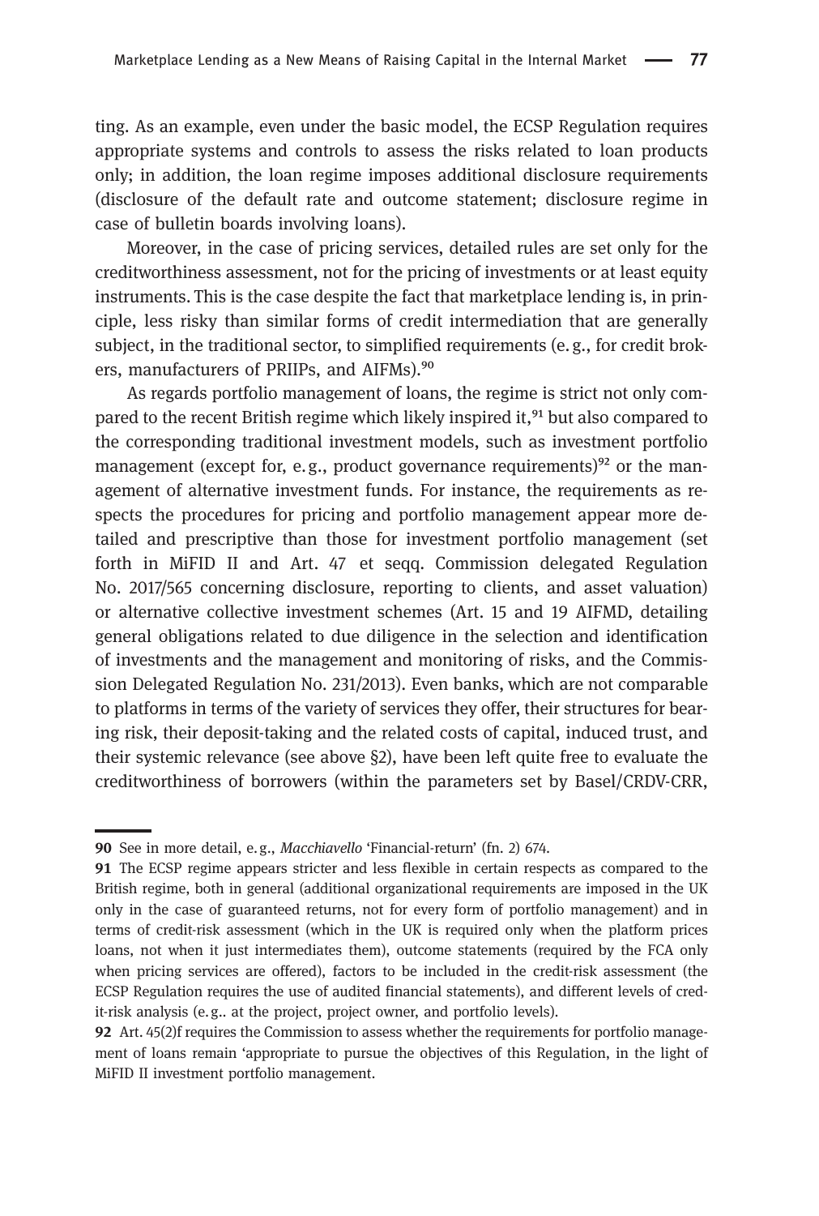ting. As an example, even under the basic model, the ECSP Regulation requires appropriate systems and controls to assess the risks related to loan products only; in addition, the loan regime imposes additional disclosure requirements (disclosure of the default rate and outcome statement; disclosure regime in case of bulletin boards involving loans).

Moreover, in the case of pricing services, detailed rules are set only for the creditworthiness assessment, not for the pricing of investments or at least equity instruments. This is the case despite the fact that marketplace lending is, in principle, less risky than similar forms of credit intermediation that are generally subject, in the traditional sector, to simplified requirements (e. g., for credit brokers, manufacturers of PRIIPs, and AIFMs).[90]

As regards portfolio management of loans, the regime is strict not only compared to the recent British regime which likely inspired it,[91] but also compared to the corresponding traditional investment models, such as investment portfolio management (except for, e. g., product governance requirements)[92] or the management of alternative investment funds. For instance, the requirements as respects the procedures for pricing and portfolio management appear more detailed and prescriptive than those for investment portfolio management (set forth in MiFID II and Art. 47 et seqq. Commission delegated Regulation No. 2017/565 concerning disclosure, reporting to clients, and asset valuation) or alternative collective investment schemes (Art. 15 and 19 AIFMD, detailing general obligations related to due diligence in the selection and identification of investments and the management and monitoring of risks, and the Commission Delegated Regulation No. 231/2013). Even banks, which are not comparable to platforms in terms of the variety of services they offer, their structures for bearing risk, their deposit-taking and the related costs of capital, induced trust, and their systemic relevance (see above §2), have been left quite free to evaluate the creditworthiness of borrowers (within the parameters set by Basel/CRDV-CRR,

---

**90** See in more detail, e. g., *Macchiavello* 'Financial-return' (fn. 2) 674.

**91** The ECSP regime appears stricter and less flexible in certain respects as compared to the British regime, both in general (additional organizational requirements are imposed in the UK only in the case of guaranteed returns, not for every form of portfolio management) and in terms of credit-risk assessment (which in the UK is required only when the platform prices loans, not when it just intermediates them), outcome statements (required by the FCA only when pricing services are offered), factors to be included in the credit-risk assessment (the ECSP Regulation requires the use of audited financial statements), and different levels of credit-risk analysis (e. g.. at the project, project owner, and portfolio levels).

**92** Art. 45(2)f requires the Commission to assess whether the requirements for portfolio management of loans remain 'appropriate to pursue the objectives of this Regulation, in the light of MiFID II investment portfolio management.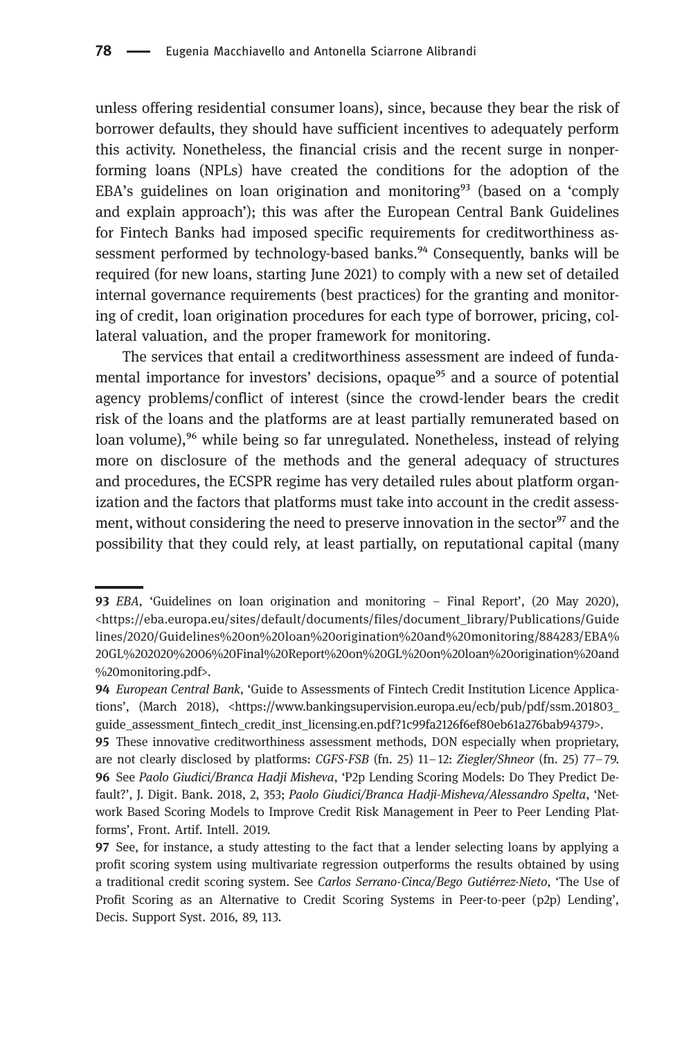unless offering residential consumer loans), since, because they bear the risk of borrower defaults, they should have sufficient incentives to adequately perform this activity. Nonetheless, the financial crisis and the recent surge in nonperforming loans (NPLs) have created the conditions for the adoption of the EBA's guidelines on loan origination and monitoring[93] (based on a 'comply and explain approach'); this was after the European Central Bank Guidelines for Fintech Banks had imposed specific requirements for creditworthiness assessment performed by technology-based banks.[94] Consequently, banks will be required (for new loans, starting June 2021) to comply with a new set of detailed internal governance requirements (best practices) for the granting and monitoring of credit, loan origination procedures for each type of borrower, pricing, collateral valuation, and the proper framework for monitoring.

The services that entail a creditworthiness assessment are indeed of fundamental importance for investors' decisions, opaque[95] and a source of potential agency problems/conflict of interest (since the crowd-lender bears the credit risk of the loans and the platforms are at least partially remunerated based on loan volume),[96] while being so far unregulated. Nonetheless, instead of relying more on disclosure of the methods and the general adequacy of structures and procedures, the ECSPR regime has very detailed rules about platform organization and the factors that platforms must take into account in the credit assessment, without considering the need to preserve innovation in the sector[97] and the possibility that they could rely, at least partially, on reputational capital (many

---

**93** *EBA*, 'Guidelines on loan origination and monitoring – Final Report', (20 May 2020), <https://eba.europa.eu/sites/default/documents/files/document_library/Publications/Guidelines/2020/Guidelines%20on%20loan%20origination%20and%20monitoring/884283/EBA%20GL%202020%2006%20Final%20Report%20on%20GL%20on%20loan%20origination%20and%20monitoring.pdf>.

**94** *European Central Bank*, 'Guide to Assessments of Fintech Credit Institution Licence Applications', (March 2018), <https://www.bankingsupervision.europa.eu/ecb/pub/pdf/ssm.201803_guide_assessment_fintech_credit_inst_licensing.en.pdf?1c99fa2126f6ef80eb61a276bab94379>.

**95** These innovative creditworthiness assessment methods, DON especially when proprietary, are not clearly disclosed by platforms: *CGFS-FSB* (fn. 25) 11–12: *Ziegler/Shneor* (fn. 25) 77–79.

**96** See *Paolo Giudici/Branca Hadji Misheva*, 'P2p Lending Scoring Models: Do They Predict Default?', J. Digit. Bank. 2018, 2, 353; *Paolo Giudici/Branca Hadji-Misheva/Alessandro Spelta*, 'Network Based Scoring Models to Improve Credit Risk Management in Peer to Peer Lending Platforms', Front. Artif. Intell. 2019.

**97** See, for instance, a study attesting to the fact that a lender selecting loans by applying a profit scoring system using multivariate regression outperforms the results obtained by using a traditional credit scoring system. See *Carlos Serrano-Cinca/Bego Gutiérrez-Nieto*, 'The Use of Profit Scoring as an Alternative to Credit Scoring Systems in Peer-to-peer (p2p) Lending', Decis. Support Syst. 2016, 89, 113.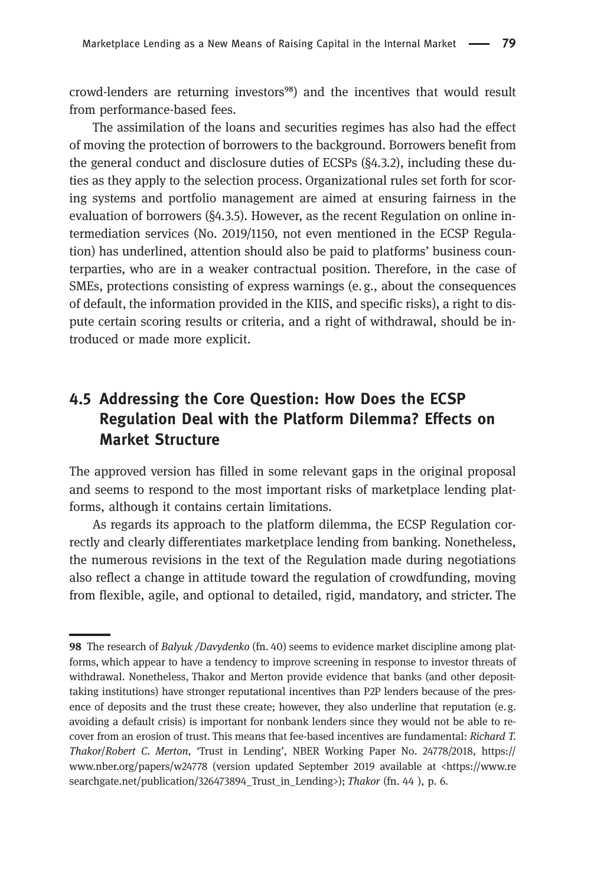crowd-lenders are returning investors[98]) and the incentives that would result from performance-based fees.

The assimilation of the loans and securities regimes has also had the effect of moving the protection of borrowers to the background. Borrowers benefit from the general conduct and disclosure duties of ECSPs (§4.3.2), including these duties as they apply to the selection process. Organizational rules set forth for scoring systems and portfolio management are aimed at ensuring fairness in the evaluation of borrowers (§4.3.5). However, as the recent Regulation on online intermediation services (No. 2019/1150, not even mentioned in the ECSP Regulation) has underlined, attention should also be paid to platforms' business counterparties, who are in a weaker contractual position. Therefore, in the case of SMEs, protections consisting of express warnings (e. g., about the consequences of default, the information provided in the KIIS, and specific risks), a right to dispute certain scoring results or criteria, and a right of withdrawal, should be introduced or made more explicit.

## 4.5 Addressing the Core Question: How Does the ECSP Regulation Deal with the Platform Dilemma? Effects on Market Structure

The approved version has filled in some relevant gaps in the original proposal and seems to respond to the most important risks of marketplace lending platforms, although it contains certain limitations.

As regards its approach to the platform dilemma, the ECSP Regulation correctly and clearly differentiates marketplace lending from banking. Nonetheless, the numerous revisions in the text of the Regulation made during negotiations also reflect a change in attitude toward the regulation of crowdfunding, moving from flexible, agile, and optional to detailed, rigid, mandatory, and stricter. The

---

**98** The research of *Balyuk /Davydenko* (fn. 40) seems to evidence market discipline among platforms, which appear to have a tendency to improve screening in response to investor threats of withdrawal. Nonetheless, Thakor and Merton provide evidence that banks (and other deposit-taking institutions) have stronger reputational incentives than P2P lenders because of the presence of deposits and the trust these create; however, they also underline that reputation (e. g. avoiding a default crisis) is important for nonbank lenders since they would not be able to recover from an erosion of trust. This means that fee-based incentives are fundamental: *Richard T. Thakor*/*Robert C. Merton*, 'Trust in Lending', NBER Working Paper No. 24778/2018, https://www.nber.org/papers/w24778 (version updated September 2019 available at <https://www.researchgate.net/publication/326473894_Trust_in_Lending>); *Thakor* (fn. 44 ), p. 6.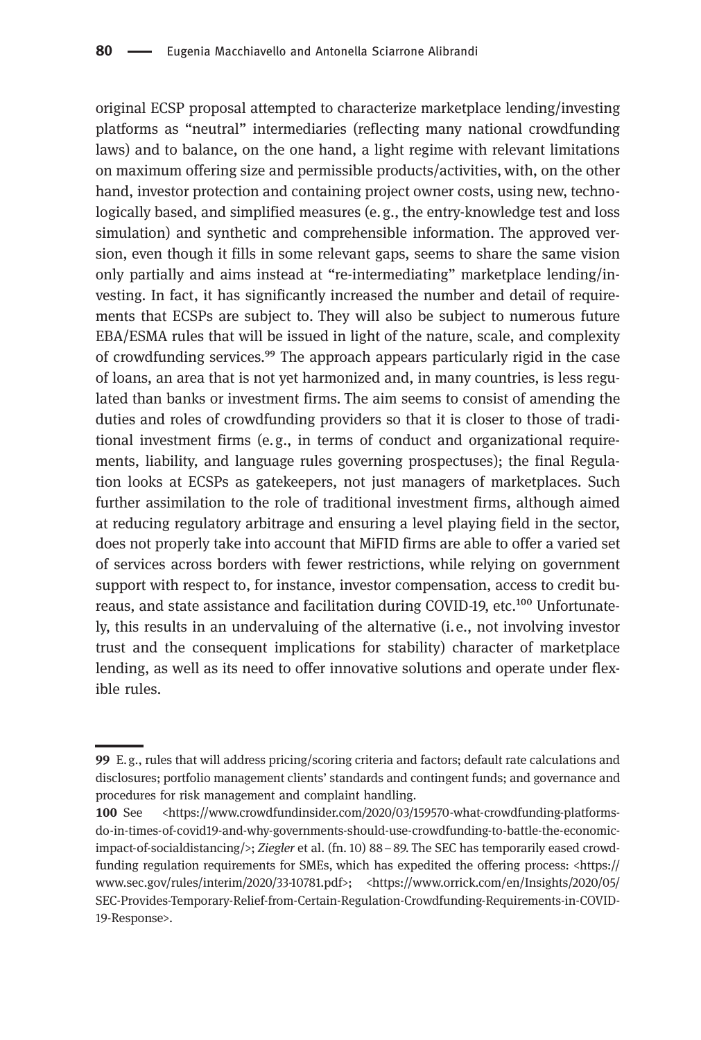original ECSP proposal attempted to characterize marketplace lending/investing platforms as "neutral" intermediaries (reflecting many national crowdfunding laws) and to balance, on the one hand, a light regime with relevant limitations on maximum offering size and permissible products/activities, with, on the other hand, investor protection and containing project owner costs, using new, technologically based, and simplified measures (e. g., the entry-knowledge test and loss simulation) and synthetic and comprehensible information. The approved version, even though it fills in some relevant gaps, seems to share the same vision only partially and aims instead at "re-intermediating" marketplace lending/investing. In fact, it has significantly increased the number and detail of requirements that ECSPs are subject to. They will also be subject to numerous future EBA/ESMA rules that will be issued in light of the nature, scale, and complexity of crowdfunding services.[99] The approach appears particularly rigid in the case of loans, an area that is not yet harmonized and, in many countries, is less regulated than banks or investment firms. The aim seems to consist of amending the duties and roles of crowdfunding providers so that it is closer to those of traditional investment firms (e. g., in terms of conduct and organizational requirements, liability, and language rules governing prospectuses); the final Regulation looks at ECSPs as gatekeepers, not just managers of marketplaces. Such further assimilation to the role of traditional investment firms, although aimed at reducing regulatory arbitrage and ensuring a level playing field in the sector, does not properly take into account that MiFID firms are able to offer a varied set of services across borders with fewer restrictions, while relying on government support with respect to, for instance, investor compensation, access to credit bureaus, and state assistance and facilitation during COVID-19, etc.[100] Unfortunately, this results in an undervaluing of the alternative (i. e., not involving investor trust and the consequent implications for stability) character of marketplace lending, as well as its need to offer innovative solutions and operate under flexible rules.

---

**99** E. g., rules that will address pricing/scoring criteria and factors; default rate calculations and disclosures; portfolio management clients' standards and contingent funds; and governance and procedures for risk management and complaint handling.

**100** See <https://www.crowdfundinsider.com/2020/03/159570-what-crowdfunding-platforms-do-in-times-of-covid19-and-why-governments-should-use-crowdfunding-to-battle-the-economic-impact-of-socialdistancing/>; *Ziegler* et al. (fn. 10) 88 – 89. The SEC has temporarily eased crowdfunding regulation requirements for SMEs, which has expedited the offering process: <https://www.sec.gov/rules/interim/2020/33-10781.pdf>; <https://www.orrick.com/en/Insights/2020/05/SEC-Provides-Temporary-Relief-from-Certain-Regulation-Crowdfunding-Requirements-in-COVID-19-Response>.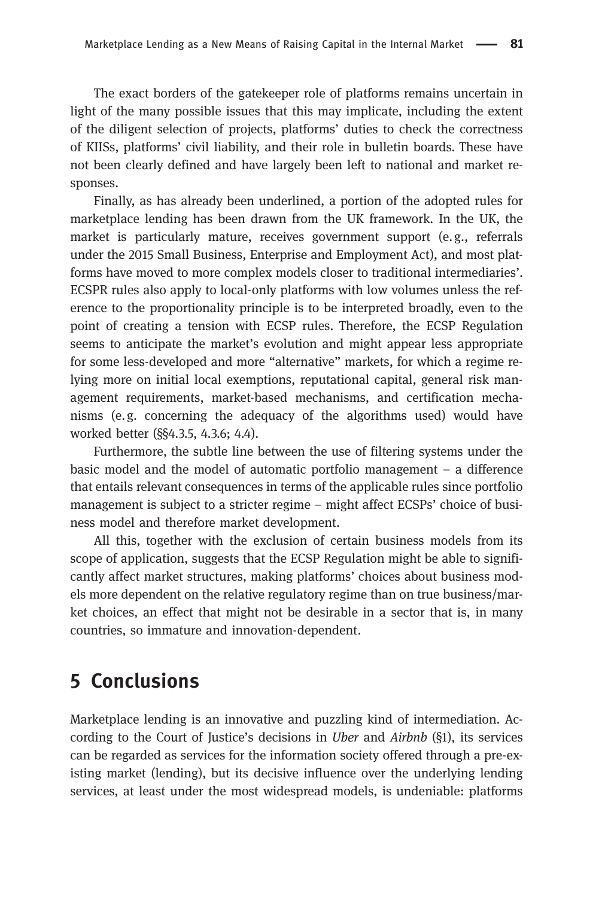The exact borders of the gatekeeper role of platforms remains uncertain in light of the many possible issues that this may implicate, including the extent of the diligent selection of projects, platforms' duties to check the correctness of KIISs, platforms' civil liability, and their role in bulletin boards. These have not been clearly defined and have largely been left to national and market responses.

Finally, as has already been underlined, a portion of the adopted rules for marketplace lending has been drawn from the UK framework. In the UK, the market is particularly mature, receives government support (e.g., referrals under the 2015 Small Business, Enterprise and Employment Act), and most platforms have moved to more complex models closer to traditional intermediaries'. ECSPR rules also apply to local-only platforms with low volumes unless the reference to the proportionality principle is to be interpreted broadly, even to the point of creating a tension with ECSP rules. Therefore, the ECSP Regulation seems to anticipate the market's evolution and might appear less appropriate for some less-developed and more "alternative" markets, for which a regime relying more on initial local exemptions, reputational capital, general risk management requirements, market-based mechanisms, and certification mechanisms (e.g. concerning the adequacy of the algorithms used) would have worked better (§§4.3.5, 4.3.6; 4.4).

Furthermore, the subtle line between the use of filtering systems under the basic model and the model of automatic portfolio management – a difference that entails relevant consequences in terms of the applicable rules since portfolio management is subject to a stricter regime – might affect ECSPs' choice of business model and therefore market development.

All this, together with the exclusion of certain business models from its scope of application, suggests that the ECSP Regulation might be able to significantly affect market structures, making platforms' choices about business models more dependent on the relative regulatory regime than on true business/market choices, an effect that might not be desirable in a sector that is, in many countries, so immature and innovation-dependent.

# 5 Conclusions

Marketplace lending is an innovative and puzzling kind of intermediation. According to the Court of Justice's decisions in *Uber* and *Airbnb* (§1), its services can be regarded as services for the information society offered through a pre-existing market (lending), but its decisive influence over the underlying lending services, at least under the most widespread models, is undeniable: platforms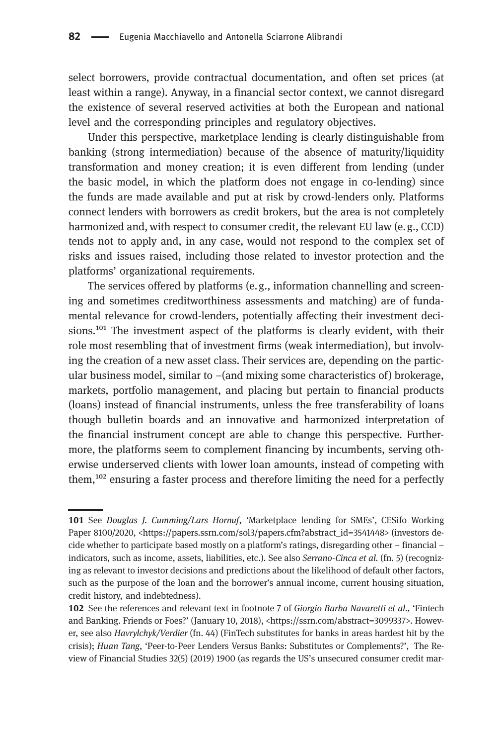select borrowers, provide contractual documentation, and often set prices (at least within a range). Anyway, in a financial sector context, we cannot disregard the existence of several reserved activities at both the European and national level and the corresponding principles and regulatory objectives.

Under this perspective, marketplace lending is clearly distinguishable from banking (strong intermediation) because of the absence of maturity/liquidity transformation and money creation; it is even different from lending (under the basic model, in which the platform does not engage in co-lending) since the funds are made available and put at risk by crowd-lenders only. Platforms connect lenders with borrowers as credit brokers, but the area is not completely harmonized and, with respect to consumer credit, the relevant EU law (e. g., CCD) tends not to apply and, in any case, would not respond to the complex set of risks and issues raised, including those related to investor protection and the platforms' organizational requirements.

The services offered by platforms (e. g., information channelling and screening and sometimes creditworthiness assessments and matching) are of fundamental relevance for crowd-lenders, potentially affecting their investment decisions.[101] The investment aspect of the platforms is clearly evident, with their role most resembling that of investment firms (weak intermediation), but involving the creation of a new asset class. Their services are, depending on the particular business model, similar to –(and mixing some characteristics of) brokerage, markets, portfolio management, and placing but pertain to financial products (loans) instead of financial instruments, unless the free transferability of loans though bulletin boards and an innovative and harmonized interpretation of the financial instrument concept are able to change this perspective. Furthermore, the platforms seem to complement financing by incumbents, serving otherwise underserved clients with lower loan amounts, instead of competing with them,[102] ensuring a faster process and therefore limiting the need for a perfectly

---

**101** See *Douglas J. Cumming/Lars Hornuf*, 'Marketplace lending for SMEs', CESifo Working Paper 8100/2020, <https://papers.ssrn.com/sol3/papers.cfm?abstract_id=3541448> (investors decide whether to participate based mostly on a platform's ratings, disregarding other – financial – indicators, such as income, assets, liabilities, etc.). See also *Serrano-Cinca et al.* (fn. 5) (recognizing as relevant to investor decisions and predictions about the likelihood of default other factors, such as the purpose of the loan and the borrower's annual income, current housing situation, credit history, and indebtedness).

**102** See the references and relevant text in footnote 7 of *Giorgio Barba Navaretti et al.*, 'Fintech and Banking. Friends or Foes?' (January 10, 2018), <https://ssrn.com/abstract=3099337>. However, see also *Havrylchyk/Verdier* (fn. 44) (FinTech substitutes for banks in areas hardest hit by the crisis); *Huan Tang*, 'Peer-to-Peer Lenders Versus Banks: Substitutes or Complements?', The Review of Financial Studies 32(5) (2019) 1900 (as regards the US's unsecured consumer credit mar-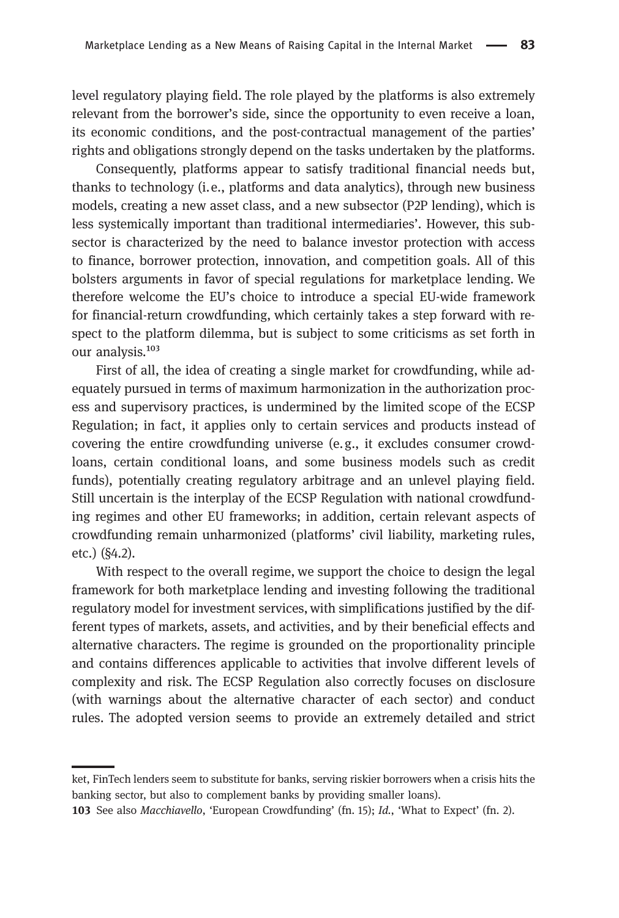level regulatory playing field. The role played by the platforms is also extremely relevant from the borrower's side, since the opportunity to even receive a loan, its economic conditions, and the post-contractual management of the parties' rights and obligations strongly depend on the tasks undertaken by the platforms.

Consequently, platforms appear to satisfy traditional financial needs but, thanks to technology (i.e., platforms and data analytics), through new business models, creating a new asset class, and a new subsector (P2P lending), which is less systemically important than traditional intermediaries'. However, this subsector is characterized by the need to balance investor protection with access to finance, borrower protection, innovation, and competition goals. All of this bolsters arguments in favor of special regulations for marketplace lending. We therefore welcome the EU's choice to introduce a special EU-wide framework for financial-return crowdfunding, which certainly takes a step forward with respect to the platform dilemma, but is subject to some criticisms as set forth in our analysis.[103]

First of all, the idea of creating a single market for crowdfunding, while adequately pursued in terms of maximum harmonization in the authorization process and supervisory practices, is undermined by the limited scope of the ECSP Regulation; in fact, it applies only to certain services and products instead of covering the entire crowdfunding universe (e.g., it excludes consumer crowdloans, certain conditional loans, and some business models such as credit funds), potentially creating regulatory arbitrage and an unlevel playing field. Still uncertain is the interplay of the ECSP Regulation with national crowdfunding regimes and other EU frameworks; in addition, certain relevant aspects of crowdfunding remain unharmonized (platforms' civil liability, marketing rules, etc.) (§4.2).

With respect to the overall regime, we support the choice to design the legal framework for both marketplace lending and investing following the traditional regulatory model for investment services, with simplifications justified by the different types of markets, assets, and activities, and by their beneficial effects and alternative characters. The regime is grounded on the proportionality principle and contains differences applicable to activities that involve different levels of complexity and risk. The ECSP Regulation also correctly focuses on disclosure (with warnings about the alternative character of each sector) and conduct rules. The adopted version seems to provide an extremely detailed and strict

---

ket, FinTech lenders seem to substitute for banks, serving riskier borrowers when a crisis hits the banking sector, but also to complement banks by providing smaller loans).

103 See also *Macchiavello*, 'European Crowdfunding' (fn. 15); *Id.*, 'What to Expect' (fn. 2).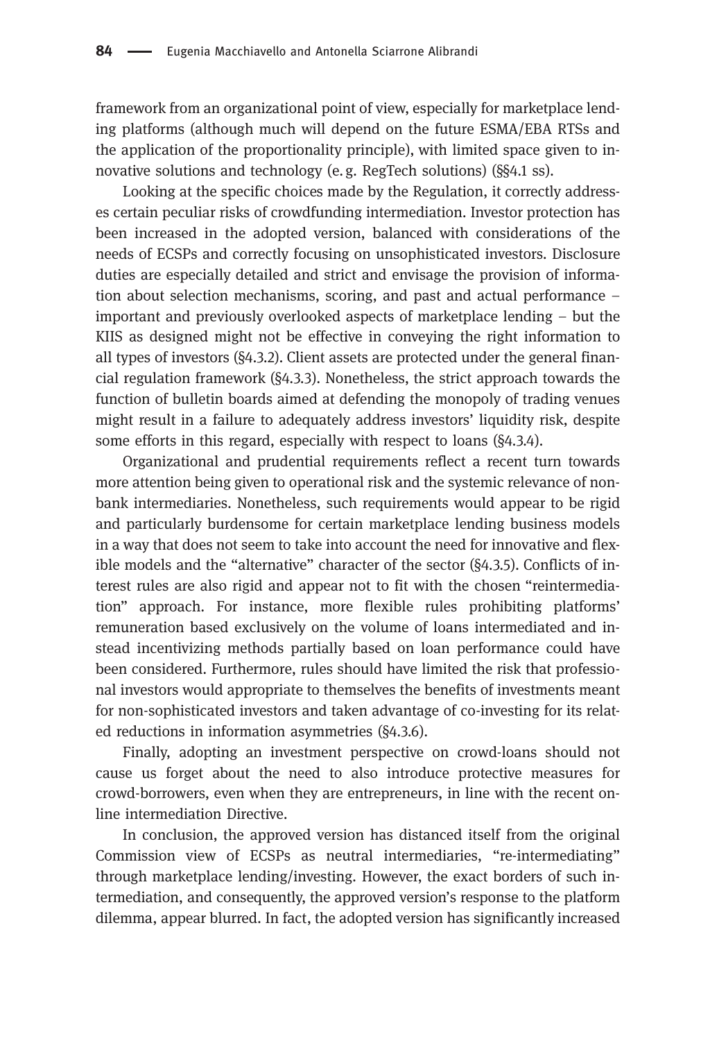framework from an organizational point of view, especially for marketplace lending platforms (although much will depend on the future ESMA/EBA RTSs and the application of the proportionality principle), with limited space given to innovative solutions and technology (e. g. RegTech solutions) (§§4.1 ss).

Looking at the specific choices made by the Regulation, it correctly addresses certain peculiar risks of crowdfunding intermediation. Investor protection has been increased in the adopted version, balanced with considerations of the needs of ECSPs and correctly focusing on unsophisticated investors. Disclosure duties are especially detailed and strict and envisage the provision of information about selection mechanisms, scoring, and past and actual performance – important and previously overlooked aspects of marketplace lending – but the KIIS as designed might not be effective in conveying the right information to all types of investors (§4.3.2). Client assets are protected under the general financial regulation framework (§4.3.3). Nonetheless, the strict approach towards the function of bulletin boards aimed at defending the monopoly of trading venues might result in a failure to adequately address investors' liquidity risk, despite some efforts in this regard, especially with respect to loans (§4.3.4).

Organizational and prudential requirements reflect a recent turn towards more attention being given to operational risk and the systemic relevance of nonbank intermediaries. Nonetheless, such requirements would appear to be rigid and particularly burdensome for certain marketplace lending business models in a way that does not seem to take into account the need for innovative and flexible models and the "alternative" character of the sector (§4.3.5). Conflicts of interest rules are also rigid and appear not to fit with the chosen "reintermediation" approach. For instance, more flexible rules prohibiting platforms' remuneration based exclusively on the volume of loans intermediated and instead incentivizing methods partially based on loan performance could have been considered. Furthermore, rules should have limited the risk that professional investors would appropriate to themselves the benefits of investments meant for non-sophisticated investors and taken advantage of co-investing for its related reductions in information asymmetries (§4.3.6).

Finally, adopting an investment perspective on crowd-loans should not cause us forget about the need to also introduce protective measures for crowd-borrowers, even when they are entrepreneurs, in line with the recent online intermediation Directive.

In conclusion, the approved version has distanced itself from the original Commission view of ECSPs as neutral intermediaries, "re-intermediating" through marketplace lending/investing. However, the exact borders of such intermediation, and consequently, the approved version's response to the platform dilemma, appear blurred. In fact, the adopted version has significantly increased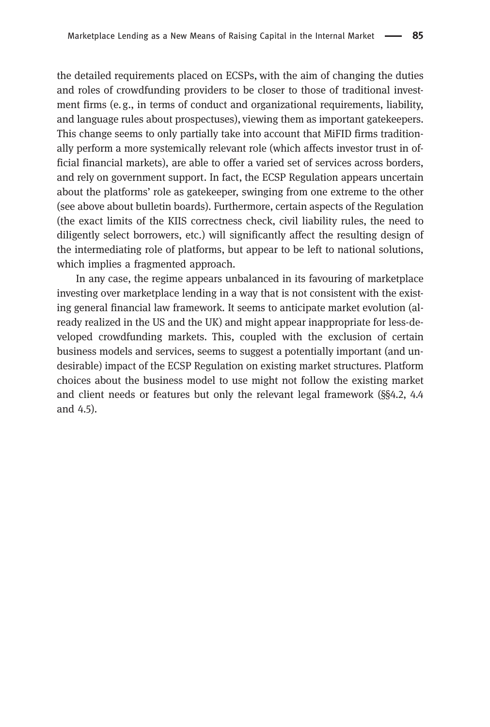the detailed requirements placed on ECSPs, with the aim of changing the duties and roles of crowdfunding providers to be closer to those of traditional investment firms (e. g., in terms of conduct and organizational requirements, liability, and language rules about prospectuses), viewing them as important gatekeepers. This change seems to only partially take into account that MiFID firms traditionally perform a more systemically relevant role (which affects investor trust in official financial markets), are able to offer a varied set of services across borders, and rely on government support. In fact, the ECSP Regulation appears uncertain about the platforms' role as gatekeeper, swinging from one extreme to the other (see above about bulletin boards). Furthermore, certain aspects of the Regulation (the exact limits of the KIIS correctness check, civil liability rules, the need to diligently select borrowers, etc.) will significantly affect the resulting design of the intermediating role of platforms, but appear to be left to national solutions, which implies a fragmented approach.

In any case, the regime appears unbalanced in its favouring of marketplace investing over marketplace lending in a way that is not consistent with the existing general financial law framework. It seems to anticipate market evolution (already realized in the US and the UK) and might appear inappropriate for less-developed crowdfunding markets. This, coupled with the exclusion of certain business models and services, seems to suggest a potentially important (and undesirable) impact of the ECSP Regulation on existing market structures. Platform choices about the business model to use might not follow the existing market and client needs or features but only the relevant legal framework (§§4.2, 4.4 and 4.5).